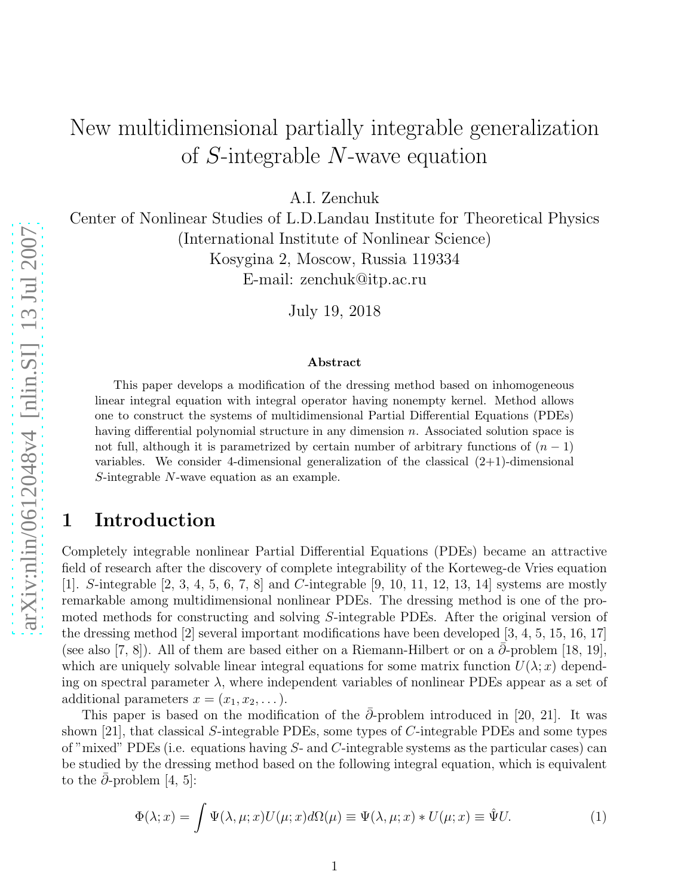# New multidimensional partially integrable generalization of $S$-integrable $N$-wave equation

A.I. Zenchuk

Center of Nonlinear Studies of L.D.Landau Institute for Theoretical Physics  
(International Institute of Nonlinear Science)  
Kosygina 2, Moscow, Russia 119334  
E-mail: zenchuk@itp.ac.ru

July 19, 2018

### Abstract

This paper develops a modification of the dressing method based on inhomogeneous linear integral equation with integral operator having nonempty kernel. Method allows one to construct the systems of multidimensional Partial Differential Equations (PDEs) having differential polynomial structure in any dimension $n$. Associated solution space is not full, although it is parametrized by certain number of arbitrary functions of $(n-1)$ variables. We consider 4-dimensional generalization of the classical (2+1)-dimensional $S$-integrable $N$-wave equation as an example.

## 1 Introduction

Completely integrable nonlinear Partial Differential Equations (PDEs) became an attractive field of research after the discovery of complete integrability of the Korteweg-de Vries equation [1]. $S$-integrable [2, 3, 4, 5, 6, 7, 8] and $C$-integrable [9, 10, 11, 12, 13, 14] systems are mostly remarkable among multidimensional nonlinear PDEs. The dressing method is one of the promoted methods for constructing and solving $S$-integrable PDEs. After the original version of the dressing method [2] several important modifications have been developed [3, 4, 5, 15, 16, 17] (see also [7, 8]). All of them are based either on a Riemann-Hilbert or on a $\bar\partial$-problem [18, 19], which are uniquely solvable linear integral equations for some matrix function $U(\lambda; x)$ depending on spectral parameter $\lambda$, where independent variables of nonlinear PDEs appear as a set of additional parameters $x = (x_1, x_2, \dots)$.

This paper is based on the modification of the $\bar\partial$-problem introduced in [20, 21]. It was shown [21], that classical $S$-integrable PDEs, some types of $C$-integrable PDEs and some types of "mixed" PDEs (i.e. equations having $S$- and $C$-integrable systems as the particular cases) can be studied by the dressing method based on the following integral equation, which is equivalent to the $\bar\partial$-problem [4, 5]:

$$\Phi(\lambda; x) = \int \Psi(\lambda, \mu; x) U(\mu; x) d\Omega(\mu) \equiv \Psi(\lambda, \mu; x) * U(\mu; x) \equiv \hat\Psi U. \tag{1}$$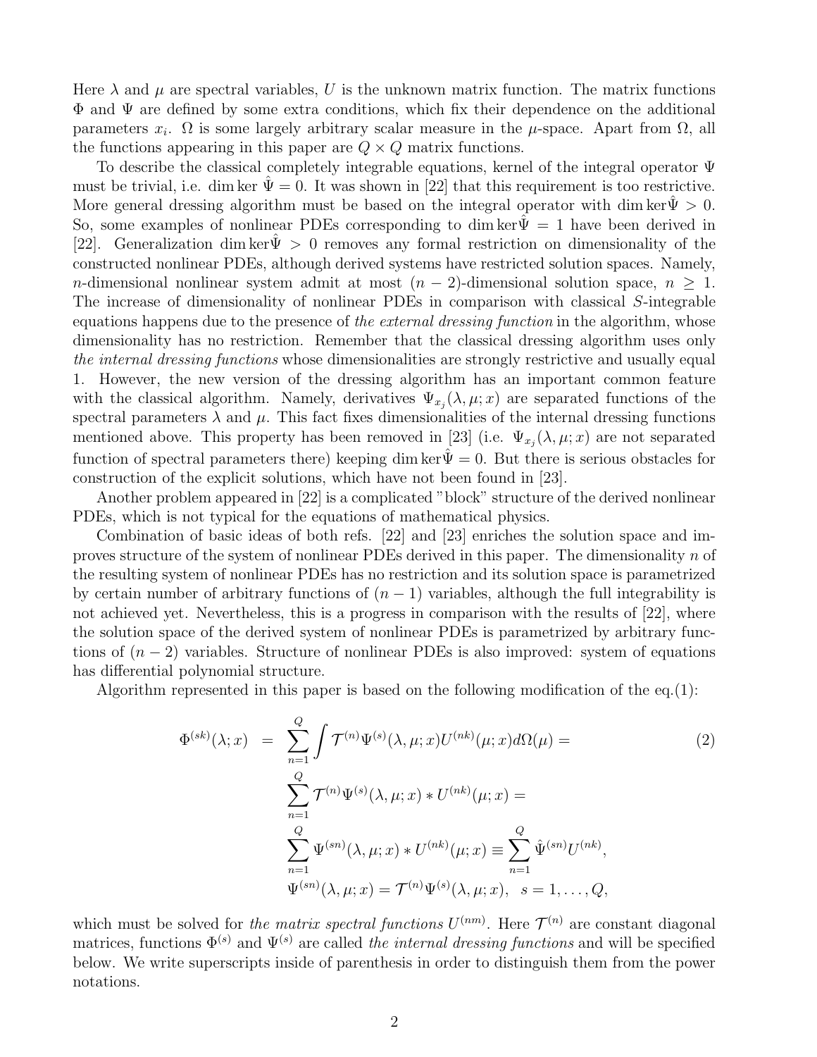Here $\lambda$ and $\mu$ are spectral variables, $U$ is the unknown matrix function. The matrix functions $\Phi$ and $\Psi$ are defined by some extra conditions, which fix their dependence on the additional parameters $x_i$. $\Omega$ is some largely arbitrary scalar measure in the $\mu$-space. Apart from $\Omega$, all the functions appearing in this paper are $Q\times Q$ matrix functions.

To describe the classical completely integrable equations, kernel of the integral operator $\Psi$ must be trivial, i.e. $\dim\ker\hat\Psi = 0$. It was shown in [22] that this requirement is too restrictive. More general dressing algorithm must be based on the integral operator with $\dim\ker\hat\Psi > 0$. So, some examples of nonlinear PDEs corresponding to $\dim\ker\hat\Psi = 1$ have been derived in [22]. Generalization $\dim\ker\hat\Psi > 0$ removes any formal restriction on dimensionality of the constructed nonlinear PDEs, although derived systems have restricted solution spaces. Namely, $n$-dimensional nonlinear system admit at most $(n-2)$-dimensional solution space, $n\geq 1$. The increase of dimensionality of nonlinear PDEs in comparison with classical $S$-integrable equations happens due to the presence of *the external dressing function* in the algorithm, whose dimensionality has no restriction. Remember that the classical dressing algorithm uses only *the internal dressing functions* whose dimensionalities are strongly restrictive and usually equal 1. However, the new version of the dressing algorithm has an important common feature with the classical algorithm. Namely, derivatives $\Psi_{x_j}(\lambda,\mu;x)$ are separated functions of the spectral parameters $\lambda$ and $\mu$. This fact fixes dimensionalities of the internal dressing functions mentioned above. This property has been removed in [23] (i.e. $\Psi_{x_j}(\lambda,\mu;x)$ are not separated function of spectral parameters there) keeping $\dim\ker\hat\Psi = 0$. But there is serious obstacles for construction of the explicit solutions, which have not been found in [23].

Another problem appeared in [22] is a complicated "block" structure of the derived nonlinear PDEs, which is not typical for the equations of mathematical physics.

Combination of basic ideas of both refs. [22] and [23] enriches the solution space and improves structure of the system of nonlinear PDEs derived in this paper. The dimensionality $n$ of the resulting system of nonlinear PDEs has no restriction and its solution space is parametrized by certain number of arbitrary functions of $(n-1)$ variables, although the full integrability is not achieved yet. Nevertheless, this is a progress in comparison with the results of [22], where the solution space of the derived system of nonlinear PDEs is parametrized by arbitrary functions of $(n-2)$ variables. Structure of nonlinear PDEs is also improved: system of equations has differential polynomial structure.

Algorithm represented in this paper is based on the following modification of the eq.(1):

$$
\begin{aligned}
\Phi^{(sk)}(\lambda;x) &= \sum_{n=1}^{Q}\int \mathcal{T}^{(n)}\Psi^{(s)}(\lambda,\mu;x)U^{(nk)}(\mu;x)d\Omega(\mu) = \\
&\sum_{n=1}^{Q}\mathcal{T}^{(n)}\Psi^{(s)}(\lambda,\mu;x)*U^{(nk)}(\mu;x) = \\
&\sum_{n=1}^{Q}\Psi^{(sn)}(\lambda,\mu;x)*U^{(nk)}(\mu;x)\equiv\sum_{n=1}^{Q}\hat\Psi^{(sn)}U^{(nk)}, \\
&\Psi^{(sn)}(\lambda,\mu;x) = \mathcal{T}^{(n)}\Psi^{(s)}(\lambda,\mu;x),\quad s=1,\dots,Q,
\end{aligned}
\tag{2}
$$

which must be solved for *the matrix spectral functions* $U^{(nm)}$. Here $\mathcal{T}^{(n)}$ are constant diagonal matrices, functions $\Phi^{(s)}$ and $\Psi^{(s)}$ are called *the internal dressing functions* and will be specified below. We write superscripts inside of parenthesis in order to distinguish them from the power notations.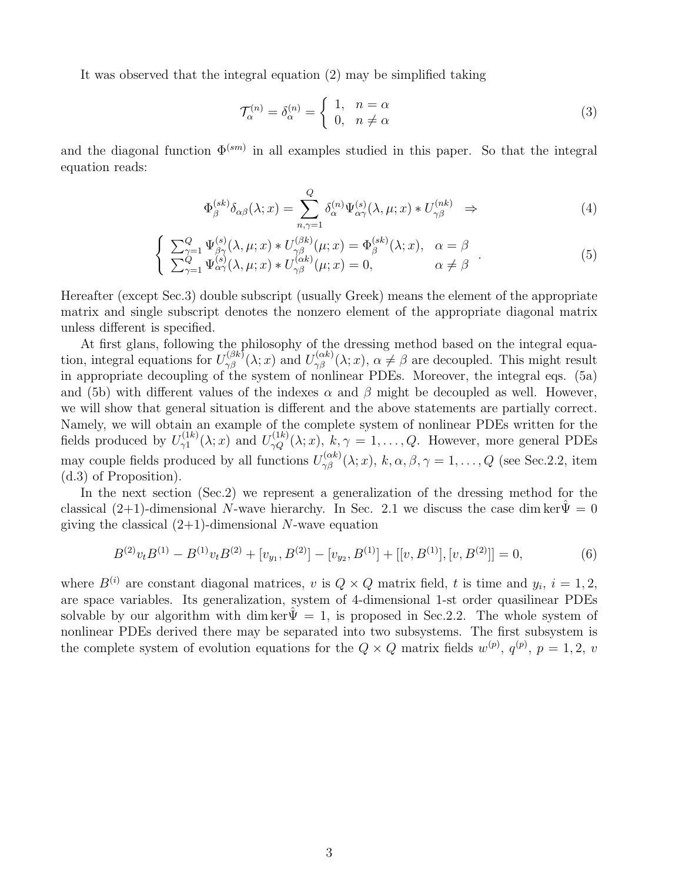It was observed that the integral equation (2) may be simplified taking

$$
\mathcal{T}^{(n)}_\alpha = \delta^{(n)}_\alpha = \left\{ \begin{array}{ll} 1, & n=\alpha \\ 0, & n\neq\alpha \end{array} \right. \tag{3}
$$

and the diagonal function $\Phi^{(sm)}$ in all examples studied in this paper. So that the integral equation reads:

$$
\Phi^{(sk)}_\beta \delta_{\alpha\beta}(\lambda;x) = \sum_{n,\gamma=1}^{Q} \delta^{(n)}_\alpha \Psi^{(s)}_{\alpha\gamma}(\lambda,\mu;x) * U^{(nk)}_{\gamma\beta} \;\;\Rightarrow \tag{4}
$$

$$
\left\{ \begin{array}{ll} \sum_{\gamma=1}^{Q} \Psi^{(s)}_{\beta\gamma}(\lambda,\mu;x) * U^{(\beta k)}_{\gamma\beta}(\mu;x) = \Phi^{(sk)}_\beta(\lambda;x), & \alpha=\beta \\ \sum_{\gamma=1}^{Q} \Psi^{(s)}_{\alpha\gamma}(\lambda,\mu;x) * U^{(\alpha k)}_{\gamma\beta}(\mu;x) = 0, & \alpha\neq\beta \end{array} \right. . \tag{5}
$$

Hereafter (except Sec.3) double subscript (usually Greek) means the element of the appropriate matrix and single subscript denotes the nonzero element of the appropriate diagonal matrix unless different is specified.

At first glans, following the philosophy of the dressing method based on the integral equation, integral equations for $U^{(\beta k)}_{\gamma\beta}(\lambda;x)$ and $U^{(\alpha k)}_{\gamma\beta}(\lambda;x)$, $\alpha\neq\beta$ are decoupled. This might result in appropriate decoupling of the system of nonlinear PDEs. Moreover, the integral eqs. (5a) and (5b) with different values of the indexes $\alpha$ and $\beta$ might be decoupled as well. However, we will show that general situation is different and the above statements are partially correct. Namely, we will obtain an example of the complete system of nonlinear PDEs written for the fields produced by $U^{(1k)}_{\gamma 1}(\lambda;x)$ and $U^{(1k)}_{\gamma Q}(\lambda;x)$, $k,\gamma=1,\dots,Q$. However, more general PDEs may couple fields produced by all functions $U^{(\alpha k)}_{\gamma\beta}(\lambda;x)$, $k,\alpha,\beta,\gamma=1,\dots,Q$ (see Sec.2.2, item (d.3) of Proposition).

In the next section (Sec.2) we represent a generalization of the dressing method for the classical (2+1)-dimensional $N$-wave hierarchy. In Sec. 2.1 we discuss the case $\dim\ker\hat\Psi=0$ giving the classical (2+1)-dimensional $N$-wave equation

$$
B^{(2)}v_tB^{(1)} - B^{(1)}v_tB^{(2)} + [v_{y_1},B^{(2)}] - [v_{y_2},B^{(1)}] + [[v,B^{(1)}],[v,B^{(2)}]] = 0, \tag{6}
$$

where $B^{(i)}$ are constant diagonal matrices, $v$ is $Q\times Q$ matrix field, $t$ is time and $y_i$, $i=1,2$, are space variables. Its generalization, system of 4-dimensional 1-st order quasilinear PDEs solvable by our algorithm with $\dim\ker\hat\Psi=1$, is proposed in Sec.2.2. The whole system of nonlinear PDEs derived there may be separated into two subsystems. The first subsystem is the complete system of evolution equations for the $Q\times Q$ matrix fields $w^{(p)}$, $q^{(p)}$, $p=1,2$, $v$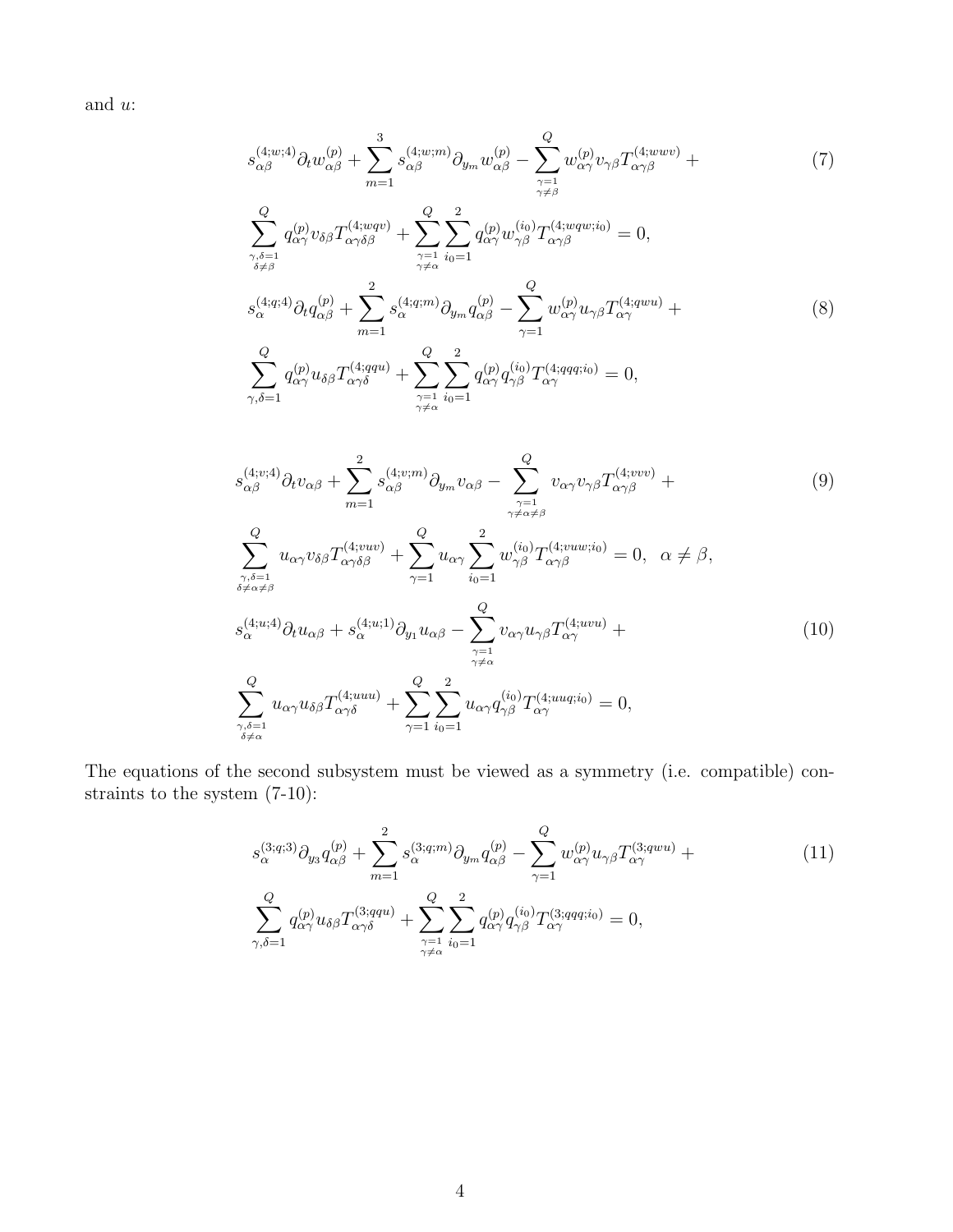and $u$:

$$
\begin{aligned}
& s^{(4;w;4)}_{\alpha\beta}\partial_t w^{(p)}_{\alpha\beta} + \sum_{m=1}^{3} s^{(4;w;m)}_{\alpha\beta}\partial_{y_m} w^{(p)}_{\alpha\beta} - \sum_{\substack{\gamma=1\\ \gamma\neq\beta}}^{Q} w^{(p)}_{\alpha\gamma} v_{\gamma\beta} T^{(4;wwv)}_{\alpha\gamma\beta} + \\
& \sum_{\substack{\gamma,\delta=1\\ \delta\neq\beta}}^{Q} q^{(p)}_{\alpha\gamma} v_{\delta\beta} T^{(4;wqv)}_{\alpha\gamma\delta\beta} + \sum_{\substack{\gamma=1\\ \gamma\neq\alpha}}^{Q}\sum_{i_0=1}^{2} q^{(p)}_{\alpha\gamma} w^{(i_0)}_{\gamma\beta} T^{(4;wqw;i_0)}_{\alpha\gamma\beta} = 0,
\end{aligned}
\tag{7}
$$

$$
\begin{aligned}
& s^{(4;q;4)}_{\alpha}\partial_t q^{(p)}_{\alpha\beta} + \sum_{m=1}^{2} s^{(4;q;m)}_{\alpha}\partial_{y_m} q^{(p)}_{\alpha\beta} - \sum_{\gamma=1}^{Q} w^{(p)}_{\alpha\gamma} u_{\gamma\beta} T^{(4;qwu)}_{\alpha\gamma} + \\
& \sum_{\gamma,\delta=1}^{Q} q^{(p)}_{\alpha\gamma} u_{\delta\beta} T^{(4;qqu)}_{\alpha\gamma\delta} + \sum_{\substack{\gamma=1\\ \gamma\neq\alpha}}^{Q}\sum_{i_0=1}^{2} q^{(p)}_{\alpha\gamma} q^{(i_0)}_{\gamma\beta} T^{(4;qqq;i_0)}_{\alpha\gamma} = 0,
\end{aligned}
\tag{8}
$$

$$
\begin{aligned}
& s^{(4;v;4)}_{\alpha\beta}\partial_t v_{\alpha\beta} + \sum_{m=1}^{2} s^{(4;v;m)}_{\alpha\beta}\partial_{y_m} v_{\alpha\beta} - \sum_{\substack{\gamma=1\\ \gamma\neq\alpha\neq\beta}}^{Q} v_{\alpha\gamma} v_{\gamma\beta} T^{(4;vvv)}_{\alpha\gamma\beta} + \\
& \sum_{\substack{\gamma,\delta=1\\ \delta\neq\alpha\neq\beta}}^{Q} u_{\alpha\gamma} v_{\delta\beta} T^{(4;vuv)}_{\alpha\gamma\delta\beta} + \sum_{\gamma=1}^{Q} u_{\alpha\gamma}\sum_{i_0=1}^{2} w^{(i_0)}_{\gamma\beta} T^{(4;vuw;i_0)}_{\alpha\gamma\beta} = 0, \quad \alpha\neq\beta,
\end{aligned}
\tag{9}
$$

$$
\begin{aligned}
& s^{(4;u;4)}_{\alpha}\partial_t u_{\alpha\beta} + s^{(4;u;1)}_{\alpha}\partial_{y_1} u_{\alpha\beta} - \sum_{\substack{\gamma=1\\ \gamma\neq\alpha}}^{Q} v_{\alpha\gamma} u_{\gamma\beta} T^{(4;uvu)}_{\alpha\gamma} + \\
& \sum_{\substack{\gamma,\delta=1\\ \delta\neq\alpha}}^{Q} u_{\alpha\gamma} u_{\delta\beta} T^{(4;uuu)}_{\alpha\gamma\delta} + \sum_{\gamma=1}^{Q}\sum_{i_0=1}^{2} u_{\alpha\gamma} q^{(i_0)}_{\gamma\beta} T^{(4;uuq;i_0)}_{\alpha\gamma} = 0,
\end{aligned}
\tag{10}
$$

The equations of the second subsystem must be viewed as a symmetry (i.e. compatible) constraints to the system (7-10):

$$
\begin{aligned}
& s^{(3;q;3)}_{\alpha}\partial_{y_3} q^{(p)}_{\alpha\beta} + \sum_{m=1}^{2} s^{(3;q;m)}_{\alpha}\partial_{y_m} q^{(p)}_{\alpha\beta} - \sum_{\gamma=1}^{Q} w^{(p)}_{\alpha\gamma} u_{\gamma\beta} T^{(3;qwu)}_{\alpha\gamma} + \\
& \sum_{\gamma,\delta=1}^{Q} q^{(p)}_{\alpha\gamma} u_{\delta\beta} T^{(3;qqu)}_{\alpha\gamma\delta} + \sum_{\substack{\gamma=1\\ \gamma\neq\alpha}}^{Q}\sum_{i_0=1}^{2} q^{(p)}_{\alpha\gamma} q^{(i_0)}_{\gamma\beta} T^{(3;qqq;i_0)}_{\alpha\gamma} = 0,
\end{aligned}
\tag{11}
$$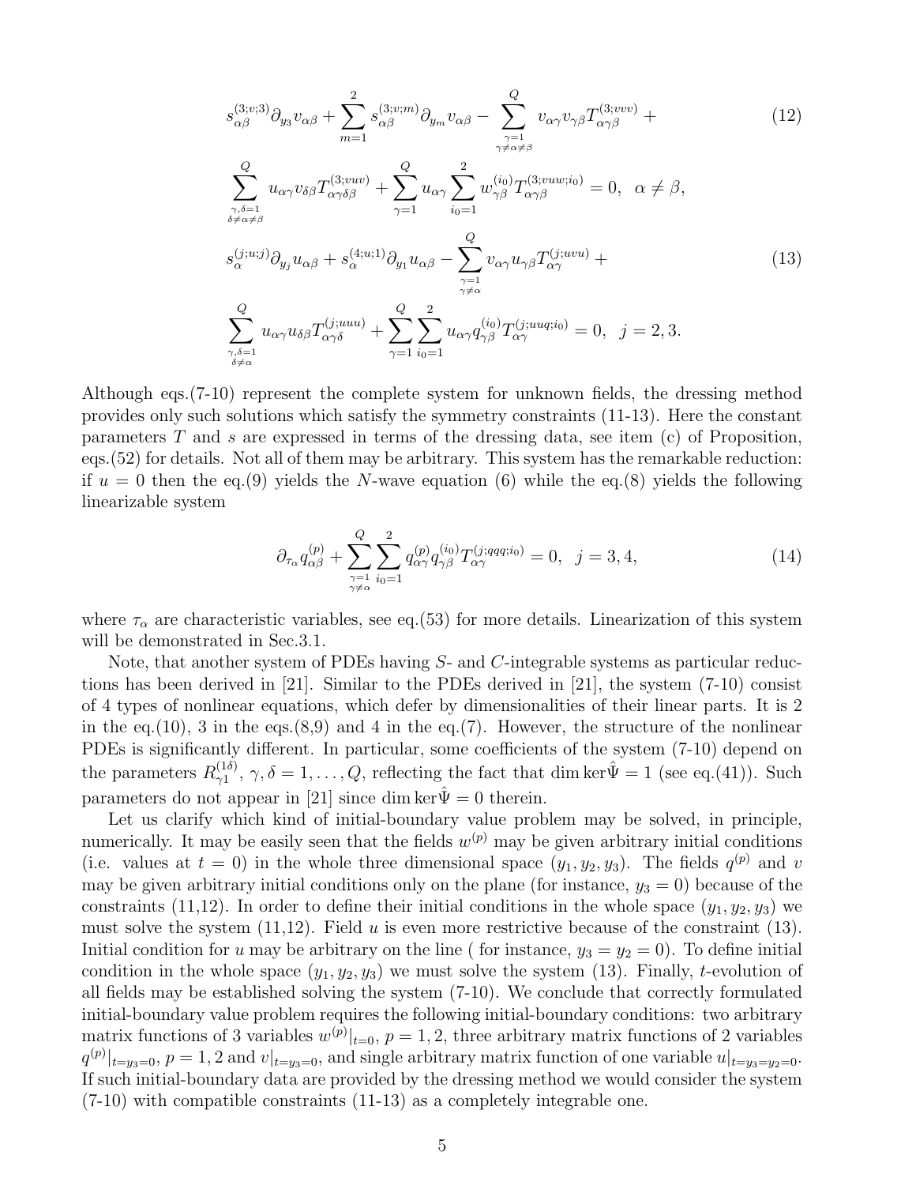$$
s^{(3;v;3)}_{\alpha\beta}\partial_{y_3} v_{\alpha\beta} + \sum_{m=1}^{2} s^{(3;v;m)}_{\alpha\beta}\partial_{y_m} v_{\alpha\beta} - \sum_{\substack{\gamma=1\\ \gamma\neq\alpha\neq\beta}}^{Q} v_{\alpha\gamma} v_{\gamma\beta} T^{(3;vvv)}_{\alpha\gamma\beta} + \tag{12}
$$

$$
\sum_{\substack{\gamma,\delta=1\\ \delta\neq\alpha\neq\beta}}^{Q} u_{\alpha\gamma} v_{\delta\beta} T^{(3;vuv)}_{\alpha\gamma\delta\beta} + \sum_{\gamma=1}^{Q} u_{\alpha\gamma} \sum_{i_0=1}^{2} w^{(i_0)}_{\gamma\beta} T^{(3;vuw;i_0)}_{\alpha\gamma\beta} = 0, \quad \alpha\neq\beta,
$$

$$
s^{(j;u;j)}_{\alpha}\partial_{y_j} u_{\alpha\beta} + s^{(4;u;1)}_{\alpha}\partial_{y_1} u_{\alpha\beta} - \sum_{\substack{\gamma=1\\ \gamma\neq\alpha}}^{Q} v_{\alpha\gamma} u_{\gamma\beta} T^{(j;uvu)}_{\alpha\gamma} + \tag{13}
$$

$$
\sum_{\substack{\gamma,\delta=1\\ \delta\neq\alpha}}^{Q} u_{\alpha\gamma} u_{\delta\beta} T^{(j;uuu)}_{\alpha\gamma\delta} + \sum_{\gamma=1}^{Q}\sum_{i_0=1}^{2} u_{\alpha\gamma} q^{(i_0)}_{\gamma\beta} T^{(j;uuq;i_0)}_{\alpha\gamma} = 0, \quad j=2,3.
$$

Although eqs.(7-10) represent the complete system for unknown fields, the dressing method provides only such solutions which satisfy the symmetry constraints (11-13). Here the constant parameters $T$ and $s$ are expressed in terms of the dressing data, see item (c) of Proposition, eqs.(52) for details. Not all of them may be arbitrary. This system has the remarkable reduction: if $u=0$ then the eq.(9) yields the $N$-wave equation (6) while the eq.(8) yields the following linearizable system

$$
\partial_{\tau_\alpha} q^{(p)}_{\alpha\beta} + \sum_{\substack{\gamma=1\\ \gamma\neq\alpha}}^{Q}\sum_{i_0=1}^{2} q^{(p)}_{\alpha\gamma} q^{(i_0)}_{\gamma\beta} T^{(j;qqq;i_0)}_{\alpha\gamma} = 0, \quad j=3,4, \tag{14}
$$

where $\tau_\alpha$ are characteristic variables, see eq.(53) for more details. Linearization of this system will be demonstrated in Sec.3.1.

Note, that another system of PDEs having $S$- and $C$-integrable systems as particular reductions has been derived in [21]. Similar to the PDEs derived in [21], the system (7-10) consist of 4 types of nonlinear equations, which defer by dimensionalities of their linear parts. It is 2 in the eq.(10), 3 in the eqs.(8,9) and 4 in the eq.(7). However, the structure of the nonlinear PDEs is significantly different. In particular, some coefficients of the system (7-10) depend on the parameters $R^{(1\delta)}_{\gamma 1}$, $\gamma,\delta=1,\dots,Q$, reflecting the fact that $\dim\ker\hat\Psi = 1$ (see eq.(41)). Such parameters do not appear in [21] since $\dim\ker\hat\Psi = 0$ therein.

Let us clarify which kind of initial-boundary value problem may be solved, in principle, numerically. It may be easily seen that the fields $w^{(p)}$ may be given arbitrary initial conditions (i.e. values at $t=0$) in the whole three dimensional space $(y_1,y_2,y_3)$. The fields $q^{(p)}$ and $v$ may be given arbitrary initial conditions only on the plane (for instance, $y_3=0$) because of the constraints (11,12). In order to define their initial conditions in the whole space $(y_1,y_2,y_3)$ we must solve the system (11,12). Field $u$ is even more restrictive because of the constraint (13). Initial condition for $u$ may be arbitrary on the line ( for instance, $y_3=y_2=0$). To define initial condition in the whole space $(y_1,y_2,y_3)$ we must solve the system (13). Finally, $t$-evolution of all fields may be established solving the system (7-10). We conclude that correctly formulated initial-boundary value problem requires the following initial-boundary conditions: two arbitrary matrix functions of 3 variables $w^{(p)}|_{t=0}$, $p=1,2$, three arbitrary matrix functions of 2 variables $q^{(p)}|_{t=y_3=0}$, $p=1,2$ and $v|_{t=y_3=0}$, and single arbitrary matrix function of one variable $u|_{t=y_3=y_2=0}$. If such initial-boundary data are provided by the dressing method we would consider the system (7-10) with compatible constraints (11-13) as a completely integrable one.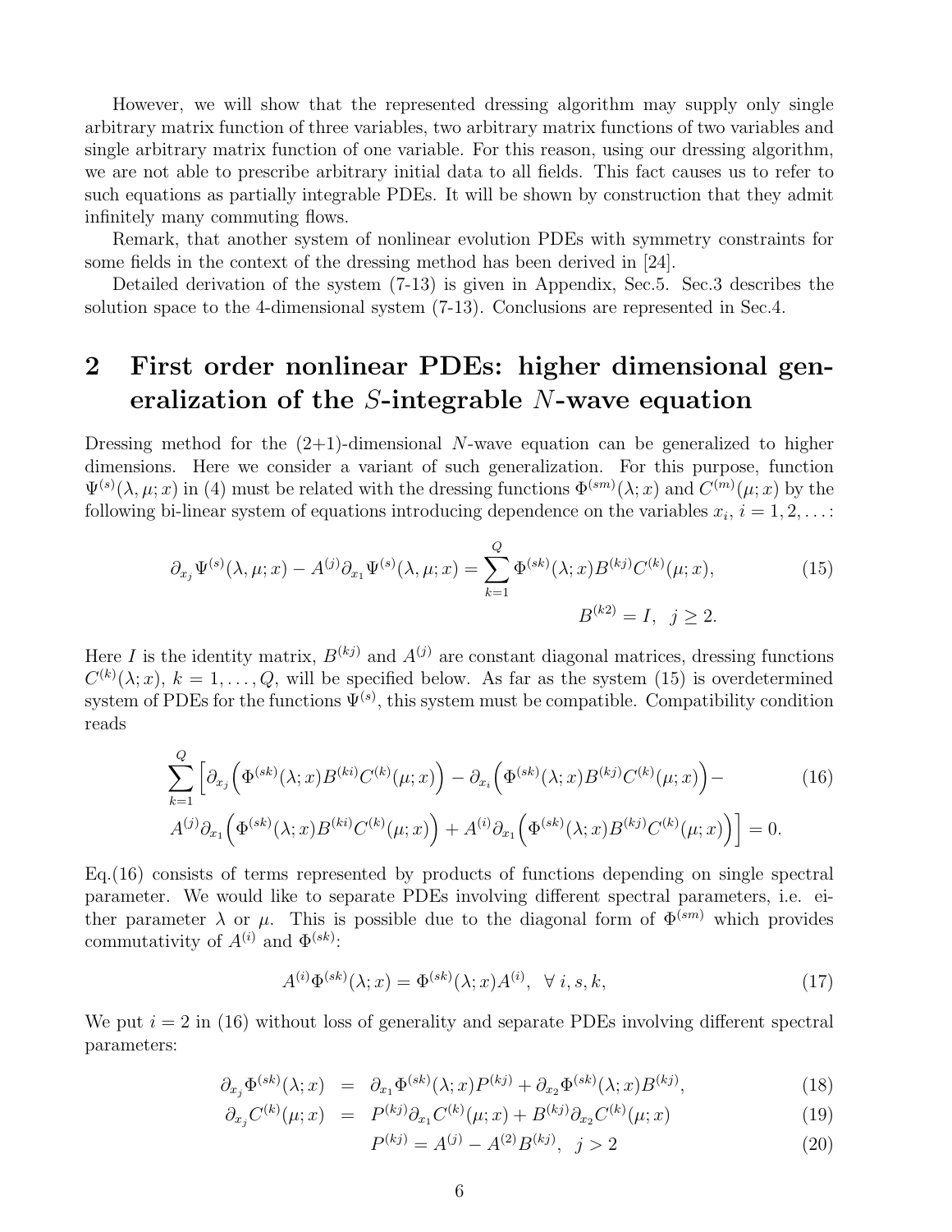However, we will show that the represented dressing algorithm may supply only single arbitrary matrix function of three variables, two arbitrary matrix functions of two variables and single arbitrary matrix function of one variable. For this reason, using our dressing algorithm, we are not able to prescribe arbitrary initial data to all fields. This fact causes us to refer to such equations as partially integrable PDEs. It will be shown by construction that they admit infinitely many commuting flows.

Remark, that another system of nonlinear evolution PDEs with symmetry constraints for some fields in the context of the dressing method has been derived in [24].

Detailed derivation of the system (7-13) is given in Appendix, Sec.5. Sec.3 describes the solution space to the 4-dimensional system (7-13). Conclusions are represented in Sec.4.

## 2 First order nonlinear PDEs: higher dimensional generalization of the $S$-integrable $N$-wave equation

Dressing method for the (2+1)-dimensional $N$-wave equation can be generalized to higher dimensions. Here we consider a variant of such generalization. For this purpose, function $\Psi^{(s)}(\lambda,\mu;x)$ in (4) must be related with the dressing functions $\Phi^{(sm)}(\lambda;x)$ and $C^{(m)}(\mu;x)$ by the following bi-linear system of equations introducing dependence on the variables $x_i$, $i=1,2,\dots$:

$$
\partial_{x_j}\Psi^{(s)}(\lambda,\mu;x) - A^{(j)}\partial_{x_1}\Psi^{(s)}(\lambda,\mu;x) = \sum_{k=1}^{Q}\Phi^{(sk)}(\lambda;x)B^{(kj)}C^{(k)}(\mu;x), \qquad (15)
$$

$$
B^{(k2)} = I, \quad j\geq 2.
$$

Here $I$ is the identity matrix, $B^{(kj)}$ and $A^{(j)}$ are constant diagonal matrices, dressing functions $C^{(k)}(\lambda;x)$, $k=1,\dots,Q$, will be specified below. As far as the system (15) is overdetermined system of PDEs for the functions $\Psi^{(s)}$, this system must be compatible. Compatibility condition reads

$$
\sum_{k=1}^{Q}\Big[\partial_{x_j}\Big(\Phi^{(sk)}(\lambda;x)B^{(ki)}C^{(k)}(\mu;x)\Big) - \partial_{x_i}\Big(\Phi^{(sk)}(\lambda;x)B^{(kj)}C^{(k)}(\mu;x)\Big) -
$$

$$
A^{(j)}\partial_{x_1}\Big(\Phi^{(sk)}(\lambda;x)B^{(ki)}C^{(k)}(\mu;x)\Big) + A^{(i)}\partial_{x_1}\Big(\Phi^{(sk)}(\lambda;x)B^{(kj)}C^{(k)}(\mu;x)\Big)\Big] = 0. \qquad (16)
$$

Eq.(16) consists of terms represented by products of functions depending on single spectral parameter. We would like to separate PDEs involving different spectral parameters, i.e. either parameter $\lambda$ or $\mu$. This is possible due to the diagonal form of $\Phi^{(sm)}$ which provides commutativity of $A^{(i)}$ and $\Phi^{(sk)}$:

$$
A^{(i)}\Phi^{(sk)}(\lambda;x) = \Phi^{(sk)}(\lambda;x)A^{(i)}, \quad \forall\ i,s,k, \qquad (17)
$$

We put $i=2$ in (16) without loss of generality and separate PDEs involving different spectral parameters:

$$
\partial_{x_j}\Phi^{(sk)}(\lambda;x) = \partial_{x_1}\Phi^{(sk)}(\lambda;x)P^{(kj)} + \partial_{x_2}\Phi^{(sk)}(\lambda;x)B^{(kj)}, \qquad (18)
$$

$$
\partial_{x_j}C^{(k)}(\mu;x) = P^{(kj)}\partial_{x_1}C^{(k)}(\mu;x) + B^{(kj)}\partial_{x_2}C^{(k)}(\mu;x) \qquad (19)
$$

$$
P^{(kj)} = A^{(j)} - A^{(2)}B^{(kj)}, \quad j>2 \qquad (20)
$$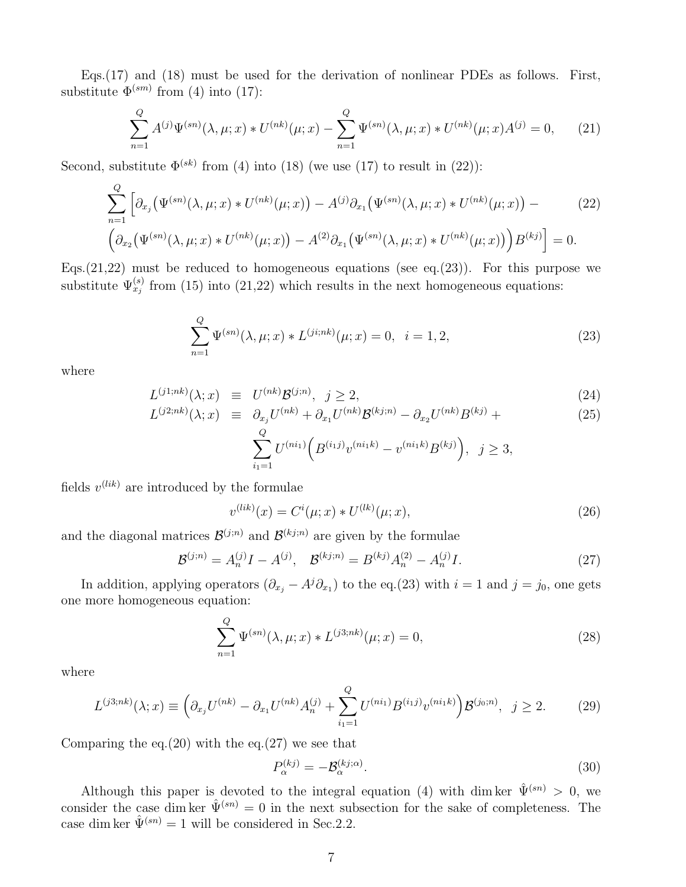Eqs.(17) and (18) must be used for the derivation of nonlinear PDEs as follows. First, substitute $\Phi^{(sm)}$ from (4) into (17):

$$\sum_{n=1}^{Q} A^{(j)}\Psi^{(sn)}(\lambda,\mu;x) * U^{(nk)}(\mu;x) - \sum_{n=1}^{Q} \Psi^{(sn)}(\lambda,\mu;x) * U^{(nk)}(\mu;x)A^{(j)} = 0, \tag{21}$$

Second, substitute $\Phi^{(sk)}$ from (4) into (18) (we use (17) to result in (22)):

$$\sum_{n=1}^{Q} \Big[\partial_{x_j}\big(\Psi^{(sn)}(\lambda,\mu;x) * U^{(nk)}(\mu;x)\big) - A^{(j)}\partial_{x_1}\big(\Psi^{(sn)}(\lambda,\mu;x) * U^{(nk)}(\mu;x)\big) - \tag{22}$$
$$\Big(\partial_{x_2}\big(\Psi^{(sn)}(\lambda,\mu;x) * U^{(nk)}(\mu;x)\big) - A^{(2)}\partial_{x_1}\big(\Psi^{(sn)}(\lambda,\mu;x) * U^{(nk)}(\mu;x)\big)\Big)B^{(kj)}\Big] = 0.$$

Eqs.(21,22) must be reduced to homogeneous equations (see eq.(23)). For this purpose we substitute $\Psi^{(s)}_{x_j}$ from (15) into (21,22) which results in the next homogeneous equations:

$$\sum_{n=1}^{Q} \Psi^{(sn)}(\lambda,\mu;x) * L^{(ji;nk)}(\mu;x) = 0, \quad i = 1, 2, \tag{23}$$

where

$$L^{(j1;nk)}(\lambda;x) \equiv U^{(nk)}\mathcal{B}^{(j;n)}, \quad j \geq 2, \tag{24}$$

$$L^{(j2;nk)}(\lambda;x) \equiv \partial_{x_j}U^{(nk)} + \partial_{x_1}U^{(nk)}\mathcal{B}^{(kj;n)} - \partial_{x_2}U^{(nk)}B^{(kj)} + \tag{25}$$
$$\sum_{i_1=1}^{Q} U^{(ni_1)}\Big(B^{(i_1j)}v^{(ni_1k)} - v^{(ni_1k)}B^{(kj)}\Big), \quad j \geq 3,$$

fields $v^{(lik)}$ are introduced by the formulae

$$v^{(lik)}(x) = C^i(\mu;x) * U^{(lk)}(\mu;x), \tag{26}$$

and the diagonal matrices $\mathcal{B}^{(j;n)}$ and $\mathcal{B}^{(kj;n)}$ are given by the formulae

$$\mathcal{B}^{(j;n)} = A^{(j)}_n I - A^{(j)}, \quad \mathcal{B}^{(kj;n)} = B^{(kj)}A^{(2)}_n - A^{(j)}_n I. \tag{27}$$

In addition, applying operators $(\partial_{x_j} - A^j\partial_{x_1})$ to the eq.(23) with $i = 1$ and $j = j_0$, one gets one more homogeneous equation:

$$\sum_{n=1}^{Q} \Psi^{(sn)}(\lambda,\mu;x) * L^{(j3;nk)}(\mu;x) = 0, \tag{28}$$

where

$$L^{(j3;nk)}(\lambda;x) \equiv \Big(\partial_{x_j}U^{(nk)} - \partial_{x_1}U^{(nk)}A^{(j)}_n + \sum_{i_1=1}^{Q} U^{(ni_1)}B^{(i_1j)}v^{(ni_1k)}\Big)\mathcal{B}^{(j_0;n)}, \quad j \geq 2. \tag{29}$$

Comparing the eq.(20) with the eq.(27) we see that

$$P^{(kj)}_\alpha = -\mathcal{B}^{(kj;\alpha)}_\alpha. \tag{30}$$

Although this paper is devoted to the integral equation (4) with $\dim\ker \hat{\Psi}^{(sn)} > 0$, we consider the case $\dim\ker \hat{\Psi}^{(sn)} = 0$ in the next subsection for the sake of completeness. The case $\dim\ker \hat{\Psi}^{(sn)} = 1$ will be considered in Sec.2.2.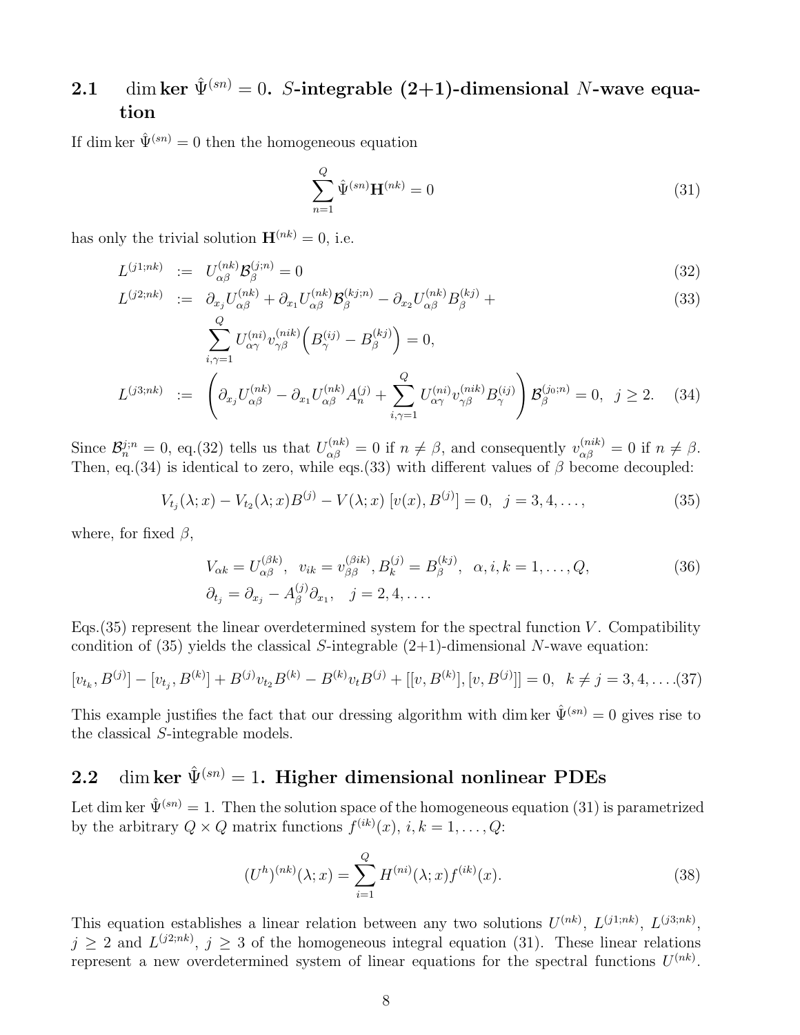## 2.1 $\dim \mathbf{ker}\ \hat{\Psi}^{(sn)} = 0$. $S$-integrable (2+1)-dimensional $N$-wave equation

If $\dim \ker \hat{\Psi}^{(sn)} = 0$ then the homogeneous equation

$$\sum_{n=1}^{Q} \hat{\Psi}^{(sn)} \mathbf{H}^{(nk)} = 0 \tag{31}$$

has only the trivial solution $\mathbf{H}^{(nk)} = 0$, i.e.

$$L^{(j1;nk)} := U^{(nk)}_{\alpha\beta} \mathcal{B}^{(j;n)}_{\beta} = 0 \tag{32}$$

$$\begin{aligned} L^{(j2;nk)} &:= \partial_{x_j} U^{(nk)}_{\alpha\beta} + \partial_{x_1} U^{(nk)}_{\alpha\beta} \mathcal{B}^{(kj;n)}_{\beta} - \partial_{x_2} U^{(nk)}_{\alpha\beta} B^{(kj)}_{\beta} + \\ &\quad \sum_{i,\gamma=1}^{Q} U^{(ni)}_{\alpha\gamma} v^{(nik)}_{\gamma\beta} \Big( B^{(ij)}_{\gamma} - B^{(kj)}_{\beta} \Big) = 0, \end{aligned} \tag{33}$$

$$L^{(j3;nk)} := \left( \partial_{x_j} U^{(nk)}_{\alpha\beta} - \partial_{x_1} U^{(nk)}_{\alpha\beta} A^{(j)}_{n} + \sum_{i,\gamma=1}^{Q} U^{(ni)}_{\alpha\gamma} v^{(nik)}_{\gamma\beta} B^{(ij)}_{\gamma} \right) \mathcal{B}^{(j_0;n)}_{\beta} = 0, \quad j \geq 2. \tag{34}$$

Since $\mathcal{B}^{j;n}_{n} = 0$, eq.(32) tells us that $U^{(nk)}_{\alpha\beta} = 0$ if $n \neq \beta$, and consequently $v^{(nik)}_{\alpha\beta} = 0$ if $n \neq \beta$. Then, eq.(34) is identical to zero, while eqs.(33) with different values of $\beta$ become decoupled:

$$V_{t_j}(\lambda; x) - V_{t_2}(\lambda; x) B^{(j)} - V(\lambda; x) \left[ v(x), B^{(j)} \right] = 0, \quad j = 3, 4, \ldots, \tag{35}$$

where, for fixed $\beta$,

$$\begin{aligned} &V_{\alpha k} = U^{(\beta k)}_{\alpha\beta}, \quad v_{ik} = v^{(\beta i k)}_{\beta\beta}, B^{(j)}_{k} = B^{(kj)}_{\beta}, \quad \alpha, i, k = 1, \ldots, Q, \\ &\partial_{t_j} = \partial_{x_j} - A^{(j)}_{\beta} \partial_{x_1}, \quad j = 2, 4, \ldots. \end{aligned} \tag{36}$$

Eqs.(35) represent the linear overdetermined system for the spectral function $V$. Compatibility condition of (35) yields the classical $S$-integrable (2+1)-dimensional $N$-wave equation:

$$[v_{t_k}, B^{(j)}] - [v_{t_j}, B^{(k)}] + B^{(j)} v_{t_2} B^{(k)} - B^{(k)} v_t B^{(j)} + [[v, B^{(k)}], [v, B^{(j)}]] = 0, \quad k \neq j = 3, 4, \ldots. \tag{37}$$

This example justifies the fact that our dressing algorithm with $\dim \ker \hat{\Psi}^{(sn)} = 0$ gives rise to the classical $S$-integrable models.

## 2.2 $\dim \mathbf{ker}\ \hat{\Psi}^{(sn)} = 1$. Higher dimensional nonlinear PDEs

Let $\dim \ker \hat{\Psi}^{(sn)} = 1$. Then the solution space of the homogeneous equation (31) is parametrized by the arbitrary $Q \times Q$ matrix functions $f^{(ik)}(x)$, $i, k = 1, \ldots, Q$:

$$(U^h)^{(nk)}(\lambda; x) = \sum_{i=1}^{Q} H^{(ni)}(\lambda; x) f^{(ik)}(x). \tag{38}$$

This equation establishes a linear relation between any two solutions $U^{(nk)}$, $L^{(j1;nk)}$, $L^{(j3;nk)}$, $j \geq 2$ and $L^{(j2;nk)}$, $j \geq 3$ of the homogeneous integral equation (31). These linear relations represent a new overdetermined system of linear equations for the spectral functions $U^{(nk)}$.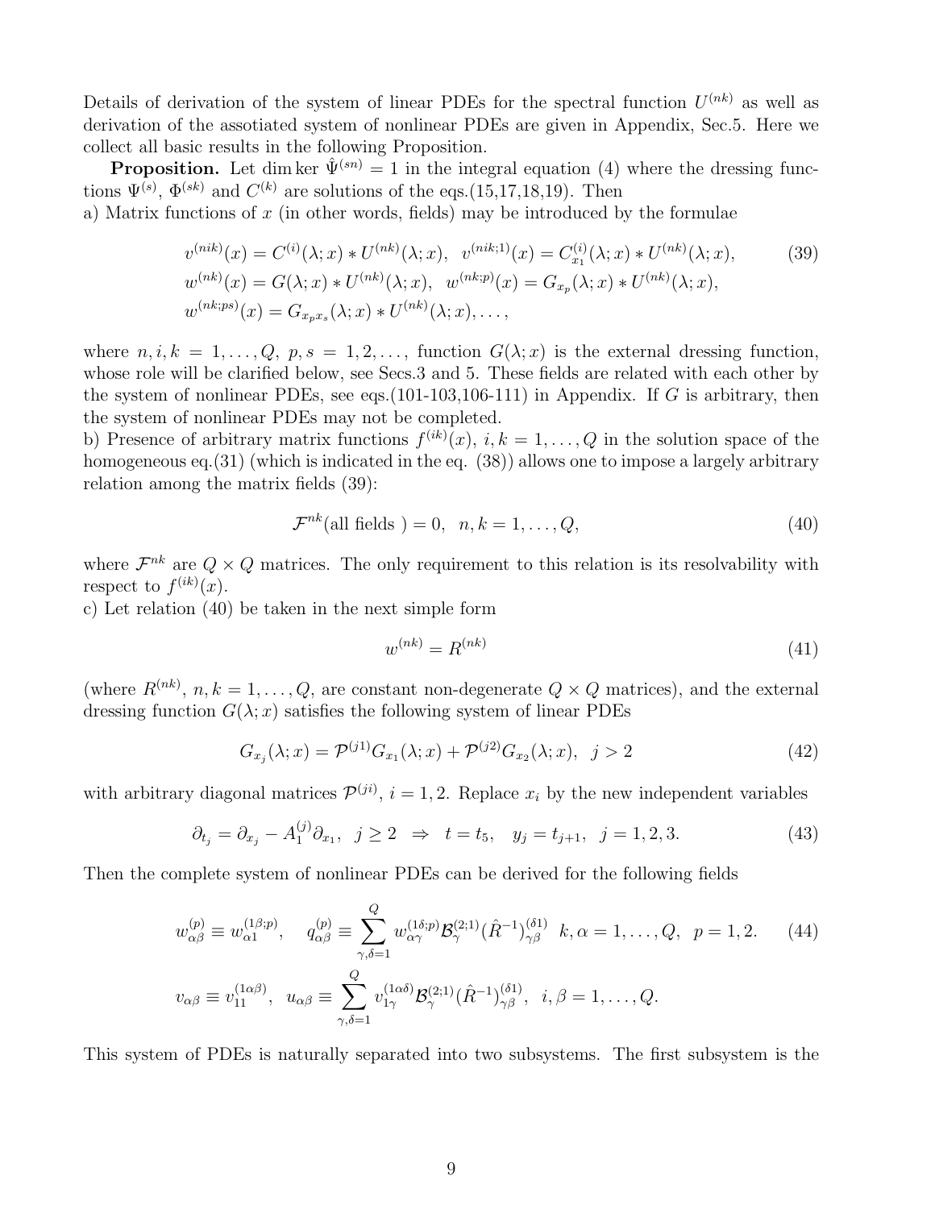Details of derivation of the system of linear PDEs for the spectral function $U^{(nk)}$ as well as derivation of the assotiated system of nonlinear PDEs are given in Appendix, Sec.5. Here we collect all basic results in the following Proposition.

**Proposition.** Let $\dim\ker \hat\Psi^{(sn)} = 1$ in the integral equation (4) where the dressing functions $\Psi^{(s)}$, $\Phi^{(sk)}$ and $C^{(k)}$ are solutions of the eqs.(15,17,18,19). Then
a) Matrix functions of $x$ (in other words, fields) may be introduced by the formulae

$$
\begin{aligned}
&v^{(nik)}(x) = C^{(i)}(\lambda;x) * U^{(nk)}(\lambda;x), \quad v^{(nik;1)}(x) = C^{(i)}_{x_1}(\lambda;x) * U^{(nk)}(\lambda;x), \\
&w^{(nk)}(x) = G(\lambda;x) * U^{(nk)}(\lambda;x), \quad w^{(nk;p)}(x) = G_{x_p}(\lambda;x) * U^{(nk)}(\lambda;x), \\
&w^{(nk;ps)}(x) = G_{x_p x_s}(\lambda;x) * U^{(nk)}(\lambda;x), \dots,
\end{aligned} \tag{39}
$$

where $n,i,k = 1,\dots,Q$, $p,s = 1,2,\dots$, function $G(\lambda;x)$ is the external dressing function, whose role will be clarified below, see Secs.3 and 5. These fields are related with each other by the system of nonlinear PDEs, see eqs.(101-103,106-111) in Appendix. If $G$ is arbitrary, then the system of nonlinear PDEs may not be completed.
b) Presence of arbitrary matrix functions $f^{(ik)}(x)$, $i,k = 1,\dots,Q$ in the solution space of the homogeneous eq.(31) (which is indicated in the eq. (38)) allows one to impose a largely arbitrary relation among the matrix fields (39):

$$
\mathcal{F}^{nk}(\text{all fields }) = 0, \quad n,k = 1,\dots,Q, \tag{40}
$$

where $\mathcal{F}^{nk}$ are $Q\times Q$ matrices. The only requirement to this relation is its resolvability with respect to $f^{(ik)}(x)$.
c) Let relation (40) be taken in the next simple form

$$
w^{(nk)} = R^{(nk)} \tag{41}
$$

(where $R^{(nk)}$, $n,k = 1,\dots,Q$, are constant non-degenerate $Q\times Q$ matrices), and the external dressing function $G(\lambda;x)$ satisfies the following system of linear PDEs

$$
G_{x_j}(\lambda;x) = \mathcal{P}^{(j1)} G_{x_1}(\lambda;x) + \mathcal{P}^{(j2)} G_{x_2}(\lambda;x), \quad j > 2 \tag{42}
$$

with arbitrary diagonal matrices $\mathcal{P}^{(ji)}$, $i = 1,2$. Replace $x_i$ by the new independent variables

$$
\partial_{t_j} = \partial_{x_j} - A^{(j)}_1 \partial_{x_1}, \quad j \ge 2 \;\;\Rightarrow\;\; t = t_5, \quad y_j = t_{j+1}, \quad j = 1,2,3. \tag{43}
$$

Then the complete system of nonlinear PDEs can be derived for the following fields

$$
\begin{aligned}
&w^{(p)}_{\alpha\beta} \equiv w^{(1\beta;p)}_{\alpha 1}, \quad q^{(p)}_{\alpha\beta} \equiv \sum_{\gamma,\delta=1}^{Q} w^{(1\delta;p)}_{\alpha\gamma} \mathcal{B}^{(2;1)}_{\gamma} (\hat R^{-1})^{(\delta 1)}_{\gamma\beta} \quad k,\alpha = 1,\dots,Q, \quad p = 1,2. \\
&v_{\alpha\beta} \equiv v^{(1\alpha\beta)}_{11}, \quad u_{\alpha\beta} \equiv \sum_{\gamma,\delta=1}^{Q} v^{(1\alpha\delta)}_{1\gamma} \mathcal{B}^{(2;1)}_{\gamma} (\hat R^{-1})^{(\delta 1)}_{\gamma\beta}, \quad i,\beta = 1,\dots,Q.
\end{aligned} \tag{44}
$$

This system of PDEs is naturally separated into two subsystems. The first subsystem is the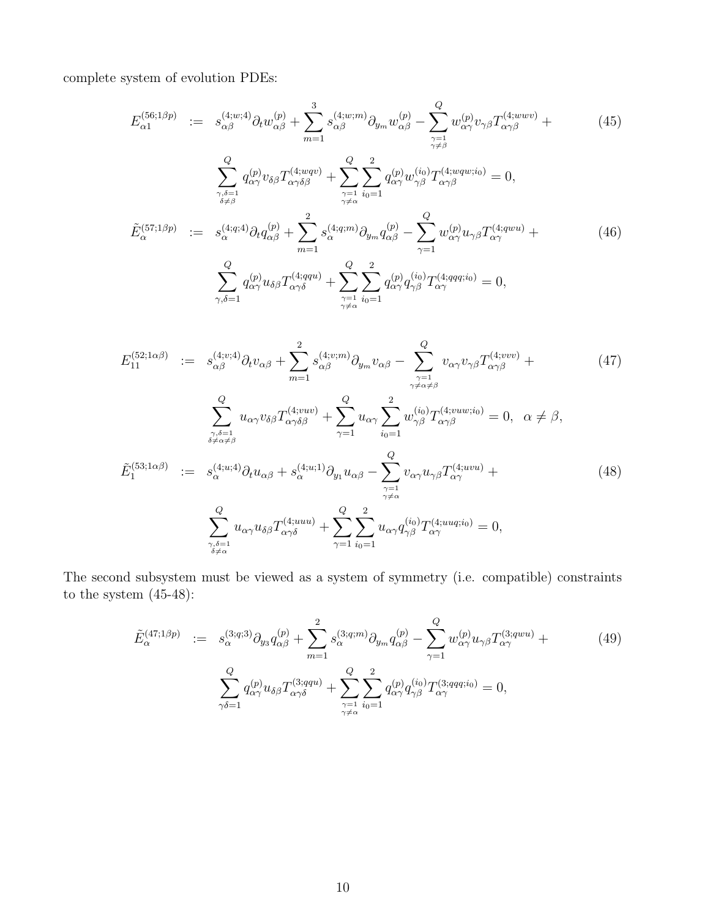complete system of evolution PDEs:

$$
\begin{aligned}
E_{\alpha 1}^{(56;1\beta p)} &:= s_{\alpha\beta}^{(4;w;4)} \partial_t w_{\alpha\beta}^{(p)} + \sum_{m=1}^{3} s_{\alpha\beta}^{(4;w;m)} \partial_{y_m} w_{\alpha\beta}^{(p)} - \sum_{\substack{\gamma=1 \\ \gamma\neq\beta}}^{Q} w_{\alpha\gamma}^{(p)} v_{\gamma\beta} T_{\alpha\gamma\beta}^{(4;wwv)} + \\
&\quad \sum_{\substack{\gamma,\delta=1 \\ \delta\neq\beta}}^{Q} q_{\alpha\gamma}^{(p)} v_{\delta\beta} T_{\alpha\gamma\delta\beta}^{(4;wqv)} + \sum_{\substack{\gamma=1 \\ \gamma\neq\alpha}}^{Q} \sum_{i_0=1}^{2} q_{\alpha\gamma}^{(p)} w_{\gamma\beta}^{(i_0)} T_{\alpha\gamma\beta}^{(4;wqw;i_0)} = 0,
\end{aligned}
\tag{45}
$$

$$
\begin{aligned}
\tilde{E}_{\alpha}^{(57;1\beta p)} &:= s_{\alpha}^{(4;q;4)} \partial_t q_{\alpha\beta}^{(p)} + \sum_{m=1}^{2} s_{\alpha}^{(4;q;m)} \partial_{y_m} q_{\alpha\beta}^{(p)} - \sum_{\gamma=1}^{Q} w_{\alpha\gamma}^{(p)} u_{\gamma\beta} T_{\alpha\gamma}^{(4;qwu)} + \\
&\quad \sum_{\gamma,\delta=1}^{Q} q_{\alpha\gamma}^{(p)} u_{\delta\beta} T_{\alpha\gamma\delta}^{(4;qqu)} + \sum_{\substack{\gamma=1 \\ \gamma\neq\alpha}}^{Q} \sum_{i_0=1}^{2} q_{\alpha\gamma}^{(p)} q_{\gamma\beta}^{(i_0)} T_{\alpha\gamma}^{(4;qqq;i_0)} = 0,
\end{aligned}
\tag{46}
$$

$$
\begin{aligned}
E_{11}^{(52;1\alpha\beta)} &:= s_{\alpha\beta}^{(4;v;4)} \partial_t v_{\alpha\beta} + \sum_{m=1}^{2} s_{\alpha\beta}^{(4;v;m)} \partial_{y_m} v_{\alpha\beta} - \sum_{\substack{\gamma=1 \\ \gamma\neq\alpha\neq\beta}}^{Q} v_{\alpha\gamma} v_{\gamma\beta} T_{\alpha\gamma\beta}^{(4;vvv)} + \\
&\quad \sum_{\substack{\gamma,\delta=1 \\ \delta\neq\alpha\neq\beta}}^{Q} u_{\alpha\gamma} v_{\delta\beta} T_{\alpha\gamma\delta\beta}^{(4;vuv)} + \sum_{\gamma=1}^{Q} u_{\alpha\gamma} \sum_{i_0=1}^{2} w_{\gamma\beta}^{(i_0)} T_{\alpha\gamma\beta}^{(4;vuw;i_0)} = 0, \quad \alpha\neq\beta,
\end{aligned}
\tag{47}
$$

$$
\begin{aligned}
\tilde{E}_{1}^{(53;1\alpha\beta)} &:= s_{\alpha}^{(4;u;4)} \partial_t u_{\alpha\beta} + s_{\alpha}^{(4;u;1)} \partial_{y_1} u_{\alpha\beta} - \sum_{\substack{\gamma=1 \\ \gamma\neq\alpha}}^{Q} v_{\alpha\gamma} u_{\gamma\beta} T_{\alpha\gamma}^{(4;uvu)} + \\
&\quad \sum_{\substack{\gamma,\delta=1 \\ \delta\neq\alpha}}^{Q} u_{\alpha\gamma} u_{\delta\beta} T_{\alpha\gamma\delta}^{(4;uuu)} + \sum_{\gamma=1}^{Q} \sum_{i_0=1}^{2} u_{\alpha\gamma} q_{\gamma\beta}^{(i_0)} T_{\alpha\gamma}^{(4;uuq;i_0)} = 0,
\end{aligned}
\tag{48}
$$

The second subsystem must be viewed as a system of symmetry (i.e. compatible) constraints to the system (45-48):

$$
\begin{aligned}
\tilde{E}_{\alpha}^{(47;1\beta p)} &:= s_{\alpha}^{(3;q;3)} \partial_{y_3} q_{\alpha\beta}^{(p)} + \sum_{m=1}^{2} s_{\alpha}^{(3;q;m)} \partial_{y_m} q_{\alpha\beta}^{(p)} - \sum_{\gamma=1}^{Q} w_{\alpha\gamma}^{(p)} u_{\gamma\beta} T_{\alpha\gamma}^{(3;qwu)} + \\
&\quad \sum_{\gamma\delta=1}^{Q} q_{\alpha\gamma}^{(p)} u_{\delta\beta} T_{\alpha\gamma\delta}^{(3;qqu)} + \sum_{\substack{\gamma=1 \\ \gamma\neq\alpha}}^{Q} \sum_{i_0=1}^{2} q_{\alpha\gamma}^{(p)} q_{\gamma\beta}^{(i_0)} T_{\alpha\gamma}^{(3;qqq;i_0)} = 0,
\end{aligned}
\tag{49}
$$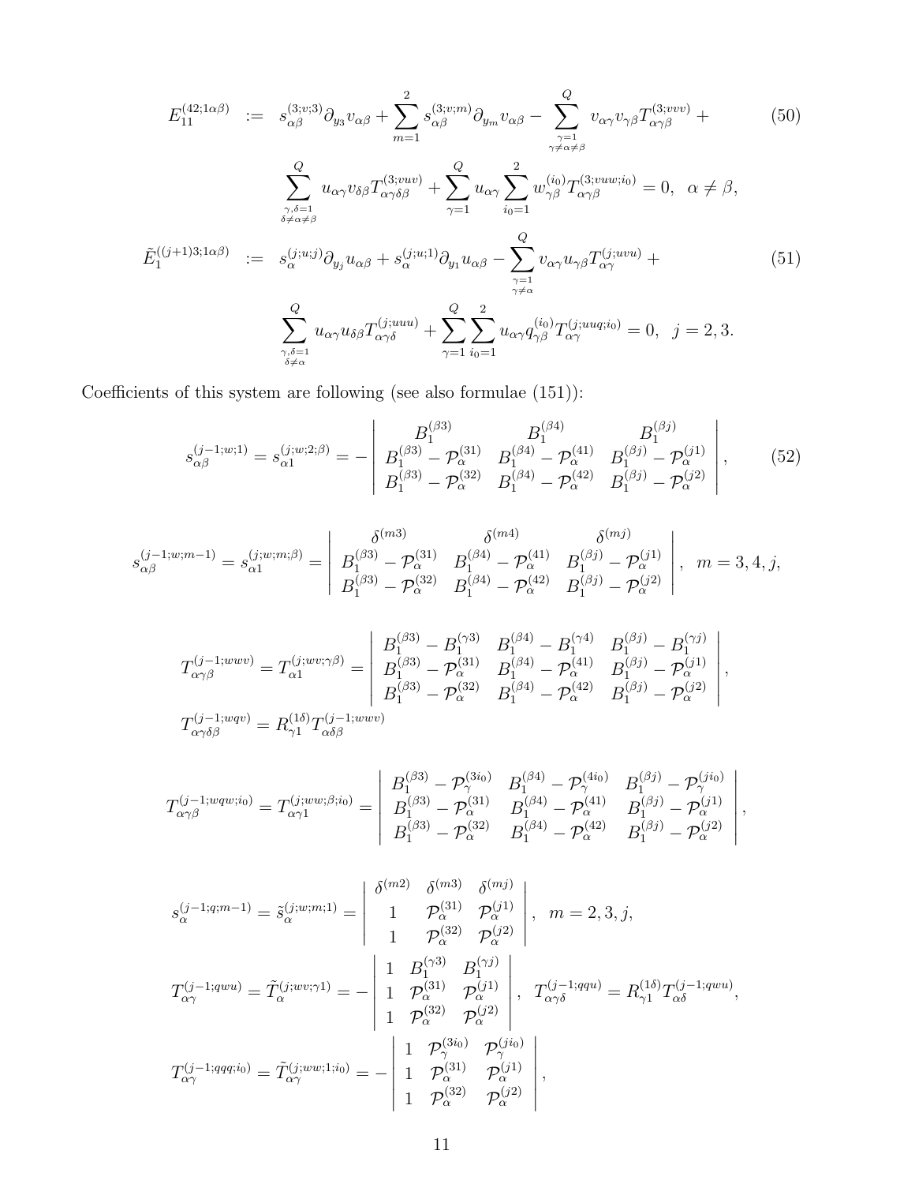$$
\begin{aligned}
E_{11}^{(42;1\alpha\beta)} &:= s_{\alpha\beta}^{(3;v;3)}\partial_{y_3}v_{\alpha\beta} + \sum_{m=1}^{2} s_{\alpha\beta}^{(3;v;m)}\partial_{y_m}v_{\alpha\beta} - \sum_{\substack{\gamma=1\\ \gamma\neq\alpha\neq\beta}}^{Q} v_{\alpha\gamma}v_{\gamma\beta}T_{\alpha\gamma\beta}^{(3;vvv)} + \\
&\quad \sum_{\substack{\gamma,\delta=1\\ \delta\neq\alpha\neq\beta}}^{Q} u_{\alpha\gamma}v_{\delta\beta}T_{\alpha\gamma\delta\beta}^{(3;vuv)} + \sum_{\gamma=1}^{Q} u_{\alpha\gamma}\sum_{i_0=1}^{2} w_{\gamma\beta}^{(i_0)}T_{\alpha\gamma\beta}^{(3;vuw;i_0)} = 0, \quad \alpha\neq\beta,
\end{aligned}
\tag{50}
$$

$$
\begin{aligned}
\tilde{E}_{1}^{((j+1)3;1\alpha\beta)} &:= s_{\alpha}^{(j;u;j)}\partial_{y_j}u_{\alpha\beta} + s_{\alpha}^{(j;u;1)}\partial_{y_1}u_{\alpha\beta} - \sum_{\substack{\gamma=1\\ \gamma\neq\alpha}}^{Q} v_{\alpha\gamma}u_{\gamma\beta}T_{\alpha\gamma}^{(j;uvu)} + \\
&\quad \sum_{\substack{\gamma,\delta=1\\ \delta\neq\alpha}}^{Q} u_{\alpha\gamma}u_{\delta\beta}T_{\alpha\gamma\delta}^{(j;uuu)} + \sum_{\gamma=1}^{Q}\sum_{i_0=1}^{2} u_{\alpha\gamma}q_{\gamma\beta}^{(i_0)}T_{\alpha\gamma}^{(j;uuq;i_0)} = 0, \quad j=2,3.
\end{aligned}
\tag{51}
$$

Coefficients of this system are following (see also formulae (151)):

$$
s_{\alpha\beta}^{(j-1;w;1)} = s_{\alpha1}^{(j;w;2;\beta)} = -\left|\begin{array}{ccc} B_1^{(\beta3)} & B_1^{(\beta4)} & B_1^{(\beta j)} \\ B_1^{(\beta3)}-\mathcal{P}_\alpha^{(31)} & B_1^{(\beta4)}-\mathcal{P}_\alpha^{(41)} & B_1^{(\beta j)}-\mathcal{P}_\alpha^{(j1)} \\ B_1^{(\beta3)}-\mathcal{P}_\alpha^{(32)} & B_1^{(\beta4)}-\mathcal{P}_\alpha^{(42)} & B_1^{(\beta j)}-\mathcal{P}_\alpha^{(j2)} \end{array}\right|,
\tag{52}
$$

$$
s_{\alpha\beta}^{(j-1;w;m-1)} = s_{\alpha1}^{(j;w;m;\beta)} = \left|\begin{array}{ccc} \delta^{(m3)} & \delta^{(m4)} & \delta^{(mj)} \\ B_1^{(\beta3)}-\mathcal{P}_\alpha^{(31)} & B_1^{(\beta4)}-\mathcal{P}_\alpha^{(41)} & B_1^{(\beta j)}-\mathcal{P}_\alpha^{(j1)} \\ B_1^{(\beta3)}-\mathcal{P}_\alpha^{(32)} & B_1^{(\beta4)}-\mathcal{P}_\alpha^{(42)} & B_1^{(\beta j)}-\mathcal{P}_\alpha^{(j2)} \end{array}\right|, \quad m=3,4,j,
$$

$$
T_{\alpha\gamma\beta}^{(j-1;wwv)} = T_{\alpha1}^{(j;wv;\gamma\beta)} = \left|\begin{array}{ccc} B_1^{(\beta3)}-B_1^{(\gamma3)} & B_1^{(\beta4)}-B_1^{(\gamma4)} & B_1^{(\beta j)}-B_1^{(\gamma j)} \\ B_1^{(\beta3)}-\mathcal{P}_\alpha^{(31)} & B_1^{(\beta4)}-\mathcal{P}_\alpha^{(41)} & B_1^{(\beta j)}-\mathcal{P}_\alpha^{(j1)} \\ B_1^{(\beta3)}-\mathcal{P}_\alpha^{(32)} & B_1^{(\beta4)}-\mathcal{P}_\alpha^{(42)} & B_1^{(\beta j)}-\mathcal{P}_\alpha^{(j2)} \end{array}\right|,
$$

$$
T_{\alpha\gamma\delta\beta}^{(j-1;wqv)} = R_{\gamma1}^{(1\delta)}T_{\alpha\delta\beta}^{(j-1;wwv)}
$$

$$
T_{\alpha\gamma\beta}^{(j-1;wqw;i_0)} = T_{\alpha\gamma1}^{(j;ww;\beta;i_0)} = \left|\begin{array}{ccc} B_1^{(\beta3)}-\mathcal{P}_\gamma^{(3i_0)} & B_1^{(\beta4)}-\mathcal{P}_\gamma^{(4i_0)} & B_1^{(\beta j)}-\mathcal{P}_\gamma^{(ji_0)} \\ B_1^{(\beta3)}-\mathcal{P}_\alpha^{(31)} & B_1^{(\beta4)}-\mathcal{P}_\alpha^{(41)} & B_1^{(\beta j)}-\mathcal{P}_\alpha^{(j1)} \\ B_1^{(\beta3)}-\mathcal{P}_\alpha^{(32)} & B_1^{(\beta4)}-\mathcal{P}_\alpha^{(42)} & B_1^{(\beta j)}-\mathcal{P}_\alpha^{(j2)} \end{array}\right|,
$$

$$
s_{\alpha}^{(j-1;q;m-1)} = \tilde{s}_{\alpha}^{(j;w;m;1)} = \left|\begin{array}{ccc} \delta^{(m2)} & \delta^{(m3)} & \delta^{(mj)} \\ 1 & \mathcal{P}_\alpha^{(31)} & \mathcal{P}_\alpha^{(j1)} \\ 1 & \mathcal{P}_\alpha^{(32)} & \mathcal{P}_\alpha^{(j2)} \end{array}\right|, \quad m=2,3,j,
$$

$$
T_{\alpha\gamma}^{(j-1;qwu)} = \tilde{T}_{\alpha}^{(j;wv;\gamma1)} = -\left|\begin{array}{ccc} 1 & B_1^{(\gamma3)} & B_1^{(\gamma j)} \\ 1 & \mathcal{P}_\alpha^{(31)} & \mathcal{P}_\alpha^{(j1)} \\ 1 & \mathcal{P}_\alpha^{(32)} & \mathcal{P}_\alpha^{(j2)} \end{array}\right|, \quad T_{\alpha\gamma\delta}^{(j-1;qqu)} = R_{\gamma1}^{(1\delta)}T_{\alpha\delta}^{(j-1;qwu)},
$$

$$
T_{\alpha\gamma}^{(j-1;qqq;i_0)} = \tilde{T}_{\alpha\gamma}^{(j;ww;1;i_0)} = -\left|\begin{array}{ccc} 1 & \mathcal{P}_\gamma^{(3i_0)} & \mathcal{P}_\gamma^{(ji_0)} \\ 1 & \mathcal{P}_\alpha^{(31)} & \mathcal{P}_\alpha^{(j1)} \\ 1 & \mathcal{P}_\alpha^{(32)} & \mathcal{P}_\alpha^{(j2)} \end{array}\right|,
$$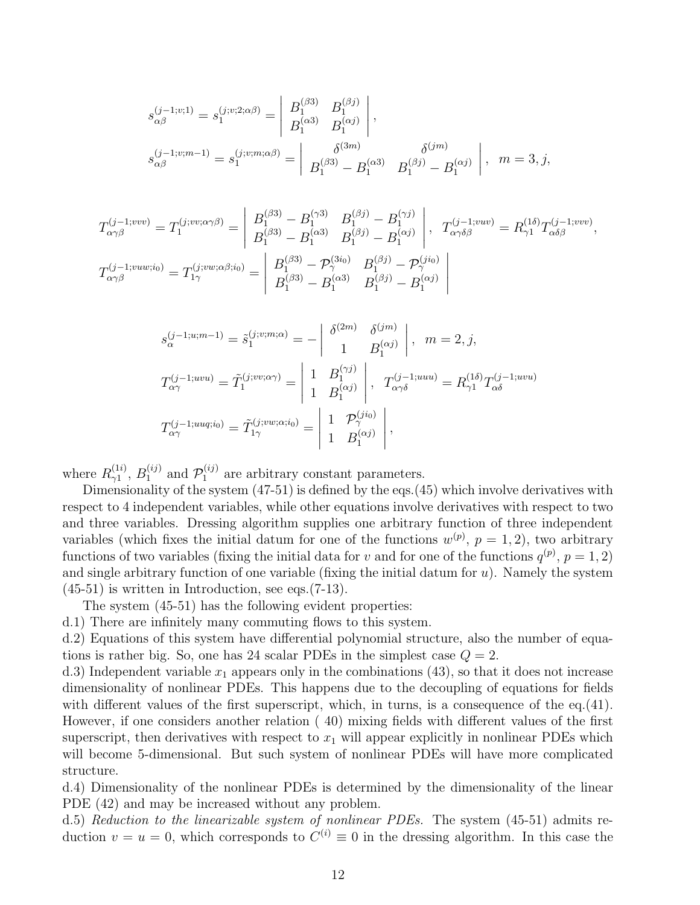$$
s^{(j-1;v;1)}_{\alpha\beta} = s^{(j;v;2;\alpha\beta)}_1 = \left| \begin{array}{cc} B_1^{(\beta 3)} & B_1^{(\beta j)} \\ B_1^{(\alpha 3)} & B_1^{(\alpha j)} \end{array} \right|,
$$

$$
s^{(j-1;v;m-1)}_{\alpha\beta} = s^{(j;v;m;\alpha\beta)}_1 = \left| \begin{array}{cc} \delta^{(3m)} & \delta^{(jm)} \\ B_1^{(\beta 3)} - B_1^{(\alpha 3)} & B_1^{(\beta j)} - B_1^{(\alpha j)} \end{array} \right|, \;\; m = 3, j,
$$

$$
T^{(j-1;vvv)}_{\alpha\gamma\beta} = T^{(j;vv;\alpha\gamma\beta)}_1 = \left| \begin{array}{cc} B_1^{(\beta 3)} - B_1^{(\gamma 3)} & B_1^{(\beta j)} - B_1^{(\gamma j)} \\ B_1^{(\beta 3)} - B_1^{(\alpha 3)} & B_1^{(\beta j)} - B_1^{(\alpha j)} \end{array} \right|, \;\; T^{(j-1;vuv)}_{\alpha\gamma\delta\beta} = R^{(1\delta)}_{\gamma 1} T^{(j-1;vvv)}_{\alpha\delta\beta},
$$

$$
T^{(j-1;vuw;i_0)}_{\alpha\gamma\beta} = T^{(j;vw;\alpha\beta;i_0)}_{1\gamma} = \left| \begin{array}{cc} B_1^{(\beta 3)} - \mathcal{P}_\gamma^{(3 i_0)} & B_1^{(\beta j)} - \mathcal{P}_\gamma^{(j i_0)} \\ B_1^{(\beta 3)} - B_1^{(\alpha 3)} & B_1^{(\beta j)} - B_1^{(\alpha j)} \end{array} \right|
$$

$$
s^{(j-1;u;m-1)}_{\alpha} = \tilde{s}^{(j;v;m;\alpha)}_1 = - \left| \begin{array}{cc} \delta^{(2m)} & \delta^{(jm)} \\ 1 & B_1^{(\alpha j)} \end{array} \right|, \;\; m = 2, j,
$$

$$
T^{(j-1;uvu)}_{\alpha\gamma} = \tilde{T}^{(j;vv;\alpha\gamma)}_1 = \left| \begin{array}{cc} 1 & B_1^{(\gamma j)} \\ 1 & B_1^{(\alpha j)} \end{array} \right|, \;\; T^{(j-1;uuu)}_{\alpha\gamma\delta} = R^{(1\delta)}_{\gamma 1} T^{(j-1;uvu)}_{\alpha\delta}
$$

$$
T^{(j-1;uuq;i_0)}_{\alpha\gamma} = \tilde{T}^{(j;vw;\alpha;i_0)}_{1\gamma} = \left| \begin{array}{cc} 1 & \mathcal{P}_\gamma^{(j i_0)} \\ 1 & B_1^{(\alpha j)} \end{array} \right|,
$$

where $R^{(1i)}_{\gamma 1}$, $B^{(ij)}_1$ and $\mathcal{P}^{(ij)}_1$ are arbitrary constant parameters.

Dimensionality of the system (47-51) is defined by the eqs.(45) which involve derivatives with respect to 4 independent variables, while other equations involve derivatives with respect to two and three variables. Dressing algorithm supplies one arbitrary function of three independent variables (which fixes the initial datum for one of the functions $w^{(p)}$, $p = 1, 2$), two arbitrary functions of two variables (fixing the initial data for $v$ and for one of the functions $q^{(p)}$, $p = 1, 2$) and single arbitrary function of one variable (fixing the initial datum for $u$). Namely the system (45-51) is written in Introduction, see eqs.(7-13).

The system (45-51) has the following evident properties:
d.1) There are infinitely many commuting flows to this system.
d.2) Equations of this system have differential polynomial structure, also the number of equations is rather big. So, one has 24 scalar PDEs in the simplest case $Q = 2$.
d.3) Independent variable $x_1$ appears only in the combinations (43), so that it does not increase dimensionality of nonlinear PDEs. This happens due to the decoupling of equations for fields with different values of the first superscript, which, in turns, is a consequence of the eq.(41). However, if one considers another relation ( 40) mixing fields with different values of the first superscript, then derivatives with respect to $x_1$ will appear explicitly in nonlinear PDEs which will become 5-dimensional. But such system of nonlinear PDEs will have more complicated structure.
d.4) Dimensionality of the nonlinear PDEs is determined by the dimensionality of the linear PDE (42) and may be increased without any problem.
d.5) *Reduction to the linearizable system of nonlinear PDEs.* The system (45-51) admits reduction $v = u = 0$, which corresponds to $C^{(i)} \equiv 0$ in the dressing algorithm. In this case the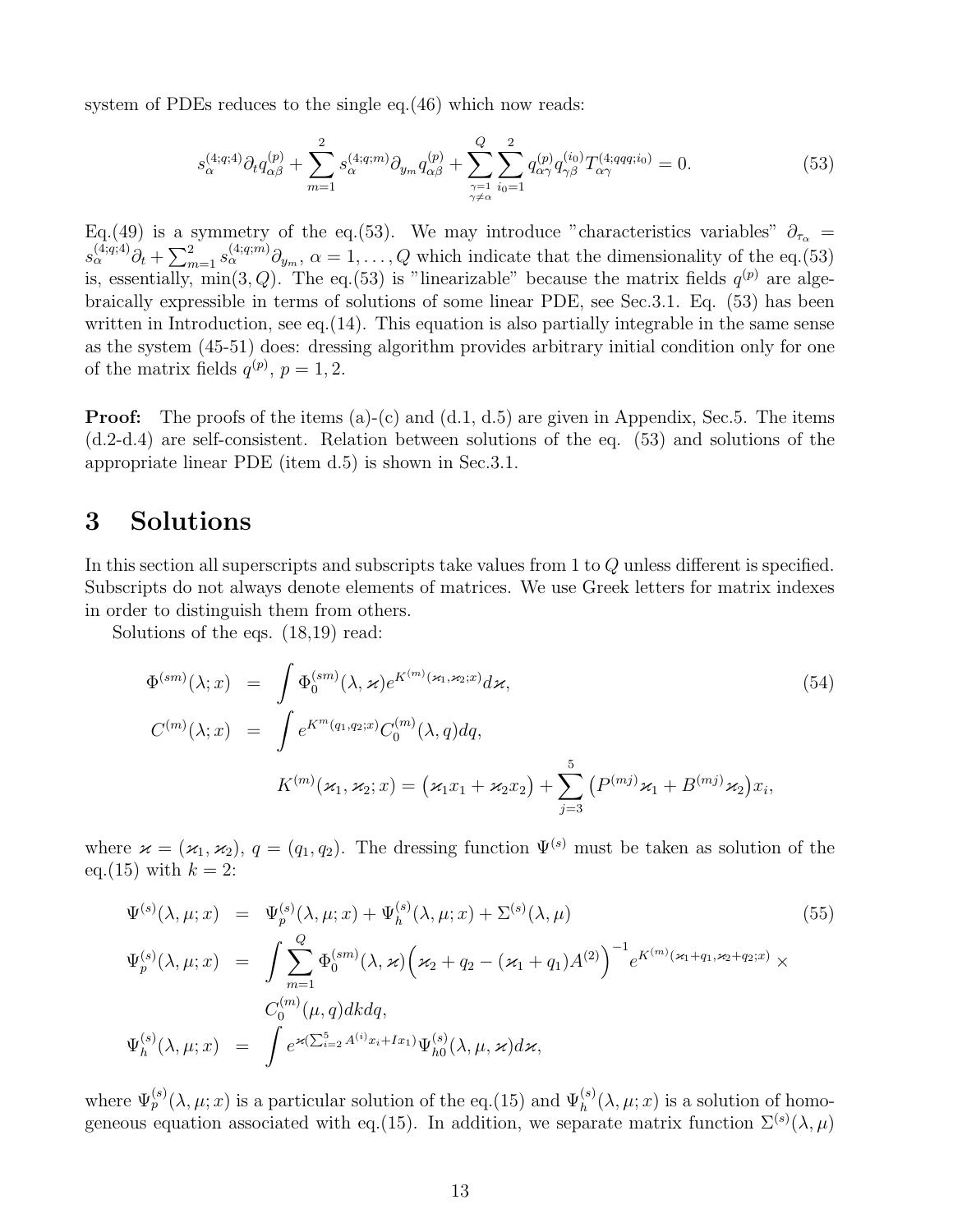system of PDEs reduces to the single eq.(46) which now reads:

$$
s_\alpha^{(4;q;4)}\partial_t q^{(p)}_{\alpha\beta} + \sum_{m=1}^{2} s_\alpha^{(4;q;m)}\partial_{y_m} q^{(p)}_{\alpha\beta} + \sum_{\substack{\gamma=1\\ \gamma\neq\alpha}}^{Q}\sum_{i_0=1}^{2} q^{(p)}_{\alpha\gamma} q^{(i_0)}_{\gamma\beta} T^{(4;qqq;i_0)}_{\alpha\gamma} = 0. \tag{53}
$$

Eq.(49) is a symmetry of the eq.(53). We may introduce "characteristics variables" $\partial_{\tau_\alpha} = s_\alpha^{(4;q;4)}\partial_t + \sum_{m=1}^{2} s_\alpha^{(4;q;m)}\partial_{y_m}$, $\alpha = 1,\dots,Q$ which indicate that the dimensionality of the eq.(53) is, essentially, $\min(3,Q)$. The eq.(53) is "linearizable" because the matrix fields $q^{(p)}$ are algebraically expressible in terms of solutions of some linear PDE, see Sec.3.1. Eq. (53) has been written in Introduction, see eq.(14). This equation is also partially integrable in the same sense as the system (45-51) does: dressing algorithm provides arbitrary initial condition only for one of the matrix fields $q^{(p)}$, $p = 1,2$.

**Proof:** The proofs of the items (a)-(c) and (d.1, d.5) are given in Appendix, Sec.5. The items (d.2-d.4) are self-consistent. Relation between solutions of the eq. (53) and solutions of the appropriate linear PDE (item d.5) is shown in Sec.3.1.

# 3 Solutions

In this section all superscripts and subscripts take values from 1 to $Q$ unless different is specified. Subscripts do not always denote elements of matrices. We use Greek letters for matrix indexes in order to distinguish them from others.

Solutions of the eqs. (18,19) read:

$$
\begin{aligned}
\Phi^{(sm)}(\lambda;x) &= \int \Phi_0^{(sm)}(\lambda,\varkappa) e^{K^{(m)}(\varkappa_1,\varkappa_2;x)} d\varkappa, \\
C^{(m)}(\lambda;x) &= \int e^{K^m(q_1,q_2;x)} C_0^{(m)}(\lambda,q) dq, \\
&\qquad K^{(m)}(\varkappa_1,\varkappa_2;x) = \big(\varkappa_1 x_1 + \varkappa_2 x_2\big) + \sum_{j=3}^{5}\big(P^{(mj)}\varkappa_1 + B^{(mj)}\varkappa_2\big)x_i,
\end{aligned} \tag{54}
$$

where $\varkappa = (\varkappa_1,\varkappa_2)$, $q = (q_1,q_2)$. The dressing function $\Psi^{(s)}$ must be taken as solution of the eq.(15) with $k = 2$:

$$
\begin{aligned}
\Psi^{(s)}(\lambda,\mu;x) &= \Psi_p^{(s)}(\lambda,\mu;x) + \Psi_h^{(s)}(\lambda,\mu;x) + \Sigma^{(s)}(\lambda,\mu) \\
\Psi_p^{(s)}(\lambda,\mu;x) &= \int \sum_{m=1}^{Q} \Phi_0^{(sm)}(\lambda,\varkappa)\Big(\varkappa_2 + q_2 - (\varkappa_1 + q_1)A^{(2)}\Big)^{-1} e^{K^{(m)}(\varkappa_1+q_1,\varkappa_2+q_2;x)} \times \\
&\qquad C_0^{(m)}(\mu,q) dk dq, \\
\Psi_h^{(s)}(\lambda,\mu;x) &= \int e^{\varkappa(\sum_{i=2}^{5} A^{(i)}x_i + I x_1)} \Psi_{h0}^{(s)}(\lambda,\mu,\varkappa) d\varkappa,
\end{aligned} \tag{55}
$$

where $\Psi_p^{(s)}(\lambda,\mu;x)$ is a particular solution of the eq.(15) and $\Psi_h^{(s)}(\lambda,\mu;x)$ is a solution of homogeneous equation associated with eq.(15). In addition, we separate matrix function $\Sigma^{(s)}(\lambda,\mu)$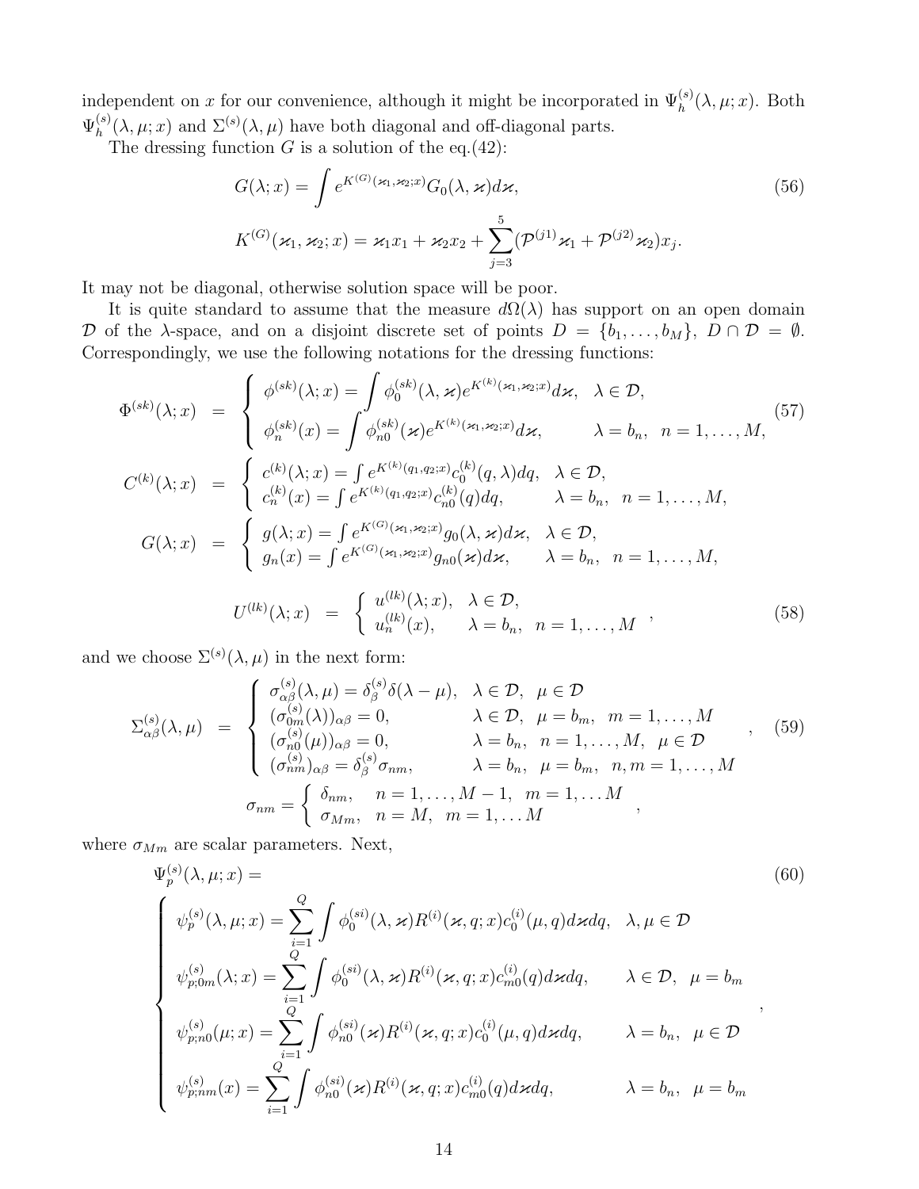independent on $x$ for our convenience, although it might be incorporated in $\Psi^{(s)}_h(\lambda,\mu;x)$. Both $\Psi^{(s)}_h(\lambda,\mu;x)$ and $\Sigma^{(s)}(\lambda,\mu)$ have both diagonal and off-diagonal parts.

The dressing function $G$ is a solution of the eq.(42):

$$
G(\lambda;x) = \int e^{K^{(G)}(\varkappa_1,\varkappa_2;x)} G_0(\lambda,\varkappa) d\varkappa, \tag{56}
$$

$$
K^{(G)}(\varkappa_1,\varkappa_2;x) = \varkappa_1 x_1 + \varkappa_2 x_2 + \sum_{j=3}^{5} (\mathcal{P}^{(j1)}\varkappa_1 + \mathcal{P}^{(j2)}\varkappa_2) x_j.
$$

It may not be diagonal, otherwise solution space will be poor.

It is quite standard to assume that the measure $d\Omega(\lambda)$ has support on an open domain $\mathcal{D}$ of the $\lambda$-space, and on a disjoint discrete set of points $D = \{b_1,\dots,b_M\}$, $D\cap\mathcal{D}=\emptyset$. Correspondingly, we use the following notations for the dressing functions:

$$
\Phi^{(sk)}(\lambda;x) = \left\{ \begin{array}{ll} \phi^{(sk)}(\lambda;x) = \displaystyle\int \phi^{(sk)}_0(\lambda,\varkappa) e^{K^{(k)}(\varkappa_1,\varkappa_2;x)} d\varkappa, & \lambda\in\mathcal{D}, \\ \phi^{(sk)}_n(x) = \displaystyle\int \phi^{(sk)}_{n0}(\varkappa) e^{K^{(k)}(\varkappa_1,\varkappa_2;x)} d\varkappa, & \lambda = b_n,\;\; n=1,\dots,M, \end{array}\right. \tag{57}
$$

$$
C^{(k)}(\lambda;x) = \left\{ \begin{array}{ll} c^{(k)}(\lambda;x) = \int e^{K^{(k)}(q_1,q_2;x)} c^{(k)}_0(q,\lambda) dq, & \lambda\in\mathcal{D}, \\ c^{(k)}_n(x) = \int e^{K^{(k)}(q_1,q_2;x)} c^{(k)}_{n0}(q) dq, & \lambda = b_n,\;\; n=1,\dots,M, \end{array}\right.
$$

$$
G(\lambda;x) = \left\{ \begin{array}{ll} g(\lambda;x) = \int e^{K^{(G)}(\varkappa_1,\varkappa_2;x)} g_0(\lambda,\varkappa) d\varkappa, & \lambda\in\mathcal{D}, \\ g_n(x) = \int e^{K^{(G)}(\varkappa_1,\varkappa_2;x)} g_{n0}(\varkappa) d\varkappa, & \lambda = b_n,\;\; n=1,\dots,M, \end{array}\right.
$$

$$
U^{(lk)}(\lambda;x) = \left\{ \begin{array}{ll} u^{(lk)}(\lambda;x), & \lambda\in\mathcal{D}, \\ u^{(lk)}_n(x), & \lambda = b_n,\;\; n=1,\dots,M \end{array}\right. , \tag{58}
$$

and we choose $\Sigma^{(s)}(\lambda,\mu)$ in the next form:

$$
\Sigma^{(s)}_{\alpha\beta}(\lambda,\mu) = \left\{ \begin{array}{ll} \sigma^{(s)}_{\alpha\beta}(\lambda,\mu) = \delta^{(s)}_\beta \delta(\lambda-\mu), & \lambda\in\mathcal{D},\;\; \mu\in\mathcal{D} \\ (\sigma^{(s)}_{0m}(\lambda))_{\alpha\beta} = 0, & \lambda\in\mathcal{D},\;\; \mu=b_m,\;\; m=1,\dots,M \\ (\sigma^{(s)}_{n0}(\mu))_{\alpha\beta} = 0, & \lambda=b_n,\;\; n=1,\dots,M,\;\; \mu\in\mathcal{D} \\ (\sigma^{(s)}_{nm})_{\alpha\beta} = \delta^{(s)}_\beta \sigma_{nm}, & \lambda=b_n,\;\; \mu=b_m,\;\; n,m=1,\dots,M \end{array}\right. , \tag{59}
$$

$$
\sigma_{nm} = \left\{ \begin{array}{ll} \delta_{nm}, & n=1,\dots,M-1,\;\; m=1,\dots M \\ \sigma_{Mm}, & n=M,\;\; m=1,\dots M \end{array}\right. ,
$$

where $\sigma_{Mm}$ are scalar parameters. Next,

$$
\Psi^{(s)}_p(\lambda,\mu;x) = \tag{60}
$$

$$
\left\{ \begin{array}{ll} \psi^{(s)}_p(\lambda,\mu;x) = \displaystyle\sum_{i=1}^{Q} \int \phi^{(si)}_0(\lambda,\varkappa) R^{(i)}(\varkappa,q;x) c^{(i)}_0(\mu,q) d\varkappa dq, & \lambda,\mu\in\mathcal{D} \\ \psi^{(s)}_{p;0m}(\lambda;x) = \displaystyle\sum_{i=1}^{Q} \int \phi^{(si)}_0(\lambda,\varkappa) R^{(i)}(\varkappa,q;x) c^{(i)}_{m0}(q) d\varkappa dq, & \lambda\in\mathcal{D},\;\; \mu=b_m \\ \psi^{(s)}_{p;n0}(\mu;x) = \displaystyle\sum_{i=1}^{Q} \int \phi^{(si)}_{n0}(\varkappa) R^{(i)}(\varkappa,q;x) c^{(i)}_0(\mu,q) d\varkappa dq, & \lambda=b_n,\;\; \mu\in\mathcal{D} \\ \psi^{(s)}_{p;nm}(x) = \displaystyle\sum_{i=1}^{Q} \int \phi^{(si)}_{n0}(\varkappa) R^{(i)}(\varkappa,q;x) c^{(i)}_{m0}(q) d\varkappa dq, & \lambda=b_n,\;\; \mu=b_m \end{array}\right. ,
$$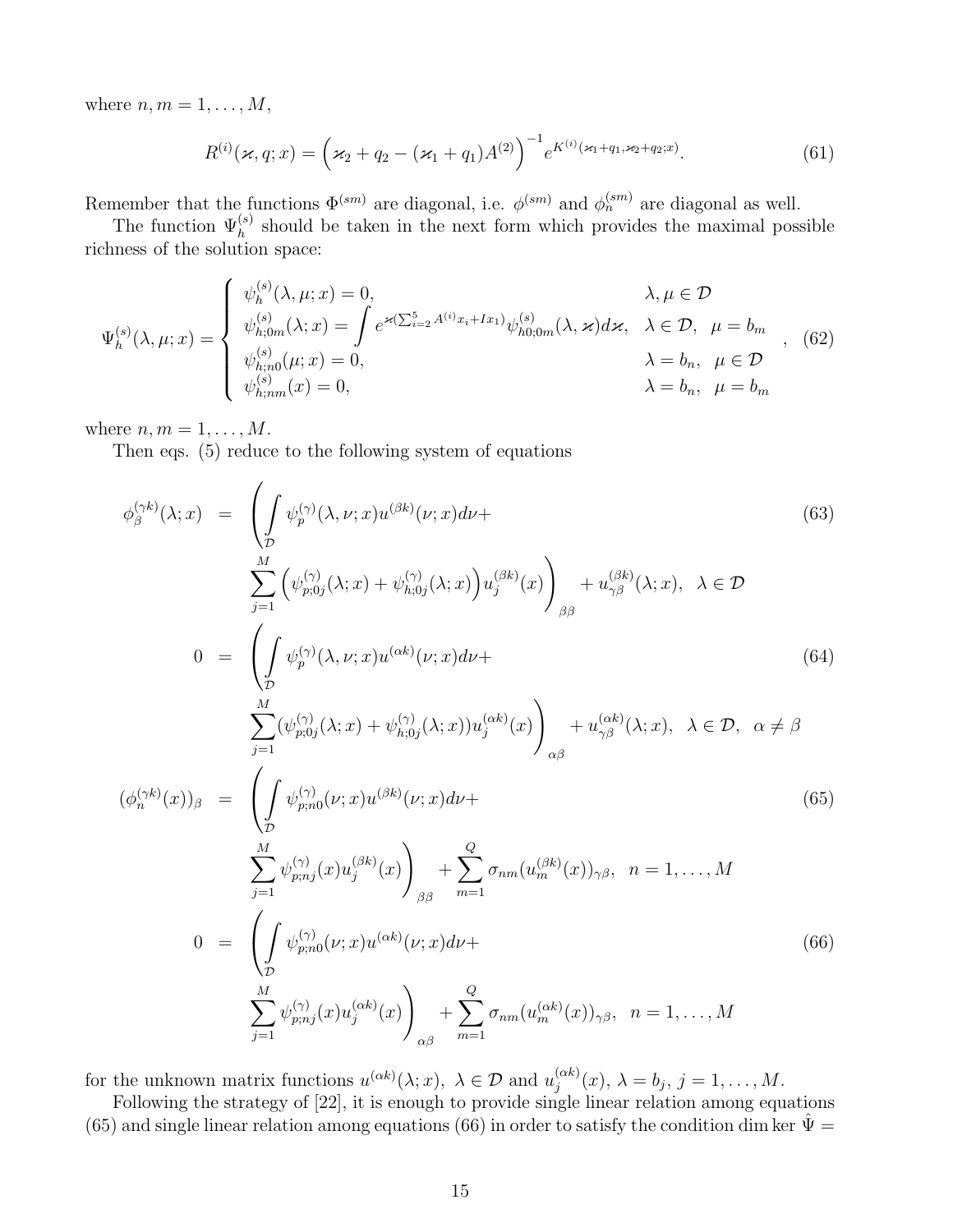where $n, m = 1, \ldots, M$,

$$
R^{(i)}(\varkappa, q; x) = \Big(\varkappa_2 + q_2 - (\varkappa_1 + q_1)A^{(2)}\Big)^{-1} e^{K^{(i)}(\varkappa_1+q_1,\varkappa_2+q_2;x)}. \tag{61}
$$

Remember that the functions $\Phi^{(sm)}$ are diagonal, i.e. $\phi^{(sm)}$ and $\phi_n^{(sm)}$ are diagonal as well.

The function $\Psi_h^{(s)}$ should be taken in the next form which provides the maximal possible richness of the solution space:

$$
\Psi_h^{(s)}(\lambda, \mu; x) = \left\{ \begin{array}{ll} \psi_h^{(s)}(\lambda, \mu; x) = 0, & \lambda, \mu \in \mathcal{D} \\ \psi_{h;0m}^{(s)}(\lambda; x) = \displaystyle\int e^{\varkappa(\sum_{i=2}^5 A^{(i)} x_i + I x_1)} \psi_{h0;0m}^{(s)}(\lambda, \varkappa) d\varkappa, & \lambda \in \mathcal{D}, \;\; \mu = b_m \\ \psi_{h;n0}^{(s)}(\mu; x) = 0, & \lambda = b_n, \;\; \mu \in \mathcal{D} \\ \psi_{h;nm}^{(s)}(x) = 0, & \lambda = b_n, \;\; \mu = b_m \end{array} \right. , \tag{62}
$$

where $n, m = 1, \ldots, M$.

Then eqs. (5) reduce to the following system of equations

$$
\phi_\beta^{(\gamma k)}(\lambda; x) = \left( \int_{\mathcal{D}} \psi_p^{(\gamma)}(\lambda, \nu; x) u^{(\beta k)}(\nu; x) d\nu + \sum_{j=1}^M \Big(\psi_{p;0j}^{(\gamma)}(\lambda; x) + \psi_{h;0j}^{(\gamma)}(\lambda; x)\Big) u_j^{(\beta k)}(x) \right)_{\beta\beta} + u_{\gamma\beta}^{(\beta k)}(\lambda; x), \;\; \lambda \in \mathcal{D} \tag{63}
$$

$$
0 = \left( \int_{\mathcal{D}} \psi_p^{(\gamma)}(\lambda, \nu; x) u^{(\alpha k)}(\nu; x) d\nu + \sum_{j=1}^M (\psi_{p;0j}^{(\gamma)}(\lambda; x) + \psi_{h;0j}^{(\gamma)}(\lambda; x)) u_j^{(\alpha k)}(x) \right)_{\alpha\beta} + u_{\gamma\beta}^{(\alpha k)}(\lambda; x), \;\; \lambda \in \mathcal{D}, \;\; \alpha \neq \beta \tag{64}
$$

$$
(\phi_n^{(\gamma k)}(x))_\beta = \left( \int_{\mathcal{D}} \psi_{p;n0}^{(\gamma)}(\nu; x) u^{(\beta k)}(\nu; x) d\nu + \sum_{j=1}^M \psi_{p;nj}^{(\gamma)}(x) u_j^{(\beta k)}(x) \right)_{\beta\beta} + \sum_{m=1}^Q \sigma_{nm} (u_m^{(\beta k)}(x))_{\gamma\beta}, \;\; n = 1, \ldots, M \tag{65}
$$

$$
0 = \left( \int_{\mathcal{D}} \psi_{p;n0}^{(\gamma)}(\nu; x) u^{(\alpha k)}(\nu; x) d\nu + \sum_{j=1}^M \psi_{p;nj}^{(\gamma)}(x) u_j^{(\alpha k)}(x) \right)_{\alpha\beta} + \sum_{m=1}^Q \sigma_{nm} (u_m^{(\alpha k)}(x))_{\gamma\beta}, \;\; n = 1, \ldots, M \tag{66}
$$

for the unknown matrix functions $u^{(\alpha k)}(\lambda; x), \; \lambda \in \mathcal{D}$ and $u_j^{(\alpha k)}(x)$, $\lambda = b_j$, $j = 1, \ldots, M$.

Following the strategy of [22], it is enough to provide single linear relation among equations (65) and single linear relation among equations (66) in order to satisfy the condition $\dim \ker \hat{\Psi} =$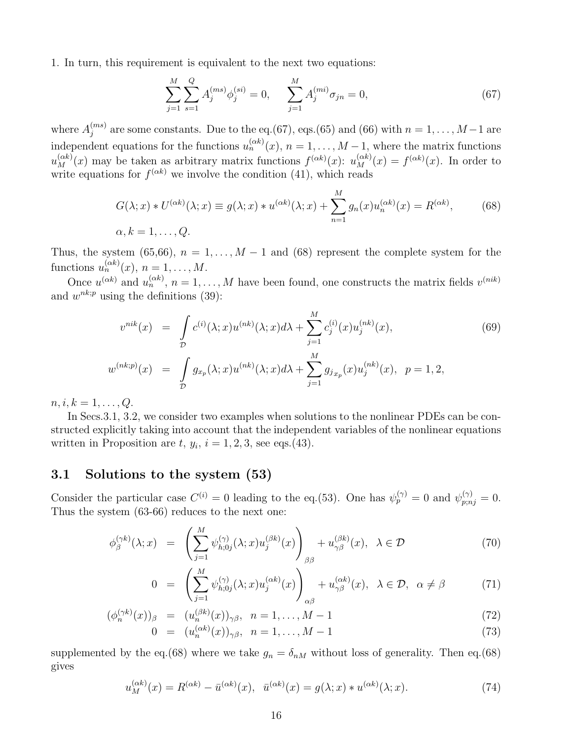1. In turn, this requirement is equivalent to the next two equations:

$$\sum_{j=1}^{M}\sum_{s=1}^{Q} A_j^{(ms)}\phi_j^{(si)} = 0, \qquad \sum_{j=1}^{M} A_j^{(mi)}\sigma_{jn} = 0, \tag{67}$$

where $A_j^{(ms)}$ are some constants. Due to the eq.(67), eqs.(65) and (66) with $n = 1, \ldots, M-1$ are independent equations for the functions $u_n^{(\alpha k)}(x)$, $n = 1, \ldots, M-1$, where the matrix functions $u_M^{(\alpha k)}(x)$ may be taken as arbitrary matrix functions $f^{(\alpha k)}(x)$: $u_M^{(\alpha k)}(x) = f^{(\alpha k)}(x)$. In order to write equations for $f^{(\alpha k)}$ we involve the condition (41), which reads

$$G(\lambda;x) * U^{(\alpha k)}(\lambda;x) \equiv g(\lambda;x) * u^{(\alpha k)}(\lambda;x) + \sum_{n=1}^{M} g_n(x)u_n^{(\alpha k)}(x) = R^{(\alpha k)}, \tag{68}$$

$$\alpha, k = 1, \ldots, Q.$$

Thus, the system (65,66), $n = 1, \ldots, M-1$ and (68) represent the complete system for the functions $u_n^{(\alpha k)}(x)$, $n = 1, \ldots, M$.

Once $u^{(\alpha k)}$ and $u_n^{(\alpha k)}$, $n = 1, \ldots, M$ have been found, one constructs the matrix fields $v^{(nik)}$ and $w^{nk;p}$ using the definitions (39):

$$\begin{aligned}
v^{nik}(x) &= \int_{\mathcal{D}} c^{(i)}(\lambda;x)u^{(nk)}(\lambda;x)d\lambda + \sum_{j=1}^{M} c_j^{(i)}(x)u_j^{(nk)}(x), \\
w^{(nk;p)}(x) &= \int_{\mathcal{D}} g_{x_p}(\lambda;x)u^{(nk)}(\lambda;x)d\lambda + \sum_{j=1}^{M} g_{j_{x_p}}(x)u_j^{(nk)}(x), \quad p = 1, 2,
\end{aligned} \tag{69}$$

$n, i, k = 1, \ldots, Q$.

In Secs.3.1, 3.2, we consider two examples when solutions to the nonlinear PDEs can be constructed explicitly taking into account that the independent variables of the nonlinear equations written in Proposition are $t$, $y_i$, $i = 1, 2, 3$, see eqs.(43).

## 3.1 Solutions to the system (53)

Consider the particular case $C^{(i)} = 0$ leading to the eq.(53). One has $\psi_p^{(\gamma)} = 0$ and $\psi_{p;nj}^{(\gamma)} = 0$. Thus the system (63-66) reduces to the next one:

$$\phi_\beta^{(\gamma k)}(\lambda;x) = \left(\sum_{j=1}^{M} \psi_{h;0j}^{(\gamma)}(\lambda;x)u_j^{(\beta k)}(x)\right)_{\beta\beta} + u_{\gamma\beta}^{(\beta k)}(x), \quad \lambda \in \mathcal{D} \tag{70}$$

$$0 = \left(\sum_{j=1}^{M} \psi_{h;0j}^{(\gamma)}(\lambda;x)u_j^{(\alpha k)}(x)\right)_{\alpha\beta} + u_{\gamma\beta}^{(\alpha k)}(x), \quad \lambda \in \mathcal{D}, \quad \alpha \neq \beta \tag{71}$$

$$(\phi_n^{(\gamma k)}(x))_\beta = (u_n^{(\beta k)}(x))_{\gamma\beta}, \quad n = 1, \ldots, M-1 \tag{72}$$

$$0 = (u_n^{(\alpha k)}(x))_{\gamma\beta}, \quad n = 1, \ldots, M-1 \tag{73}$$

supplemented by the eq.(68) where we take $g_n = \delta_{nM}$ without loss of generality. Then eq.(68) gives

$$u_M^{(\alpha k)}(x) = R^{(\alpha k)} - \bar{u}^{(\alpha k)}(x), \quad \bar{u}^{(\alpha k)}(x) = g(\lambda;x) * u^{(\alpha k)}(\lambda;x). \tag{74}$$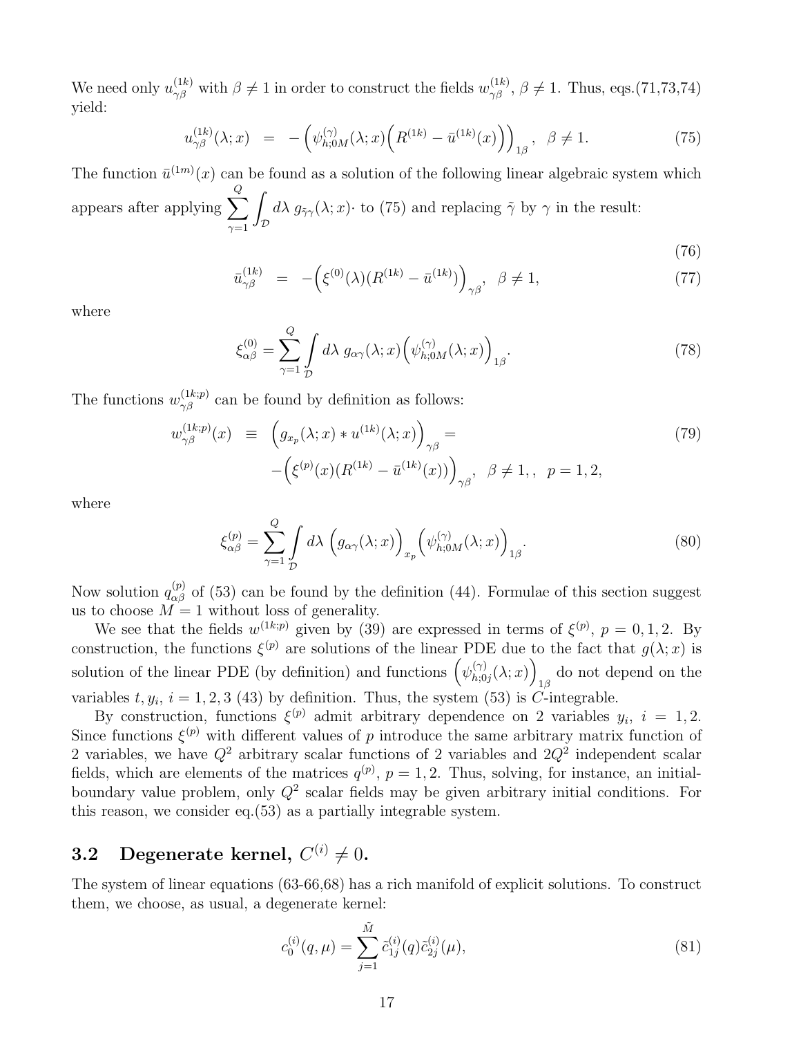We need only $u^{(1k)}_{\gamma\beta}$ with $\beta\neq 1$ in order to construct the fields $w^{(1k)}_{\gamma\beta}$, $\beta\neq 1$. Thus, eqs.(71,73,74) yield:

$$
u^{(1k)}_{\gamma\beta}(\lambda;x) \;\;=\;\; -\Big(\psi^{(\gamma)}_{h;0M}(\lambda;x)\Big(R^{(1k)}-\bar u^{(1k)}(x)\Big)\Big)_{1\beta},\;\;\beta\neq 1. \tag{75}
$$

The function $\bar u^{(1m)}(x)$ can be found as a solution of the following linear algebraic system which appears after applying $\displaystyle\sum_{\gamma=1}^{Q}\int_{\mathcal D} d\lambda\; g_{\tilde\gamma\gamma}(\lambda;x)\cdot$ to (75) and replacing $\tilde\gamma$ by $\gamma$ in the result:

$$
\tag{76}
$$

$$
\bar u^{(1k)}_{\gamma\beta} \;\;=\;\; -\Big(\xi^{(0)}(\lambda)(R^{(1k)}-\bar u^{(1k)})\Big)_{\gamma\beta},\;\;\beta\neq 1, \tag{77}
$$

where

$$
\xi^{(0)}_{\alpha\beta}=\sum_{\gamma=1}^{Q}\int\limits_{\mathcal D} d\lambda\; g_{\alpha\gamma}(\lambda;x)\Big(\psi^{(\gamma)}_{h;0M}(\lambda;x)\Big)_{1\beta}. \tag{78}
$$

The functions $w^{(1k;p)}_{\gamma\beta}$ can be found by definition as follows:

$$
\begin{aligned}
w^{(1k;p)}_{\gamma\beta}(x) \;\;&\equiv\;\; \Big(g_{x_p}(\lambda;x)*u^{(1k)}(\lambda;x)\Big)_{\gamma\beta}= \\
&-\Big(\xi^{(p)}(x)(R^{(1k)}-\bar u^{(1k)}(x))\Big)_{\gamma\beta},\;\;\beta\neq 1,,\;\;p=1,2,
\end{aligned} \tag{79}
$$

where

$$
\xi^{(p)}_{\alpha\beta}=\sum_{\gamma=1}^{Q}\int\limits_{\mathcal D} d\lambda\;\Big(g_{\alpha\gamma}(\lambda;x)\Big)_{x_p}\Big(\psi^{(\gamma)}_{h;0M}(\lambda;x)\Big)_{1\beta}. \tag{80}
$$

Now solution $q^{(p)}_{\alpha\beta}$ of (53) can be found by the definition (44). Formulae of this section suggest us to choose $M=1$ without loss of generality.

We see that the fields $w^{(1k;p)}$ given by (39) are expressed in terms of $\xi^{(p)}$, $p=0,1,2$. By construction, the functions $\xi^{(p)}$ are solutions of the linear PDE due to the fact that $g(\lambda;x)$ is solution of the linear PDE (by definition) and functions $\Big(\psi^{(\gamma)}_{h;0j}(\lambda;x)\Big)_{1\beta}$ do not depend on the variables $t,y_i$, $i=1,2,3$ (43) by definition. Thus, the system (53) is $C$-integrable.

By construction, functions $\xi^{(p)}$ admit arbitrary dependence on 2 variables $y_i$, $i=1,2$. Since functions $\xi^{(p)}$ with different values of $p$ introduce the same arbitrary matrix function of 2 variables, we have $Q^2$ arbitrary scalar functions of 2 variables and $2Q^2$ independent scalar fields, which are elements of the matrices $q^{(p)}$, $p=1,2$. Thus, solving, for instance, an initial-boundary value problem, only $Q^2$ scalar fields may be given arbitrary initial conditions. For this reason, we consider eq.(53) as a partially integrable system.

### 3.2 Degenerate kernel, $C^{(i)}\neq 0$.

The system of linear equations (63-66,68) has a rich manifold of explicit solutions. To construct them, we choose, as usual, a degenerate kernel:

$$
c^{(i)}_0(q,\mu)=\sum_{j=1}^{\tilde M}\tilde c^{(i)}_{1j}(q)\tilde c^{(i)}_{2j}(\mu), \tag{81}
$$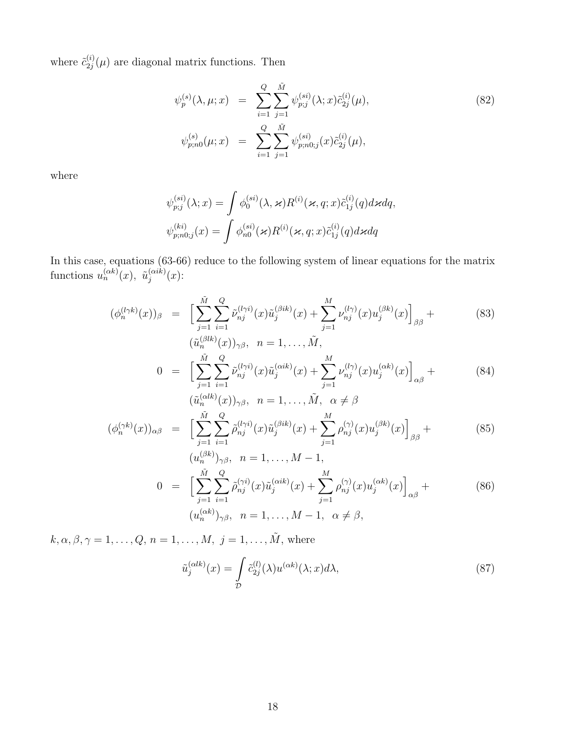where $\tilde{c}^{(i)}_{2j}(\mu)$ are diagonal matrix functions. Then

$$
\begin{aligned}
\psi^{(s)}_p(\lambda,\mu;x) &= \sum_{i=1}^{Q}\sum_{j=1}^{\tilde{M}} \psi^{(si)}_{p;j}(\lambda;x)\tilde{c}^{(i)}_{2j}(\mu), \\
\psi^{(s)}_{p;n0}(\mu;x) &= \sum_{i=1}^{Q}\sum_{j=1}^{\tilde{M}} \psi^{(si)}_{p;n0;j}(x)\tilde{c}^{(i)}_{2j}(\mu),
\end{aligned} \tag{82}
$$

where

$$
\psi^{(si)}_{p;j}(\lambda;x) = \int \phi^{(si)}_0(\lambda,\varkappa)R^{(i)}(\varkappa,q;x)\tilde{c}^{(i)}_{1j}(q)d\varkappa dq,
$$

$$
\psi^{(ki)}_{p;n0;j}(x) = \int \phi^{(si)}_{n0}(\varkappa)R^{(i)}(\varkappa,q;x)\tilde{c}^{(i)}_{1j}(q)d\varkappa dq
$$

In this case, equations (63-66) reduce to the following system of linear equations for the matrix functions $u^{(\alpha k)}_n(x)$, $\tilde{u}^{(\alpha ik)}_j(x)$:

$$
\begin{aligned}
(\phi^{(l\gamma k)}_n(x))_\beta &= \Big[\sum_{j=1}^{\tilde{M}}\sum_{i=1}^{Q}\tilde{\nu}^{(l\gamma i)}_{nj}(x)\tilde{u}^{(\beta ik)}_j(x) + \sum_{j=1}^{M}\nu^{(l\gamma)}_{nj}(x)u^{(\beta k)}_j(x)\Big]_{\beta\beta} + \\
&\quad (\tilde{u}^{(\beta lk)}_n(x))_{\gamma\beta}, \quad n=1,\dots,\tilde{M},
\end{aligned} \tag{83}
$$

$$
\begin{aligned}
0 &= \Big[\sum_{j=1}^{\tilde{M}}\sum_{i=1}^{Q}\tilde{\nu}^{(l\gamma i)}_{nj}(x)\tilde{u}^{(\alpha ik)}_j(x) + \sum_{j=1}^{M}\nu^{(l\gamma)}_{nj}(x)u^{(\alpha k)}_j(x)\Big]_{\alpha\beta} + \\
&\quad (\tilde{u}^{(\alpha lk)}_n(x))_{\gamma\beta}, \quad n=1,\dots,\tilde{M}, \quad \alpha\neq\beta
\end{aligned} \tag{84}
$$

$$
\begin{aligned}
(\phi^{(\gamma k)}_n(x))_{\alpha\beta} &= \Big[\sum_{j=1}^{\tilde{M}}\sum_{i=1}^{Q}\tilde{\rho}^{(l\gamma i)}_{nj}(x)\tilde{u}^{(\beta ik)}_j(x) + \sum_{j=1}^{M}\rho^{(\gamma)}_{nj}(x)u^{(\beta k)}_j(x)\Big]_{\beta\beta} + \\
&\quad (u^{(\beta k)}_n)_{\gamma\beta}, \quad n=1,\dots,M-1,
\end{aligned} \tag{85}
$$

$$
\begin{aligned}
0 &= \Big[\sum_{j=1}^{\tilde{M}}\sum_{i=1}^{Q}\tilde{\rho}^{(\gamma i)}_{nj}(x)\tilde{u}^{(\alpha ik)}_j(x) + \sum_{j=1}^{M}\rho^{(\gamma)}_{nj}(x)u^{(\alpha k)}_j(x)\Big]_{\alpha\beta} + \\
&\quad (u^{(\alpha k)}_n)_{\gamma\beta}, \quad n=1,\dots,M-1, \quad \alpha\neq\beta,
\end{aligned} \tag{86}
$$

$k,\alpha,\beta,\gamma=1,\dots,Q$, $n=1,\dots,M$, $j=1,\dots,\tilde{M}$, where

$$
\tilde{u}^{(\alpha lk)}_j(x) = \int\limits_{\mathcal{D}} \tilde{c}^{(l)}_{2j}(\lambda)u^{(\alpha k)}(\lambda;x)d\lambda, \tag{87}
$$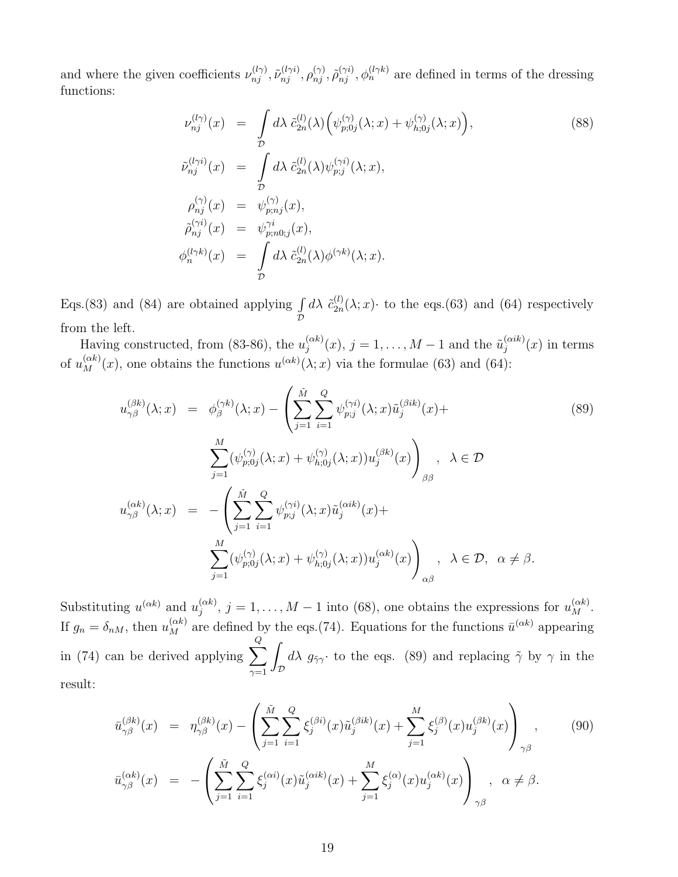and where the given coefficients $\nu^{(l\gamma)}_{nj}, \tilde\nu^{(l\gamma i)}_{nj}, \rho^{(\gamma)}_{nj}, \tilde\rho^{(\gamma i)}_{nj}, \phi^{(l\gamma k)}_{n}$ are defined in terms of the dressing functions:

$$
\begin{aligned}
\nu^{(l\gamma)}_{nj}(x) &= \int_{\mathcal{D}} d\lambda\ \tilde c^{(l)}_{2n}(\lambda)\Big(\psi^{(\gamma)}_{p;0j}(\lambda;x)+\psi^{(\gamma)}_{h;0j}(\lambda;x)\Big), \\
\tilde\nu^{(l\gamma i)}_{nj}(x) &= \int_{\mathcal{D}} d\lambda\ \tilde c^{(l)}_{2n}(\lambda)\psi^{(\gamma i)}_{p;j}(\lambda;x), \\
\rho^{(\gamma)}_{nj}(x) &= \psi^{(\gamma)}_{p;nj}(x), \\
\tilde\rho^{(\gamma i)}_{nj}(x) &= \psi^{\gamma i}_{p;n0;j}(x), \\
\phi^{(l\gamma k)}_{n}(x) &= \int_{\mathcal{D}} d\lambda\ \tilde c^{(l)}_{2n}(\lambda)\phi^{(\gamma k)}(\lambda;x).
\end{aligned}
\tag{88}
$$

Eqs.(83) and (84) are obtained applying $\int_{\mathcal{D}} d\lambda\ \tilde c^{(l)}_{2n}(\lambda;x)\cdot$ to the eqs.(63) and (64) respectively from the left.

Having constructed, from (83-86), the $u^{(\alpha k)}_j(x)$, $j=1,\dots,M-1$ and the $\tilde u^{(\alpha i k)}_j(x)$ in terms of $u^{(\alpha k)}_M(x)$, one obtains the functions $u^{(\alpha k)}(\lambda;x)$ via the formulae (63) and (64):

$$
\begin{aligned}
u^{(\beta k)}_{\gamma\beta}(\lambda;x) &= \phi^{(\gamma k)}_{\beta}(\lambda;x) - \Bigg(\sum_{j=1}^{\tilde M}\sum_{i=1}^{Q}\psi^{(\gamma i)}_{p;j}(\lambda;x)\tilde u^{(\beta i k)}_j(x) + \\
&\qquad \sum_{j=1}^{M}(\psi^{(\gamma)}_{p;0j}(\lambda;x)+\psi^{(\gamma)}_{h;0j}(\lambda;x))u^{(\beta k)}_j(x)\Bigg)_{\beta\beta}, \quad \lambda\in\mathcal{D} \\
u^{(\alpha k)}_{\gamma\beta}(\lambda;x) &= -\Bigg(\sum_{j=1}^{\tilde M}\sum_{i=1}^{Q}\psi^{(\gamma i)}_{p;j}(\lambda;x)\tilde u^{(\alpha i k)}_j(x) + \\
&\qquad \sum_{j=1}^{M}(\psi^{(\gamma)}_{p;0j}(\lambda;x)+\psi^{(\gamma)}_{h;0j}(\lambda;x))u^{(\alpha k)}_j(x)\Bigg)_{\alpha\beta}, \quad \lambda\in\mathcal{D},\ \ \alpha\neq\beta.
\end{aligned}
\tag{89}
$$

Substituting $u^{(\alpha k)}$ and $u^{(\alpha k)}_j$, $j=1,\dots,M-1$ into (68), one obtains the expressions for $u^{(\alpha k)}_M$. If $g_n=\delta_{nM}$, then $u^{(\alpha k)}_M$ are defined by the eqs.(74). Equations for the functions $\bar u^{(\alpha k)}$ appearing in (74) can be derived applying $\sum_{\gamma=1}^{Q}\int_{\mathcal{D}} d\lambda\ g_{\tilde\gamma\gamma}\cdot$ to the eqs. (89) and replacing $\tilde\gamma$ by $\gamma$ in the result:

$$
\begin{aligned}
\bar u^{(\beta k)}_{\gamma\beta}(x) &= \eta^{(\beta k)}_{\gamma\beta}(x) - \Bigg(\sum_{j=1}^{\tilde M}\sum_{i=1}^{Q}\xi^{(\beta i)}_j(x)\tilde u^{(\beta i k)}_j(x) + \sum_{j=1}^{M}\xi^{(\beta)}_j(x)u^{(\beta k)}_j(x)\Bigg)_{\gamma\beta}, \\
\bar u^{(\alpha k)}_{\gamma\beta}(x) &= -\Bigg(\sum_{j=1}^{\tilde M}\sum_{i=1}^{Q}\xi^{(\alpha i)}_j(x)\tilde u^{(\alpha i k)}_j(x) + \sum_{j=1}^{M}\xi^{(\alpha)}_j(x)u^{(\alpha k)}_j(x)\Bigg)_{\gamma\beta}, \quad \alpha\neq\beta.
\end{aligned}
\tag{90}
$$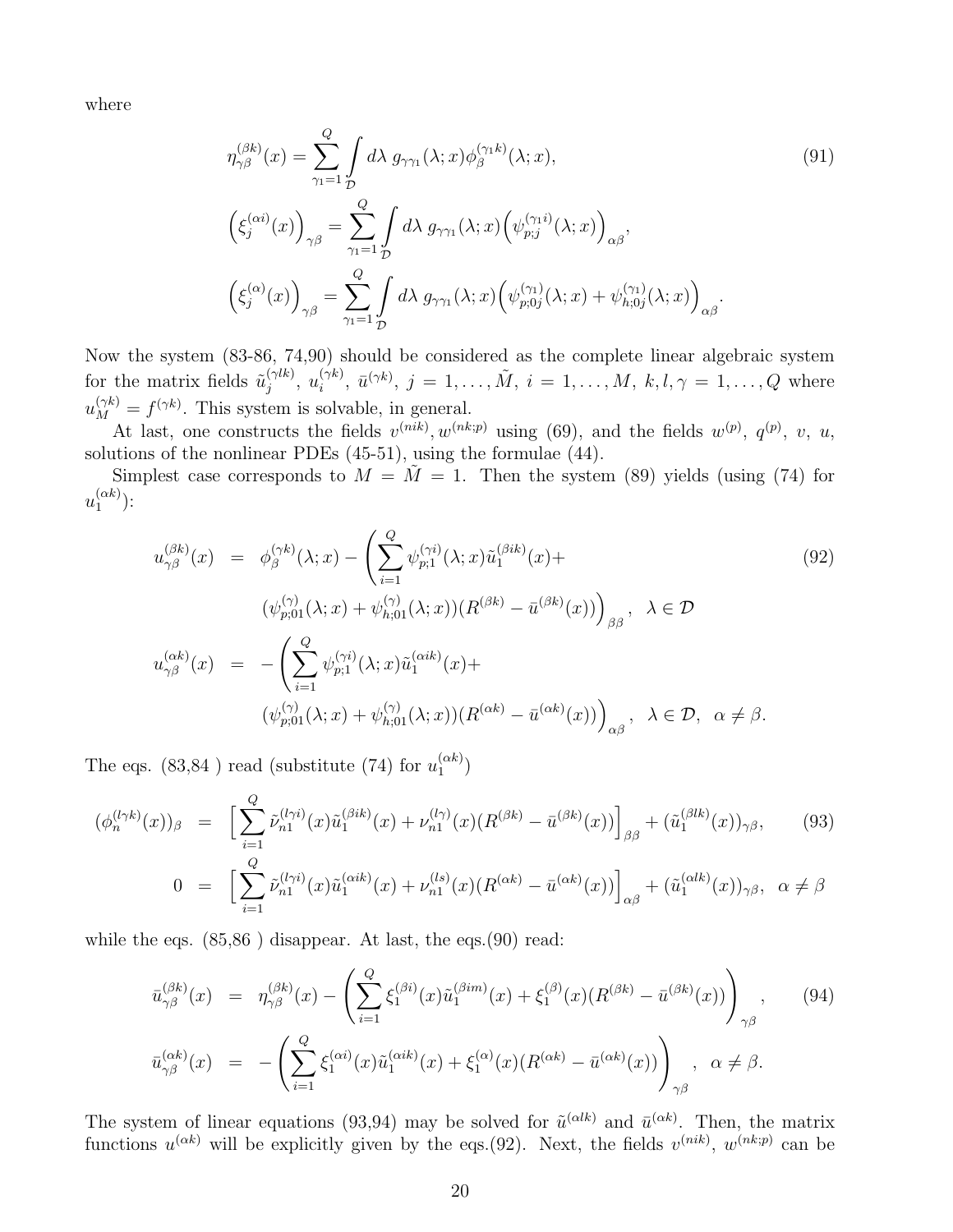where

$$
\begin{aligned}
\eta^{(\beta k)}_{\gamma\beta}(x) &= \sum_{\gamma_1=1}^{Q} \int_{\mathcal{D}} d\lambda \; g_{\gamma\gamma_1}(\lambda;x)\phi^{(\gamma_1 k)}_{\beta}(\lambda;x), \qquad (91)\\
\Big(\xi^{(\alpha i)}_j(x)\Big)_{\gamma\beta} &= \sum_{\gamma_1=1}^{Q} \int_{\mathcal{D}} d\lambda \; g_{\gamma\gamma_1}(\lambda;x)\Big(\psi^{(\gamma_1 i)}_{p;j}(\lambda;x)\Big)_{\alpha\beta},\\
\Big(\xi^{(\alpha)}_j(x)\Big)_{\gamma\beta} &= \sum_{\gamma_1=1}^{Q} \int_{\mathcal{D}} d\lambda \; g_{\gamma\gamma_1}(\lambda;x)\Big(\psi^{(\gamma_1)}_{p;0j}(\lambda;x)+\psi^{(\gamma_1)}_{h;0j}(\lambda;x)\Big)_{\alpha\beta}.
\end{aligned}
$$

Now the system (83-86, 74,90) should be considered as the complete linear algebraic system for the matrix fields $\tilde u^{(\gamma l k)}_j$, $u^{(\gamma k)}_i$, $\bar u^{(\gamma k)}$, $j=1,\dots,\tilde M$, $i=1,\dots,M$, $k,l,\gamma=1,\dots,Q$ where $u^{(\gamma k)}_M = f^{(\gamma k)}$. This system is solvable, in general.

At last, one constructs the fields $v^{(nik)}, w^{(nk;p)}$ using (69), and the fields $w^{(p)}$, $q^{(p)}$, $v$, $u$, solutions of the nonlinear PDEs (45-51), using the formulae (44).

Simplest case corresponds to $M=\tilde M = 1$. Then the system (89) yields (using (74) for $u^{(\alpha k)}_1$):

$$
\begin{aligned}
u^{(\beta k)}_{\gamma\beta}(x) &= \phi^{(\gamma k)}_{\beta}(\lambda;x) - \Bigg(\sum_{i=1}^{Q}\psi^{(\gamma i)}_{p;1}(\lambda;x)\tilde u^{(\beta i k)}_1(x) + \qquad (92)\\
&\qquad (\psi^{(\gamma)}_{p;01}(\lambda;x)+\psi^{(\gamma)}_{h;01}(\lambda;x))(R^{(\beta k)}-\bar u^{(\beta k)}(x))\Bigg)_{\beta\beta}, \quad \lambda\in\mathcal{D}\\
u^{(\alpha k)}_{\gamma\beta}(x) &= -\Bigg(\sum_{i=1}^{Q}\psi^{(\gamma i)}_{p;1}(\lambda;x)\tilde u^{(\alpha i k)}_1(x) +\\
&\qquad (\psi^{(\gamma)}_{p;01}(\lambda;x)+\psi^{(\gamma)}_{h;01}(\lambda;x))(R^{(\alpha k)}-\bar u^{(\alpha k)}(x))\Bigg)_{\alpha\beta}, \quad \lambda\in\mathcal{D}, \;\; \alpha\neq\beta.
\end{aligned}
$$

The eqs. (83,84 ) read (substitute (74) for $u^{(\alpha k)}_1$)

$$
\begin{aligned}
(\phi^{(l\gamma k)}_n(x))_{\beta} &= \Big[\sum_{i=1}^{Q}\tilde\nu^{(l\gamma i)}_{n1}(x)\tilde u^{(\beta i k)}_1(x) + \nu^{(l\gamma)}_{n1}(x)(R^{(\beta k)}-\bar u^{(\beta k)}(x))\Big]_{\beta\beta} + (\tilde u^{(\beta l k)}_1(x))_{\gamma\beta}, \qquad (93)\\
0 &= \Big[\sum_{i=1}^{Q}\tilde\nu^{(l\gamma i)}_{n1}(x)\tilde u^{(\alpha i k)}_1(x) + \nu^{(ls)}_{n1}(x)(R^{(\alpha k)}-\bar u^{(\alpha k)}(x))\Big]_{\alpha\beta} + (\tilde u^{(\alpha l k)}_1(x))_{\gamma\beta}, \quad \alpha\neq\beta
\end{aligned}
$$

while the eqs. (85,86 ) disappear. At last, the eqs.(90) read:

$$
\begin{aligned}
\bar u^{(\beta k)}_{\gamma\beta}(x) &= \eta^{(\beta k)}_{\gamma\beta}(x) - \Bigg(\sum_{i=1}^{Q}\xi^{(\beta i)}_1(x)\tilde u^{(\beta i m)}_1(x) + \xi^{(\beta)}_1(x)(R^{(\beta k)}-\bar u^{(\beta k)}(x))\Bigg)_{\gamma\beta}, \qquad (94)\\
\bar u^{(\alpha k)}_{\gamma\beta}(x) &= -\Bigg(\sum_{i=1}^{Q}\xi^{(\alpha i)}_1(x)\tilde u^{(\alpha i k)}_1(x) + \xi^{(\alpha)}_1(x)(R^{(\alpha k)}-\bar u^{(\alpha k)}(x))\Bigg)_{\gamma\beta}, \quad \alpha\neq\beta.
\end{aligned}
$$

The system of linear equations (93,94) may be solved for $\tilde u^{(\alpha l k)}$ and $\bar u^{(\alpha k)}$. Then, the matrix functions $u^{(\alpha k)}$ will be explicitly given by the eqs.(92). Next, the fields $v^{(nik)}$, $w^{(nk;p)}$ can be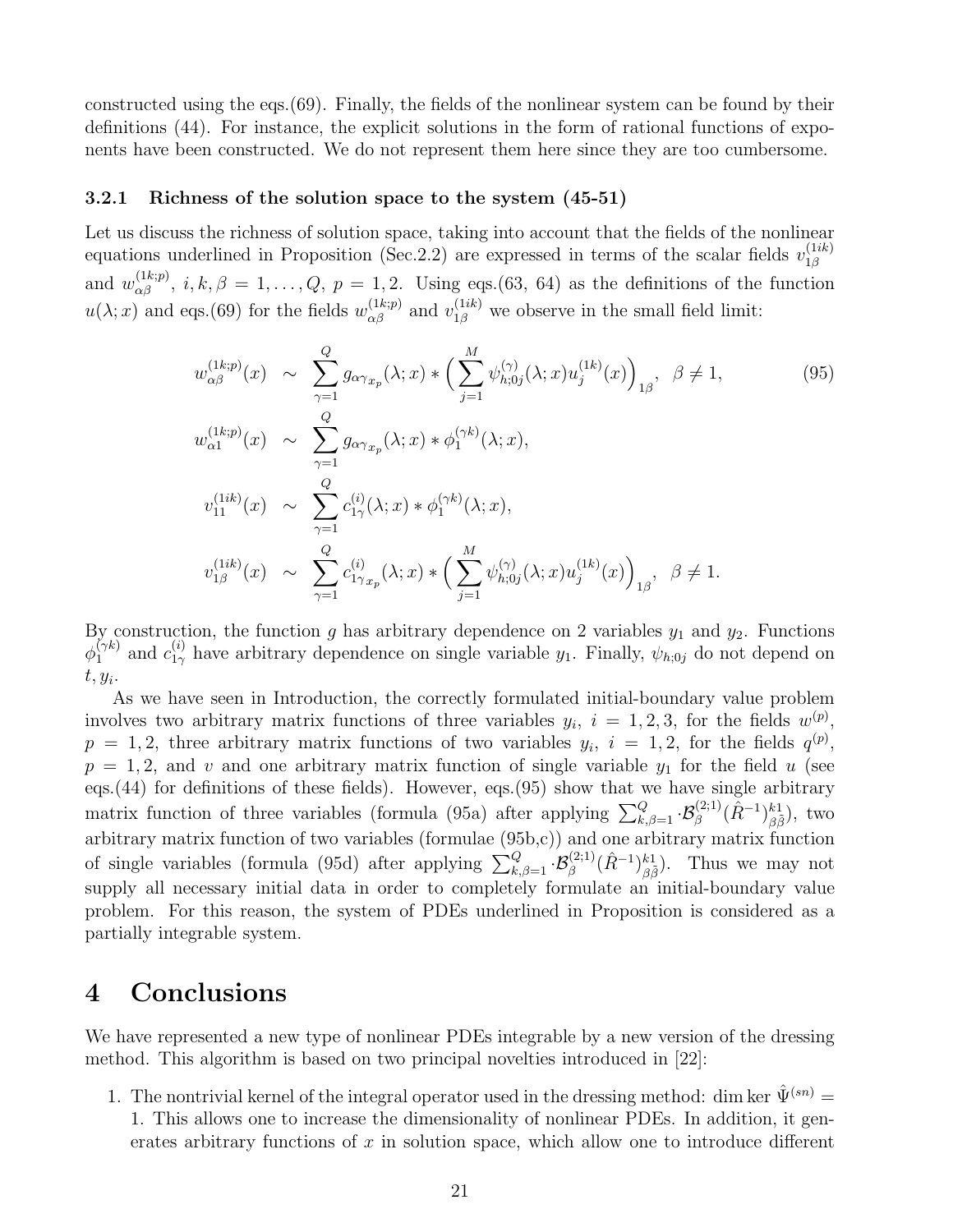constructed using the eqs.(69). Finally, the fields of the nonlinear system can be found by their definitions (44). For instance, the explicit solutions in the form of rational functions of exponents have been constructed. We do not represent them here since they are too cumbersome.

### 3.2.1 Richness of the solution space to the system (45-51)

Let us discuss the richness of solution space, taking into account that the fields of the nonlinear equations underlined in Proposition (Sec.2.2) are expressed in terms of the scalar fields $v^{(1ik)}_{1\beta}$ and $w^{(1k;p)}_{\alpha\beta}$, $i,k,\beta = 1,\dots,Q$, $p=1,2$. Using eqs.(63, 64) as the definitions of the function $u(\lambda;x)$ and eqs.(69) for the fields $w^{(1k;p)}_{\alpha\beta}$ and $v^{(1ik)}_{1\beta}$ we observe in the small field limit:

$$
\begin{aligned}
w^{(1k;p)}_{\alpha\beta}(x) &\sim \sum_{\gamma=1}^{Q} g_{\alpha\gamma_{x_p}}(\lambda;x) * \Big(\sum_{j=1}^{M} \psi^{(\gamma)}_{h;0j}(\lambda;x) u^{(1k)}_j(x)\Big)_{1\beta}, \quad \beta\neq 1, \qquad (95)\\
w^{(1k;p)}_{\alpha 1}(x) &\sim \sum_{\gamma=1}^{Q} g_{\alpha\gamma_{x_p}}(\lambda;x) * \phi^{(\gamma k)}_1(\lambda;x),\\
v^{(1ik)}_{11}(x) &\sim \sum_{\gamma=1}^{Q} c^{(i)}_{1\gamma}(\lambda;x) * \phi^{(\gamma k)}_1(\lambda;x),\\
v^{(1ik)}_{1\beta}(x) &\sim \sum_{\gamma=1}^{Q} c^{(i)}_{1\gamma_{x_p}}(\lambda;x) * \Big(\sum_{j=1}^{M} \psi^{(\gamma)}_{h;0j}(\lambda;x) u^{(1k)}_j(x)\Big)_{1\beta}, \quad \beta\neq 1.
\end{aligned}
$$

By construction, the function $g$ has arbitrary dependence on 2 variables $y_1$ and $y_2$. Functions $\phi^{(\gamma k)}_1$ and $c^{(i)}_{1\gamma}$ have arbitrary dependence on single variable $y_1$. Finally, $\psi_{h;0j}$ do not depend on $t, y_i$.

As we have seen in Introduction, the correctly formulated initial-boundary value problem involves two arbitrary matrix functions of three variables $y_i$, $i=1,2,3$, for the fields $w^{(p)}$, $p=1,2$, three arbitrary matrix functions of two variables $y_i$, $i=1,2$, for the fields $q^{(p)}$, $p=1,2$, and $v$ and one arbitrary matrix function of single variable $y_1$ for the field $u$ (see eqs.(44) for definitions of these fields). However, eqs.(95) show that we have single arbitrary matrix function of three variables (formula (95a) after applying $\sum_{k,\beta=1}^{Q} \cdot\mathcal{B}^{(2;1)}_{\beta}(\hat R^{-1})^{k1}_{\beta\tilde\beta}$), two arbitrary matrix function of two variables (formulae (95b,c)) and one arbitrary matrix function of single variables (formula (95d) after applying $\sum_{k,\beta=1}^{Q} \cdot\mathcal{B}^{(2;1)}_{\beta}(\hat R^{-1})^{k1}_{\beta\tilde\beta}$). Thus we may not supply all necessary initial data in order to completely formulate an initial-boundary value problem. For this reason, the system of PDEs underlined in Proposition is considered as a partially integrable system.

# 4 Conclusions

We have represented a new type of nonlinear PDEs integrable by a new version of the dressing method. This algorithm is based on two principal novelties introduced in [22]:

1. The nontrivial kernel of the integral operator used in the dressing method: $\dim\ker\hat\Psi^{(sn)} = 1$. This allows one to increase the dimensionality of nonlinear PDEs. In addition, it generates arbitrary functions of $x$ in solution space, which allow one to introduce different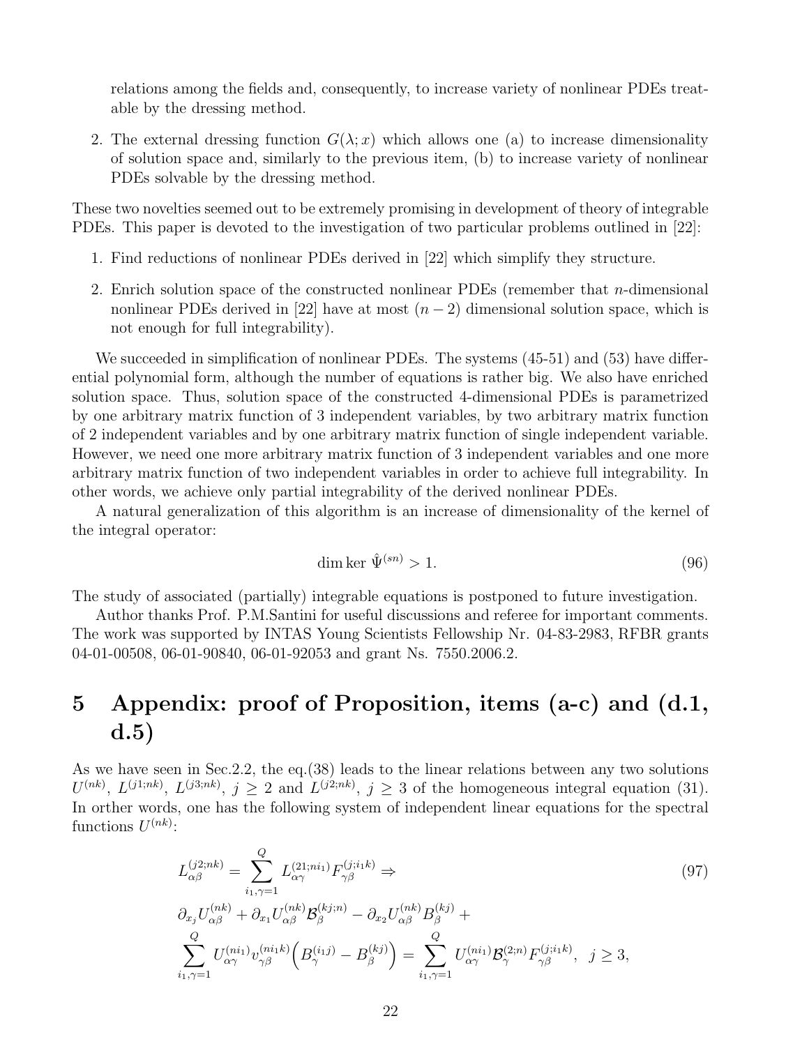relations among the fields and, consequently, to increase variety of nonlinear PDEs treatable by the dressing method.

2. The external dressing function $G(\lambda; x)$ which allows one (a) to increase dimensionality of solution space and, similarly to the previous item, (b) to increase variety of nonlinear PDEs solvable by the dressing method.

These two novelties seemed out to be extremely promising in development of theory of integrable PDEs. This paper is devoted to the investigation of two particular problems outlined in [22]:

1. Find reductions of nonlinear PDEs derived in [22] which simplify they structure.
2. Enrich solution space of the constructed nonlinear PDEs (remember that $n$-dimensional nonlinear PDEs derived in [22] have at most $(n-2)$ dimensional solution space, which is not enough for full integrability).

We succeeded in simplification of nonlinear PDEs. The systems (45-51) and (53) have differential polynomial form, although the number of equations is rather big. We also have enriched solution space. Thus, solution space of the constructed 4-dimensional PDEs is parametrized by one arbitrary matrix function of 3 independent variables, by two arbitrary matrix function of 2 independent variables and by one arbitrary matrix function of single independent variable. However, we need one more arbitrary matrix function of 3 independent variables and one more arbitrary matrix function of two independent variables in order to achieve full integrability. In other words, we achieve only partial integrability of the derived nonlinear PDEs.

A natural generalization of this algorithm is an increase of dimensionality of the kernel of the integral operator:

$$\dim \ker \hat{\Psi}^{(sn)} > 1. \tag{96}$$

The study of associated (partially) integrable equations is postponed to future investigation.

Author thanks Prof. P.M.Santini for useful discussions and referee for important comments. The work was supported by INTAS Young Scientists Fellowship Nr. 04-83-2983, RFBR grants 04-01-00508, 06-01-90840, 06-01-92053 and grant Ns. 7550.2006.2.

# 5 Appendix: proof of Proposition, items (a-c) and (d.1, d.5)

As we have seen in Sec.2.2, the eq.(38) leads to the linear relations between any two solutions $U^{(nk)}$, $L^{(j1;nk)}$, $L^{(j3;nk)}$, $j \geq 2$ and $L^{(j2;nk)}$, $j \geq 3$ of the homogeneous integral equation (31). In orther words, one has the following system of independent linear equations for the spectral functions $U^{(nk)}$:

$$\begin{gathered}
L^{(j2;nk)}_{\alpha\beta} = \sum_{i_1,\gamma=1}^{Q} L^{(21;ni_1)}_{\alpha\gamma} F^{(j;i_1k)}_{\gamma\beta} \Rightarrow \\
\partial_{x_j} U^{(nk)}_{\alpha\beta} + \partial_{x_1} U^{(nk)}_{\alpha\beta} \mathcal{B}^{(kj;n)}_{\beta} - \partial_{x_2} U^{(nk)}_{\alpha\beta} B^{(kj)}_{\beta} + \\
\sum_{i_1,\gamma=1}^{Q} U^{(ni_1)}_{\alpha\gamma} v^{(ni_1k)}_{\gamma\beta} \Big( B^{(i_1j)}_{\gamma} - B^{(kj)}_{\beta} \Big) = \sum_{i_1,\gamma=1}^{Q} U^{(ni_1)}_{\alpha\gamma} \mathcal{B}^{(2;n)}_{\gamma} F^{(j;i_1k)}_{\gamma\beta}, \;\; j \geq 3,
\end{gathered} \tag{97}$$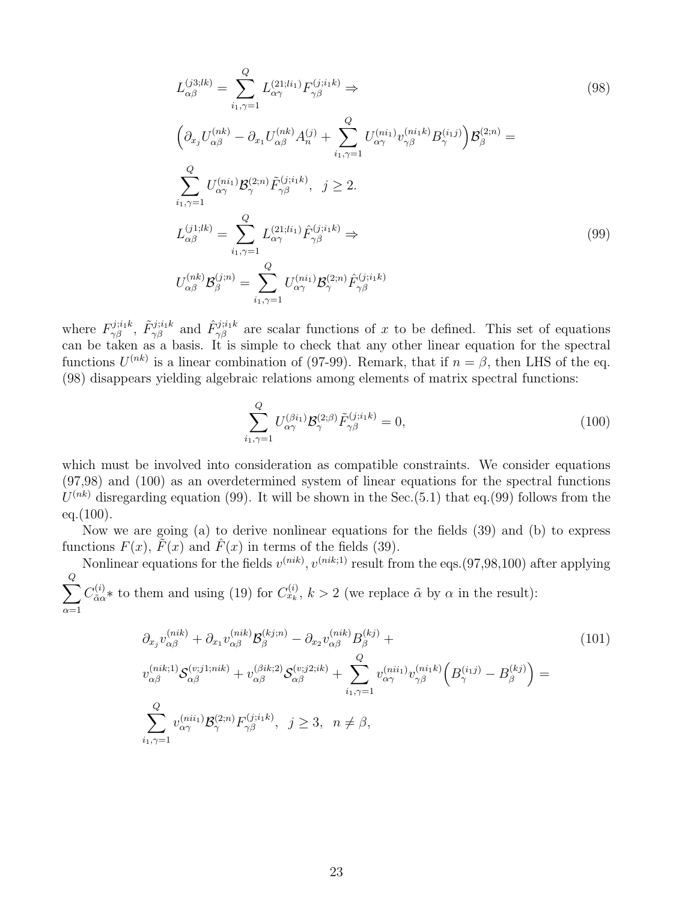$$
\begin{aligned}
& L^{(j3;lk)}_{\alpha\beta} = \sum_{i_1,\gamma=1}^{Q} L^{(21;li_1)}_{\alpha\gamma} F^{(j;i_1k)}_{\gamma\beta} \Rightarrow \\
& \Big(\partial_{x_j} U^{(nk)}_{\alpha\beta} - \partial_{x_1} U^{(nk)}_{\alpha\beta} A^{(j)}_n + \sum_{i_1,\gamma=1}^{Q} U^{(ni_1)}_{\alpha\gamma} v^{(ni_1k)}_{\gamma\beta} B^{(i_1j)}_{\gamma}\Big) \mathcal{B}^{(2;n)}_{\beta} = \\
& \sum_{i_1,\gamma=1}^{Q} U^{(ni_1)}_{\alpha\gamma} \mathcal{B}^{(2;n)}_{\gamma} \tilde F^{(j;i_1k)}_{\gamma\beta}, \;\; j\geq 2.
\end{aligned}
\tag{98}
$$

$$
\begin{aligned}
& L^{(j1;lk)}_{\alpha\beta} = \sum_{i_1,\gamma=1}^{Q} L^{(21;li_1)}_{\alpha\gamma} \hat F^{(j;i_1k)}_{\gamma\beta} \Rightarrow \\
& U^{(nk)}_{\alpha\beta} \mathcal{B}^{(j;n)}_{\beta} = \sum_{i_1,\gamma=1}^{Q} U^{(ni_1)}_{\alpha\gamma} \mathcal{B}^{(2;n)}_{\gamma} \hat F^{(j;i_1k)}_{\gamma\beta}
\end{aligned}
\tag{99}
$$

where $F^{j;i_1k}_{\gamma\beta}$, $\tilde F^{j;i_1k}_{\gamma\beta}$ and $\hat F^{j;i_1k}_{\gamma\beta}$ are scalar functions of $x$ to be defined. This set of equations can be taken as a basis. It is simple to check that any other linear equation for the spectral functions $U^{(nk)}$ is a linear combination of (97-99). Remark, that if $n=\beta$, then LHS of the eq. (98) disappears yielding algebraic relations among elements of matrix spectral functions:

$$
\sum_{i_1,\gamma=1}^{Q} U^{(\beta i_1)}_{\alpha\gamma} \mathcal{B}^{(2;\beta)}_{\gamma} \tilde F^{(j;i_1k)}_{\gamma\beta} = 0, \tag{100}
$$

which must be involved into consideration as compatible constraints. We consider equations (97,98) and (100) as an overdetermined system of linear equations for the spectral functions $U^{(nk)}$ disregarding equation (99). It will be shown in the Sec.(5.1) that eq.(99) follows from the eq.(100).

Now we are going (a) to derive nonlinear equations for the fields (39) and (b) to express functions $F(x)$, $\tilde F(x)$ and $\hat F(x)$ in terms of the fields (39).

Nonlinear equations for the fields $v^{(nik)}, v^{(nik;1)}$ result from the eqs.(97,98,100) after applying $\sum_{\alpha=1}^{Q} C^{(i)}_{\tilde\alpha\alpha} *$ to them and using (19) for $C^{(i)}_{x_k}$, $k>2$ (we replace $\tilde\alpha$ by $\alpha$ in the result):

$$
\begin{aligned}
& \partial_{x_j} v^{(nik)}_{\alpha\beta} + \partial_{x_1} v^{(nik)}_{\alpha\beta} \mathcal{B}^{(kj;n)}_{\beta} - \partial_{x_2} v^{(nik)}_{\alpha\beta} B^{(kj)}_{\beta} + \\
& v^{(nik;1)}_{\alpha\beta} \mathcal{S}^{(v;j1;nik)}_{\alpha\beta} + v^{(\beta ik;2)}_{\alpha\beta} \mathcal{S}^{(v;j2;ik)}_{\alpha\beta} + \sum_{i_1,\gamma=1}^{Q} v^{(nii_1)}_{\alpha\gamma} v^{(ni_1k)}_{\gamma\beta} \Big( B^{(i_1j)}_{\gamma} - B^{(kj)}_{\beta}\Big) = \\
& \sum_{i_1,\gamma=1}^{Q} v^{(nii_1)}_{\alpha\gamma} \mathcal{B}^{(2;n)}_{\gamma} F^{(j;i_1k)}_{\gamma\beta}, \;\; j\geq 3, \;\; n\neq\beta,
\end{aligned}
\tag{101}
$$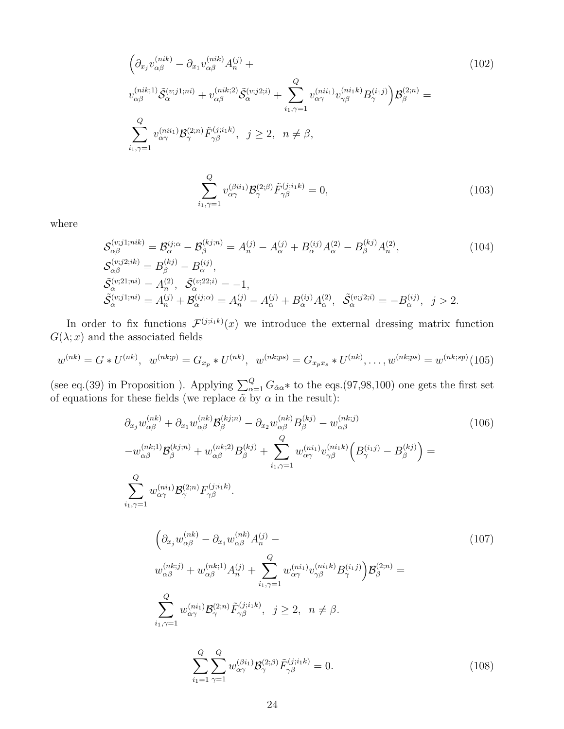$$
\begin{aligned}
&\Big(\partial_{x_j} v^{(nik)}_{\alpha\beta} - \partial_{x_1} v^{(nik)}_{\alpha\beta} A^{(j)}_n + \\
&v^{(nik;1)}_{\alpha\beta} \tilde{\mathcal{S}}^{(v;j1;ni)}_{\alpha} + v^{(nik;2)}_{\alpha\beta} \tilde{\mathcal{S}}^{(v;j2;i)}_{\alpha} + \sum_{i_1,\gamma=1}^{Q} v^{(nii_1)}_{\alpha\gamma} v^{(ni_1k)}_{\gamma\beta} B^{(i_1j)}_{\gamma}\Big) \mathcal{B}^{(2;n)}_{\beta} = \\
&\sum_{i_1,\gamma=1}^{Q} v^{(nii_1)}_{\alpha\gamma} \mathcal{B}^{(2;n)}_{\gamma} \tilde{F}^{(j;i_1k)}_{\gamma\beta}, \quad j\geq 2, \quad n\neq\beta,
\end{aligned} \tag{102}
$$

$$
\sum_{i_1,\gamma=1}^{Q} v^{(\beta i i_1)}_{\alpha\gamma} \mathcal{B}^{(2;\beta)}_{\gamma} \tilde{F}^{(j;i_1k)}_{\gamma\beta} = 0, \tag{103}
$$

where

$$
\begin{aligned}
&\mathcal{S}^{(v;j1;nik)}_{\alpha\beta} = \mathcal{B}^{ij;\alpha}_{\alpha} - \mathcal{B}^{(kj;n)}_{\beta} = A^{(j)}_n - A^{(j)}_{\alpha} + B^{(ij)}_{\alpha} A^{(2)}_{\alpha} - B^{(kj)}_{\beta} A^{(2)}_n, \\
&\mathcal{S}^{(v;j2;ik)}_{\alpha\beta} = B^{(kj)}_{\beta} - B^{(ij)}_{\alpha}, \\
&\tilde{\mathcal{S}}^{(v;21;ni)}_{\alpha} = A^{(2)}_n, \quad \tilde{\mathcal{S}}^{(v;22;i)}_{\alpha} = -1, \\
&\tilde{\mathcal{S}}^{(v;j1;ni)}_{\alpha} = A^{(j)}_n + \mathcal{B}^{(ij;\alpha)}_{\alpha} = A^{(j)}_n - A^{(j)}_{\alpha} + B^{(ij)}_{\alpha} A^{(2)}_{\alpha}, \quad \tilde{\mathcal{S}}^{(v;j2;i)}_{\alpha} = -B^{(ij)}_{\alpha}, \quad j>2.
\end{aligned} \tag{104}
$$

In order to fix functions $\mathcal{F}^{(j;i_1k)}(x)$ we introduce the external dressing matrix function $G(\lambda;x)$ and the associated fields

$$
w^{(nk)} = G * U^{(nk)}, \quad w^{(nk;p)} = G_{x_p} * U^{(nk)}, \quad w^{(nk;ps)} = G_{x_px_s} * U^{(nk)}, \ldots, w^{(nk;ps)} = w^{(nk;sp)} \tag{105}
$$

(see eq.(39) in Proposition ). Applying $\sum_{\alpha=1}^{Q} G_{\tilde{\alpha}\alpha} *$ to the eqs.(97,98,100) one gets the first set of equations for these fields (we replace $\tilde{\alpha}$ by $\alpha$ in the result):

$$
\begin{aligned}
&\partial_{x_j} w^{(nk)}_{\alpha\beta} + \partial_{x_1} w^{(nk)}_{\alpha\beta} \mathcal{B}^{(kj;n)}_{\beta} - \partial_{x_2} w^{(nk)}_{\alpha\beta} B^{(kj)}_{\beta} - w^{(nk;j)}_{\alpha\beta} \\
&- w^{(nk;1)}_{\alpha\beta} \mathcal{B}^{(kj;n)}_{\beta} + w^{(nk;2)}_{\alpha\beta} B^{(kj)}_{\beta} + \sum_{i_1,\gamma=1}^{Q} w^{(ni_1)}_{\alpha\gamma} v^{(ni_1k)}_{\gamma\beta} \Big(B^{(i_1j)}_{\gamma} - B^{(kj)}_{\beta}\Big) = \\
&\sum_{i_1,\gamma=1}^{Q} w^{(ni_1)}_{\alpha\gamma} \mathcal{B}^{(2;n)}_{\gamma} F^{(j;i_1k)}_{\gamma\beta}.
\end{aligned} \tag{106}
$$

$$
\begin{aligned}
&\Big(\partial_{x_j} w^{(nk)}_{\alpha\beta} - \partial_{x_1} w^{(nk)}_{\alpha\beta} A^{(j)}_n - \\
&w^{(nk;j)}_{\alpha\beta} + w^{(nk;1)}_{\alpha\beta} A^{(j)}_n + \sum_{i_1,\gamma=1}^{Q} w^{(ni_1)}_{\alpha\gamma} v^{(ni_1k)}_{\gamma\beta} B^{(i_1j)}_{\gamma}\Big) \mathcal{B}^{(2;n)}_{\beta} = \\
&\sum_{i_1,\gamma=1}^{Q} w^{(ni_1)}_{\alpha\gamma} \mathcal{B}^{(2;n)}_{\gamma} \tilde{F}^{(j;i_1k)}_{\gamma\beta}, \quad j\geq 2, \quad n\neq\beta.
\end{aligned} \tag{107}
$$

$$
\sum_{i_1=1}^{Q}\sum_{\gamma=1}^{Q} w^{(\beta i_1)}_{\alpha\gamma} \mathcal{B}^{(2;\beta)}_{\gamma} \tilde{F}^{(j;i_1k)}_{\gamma\beta} = 0. \tag{108}
$$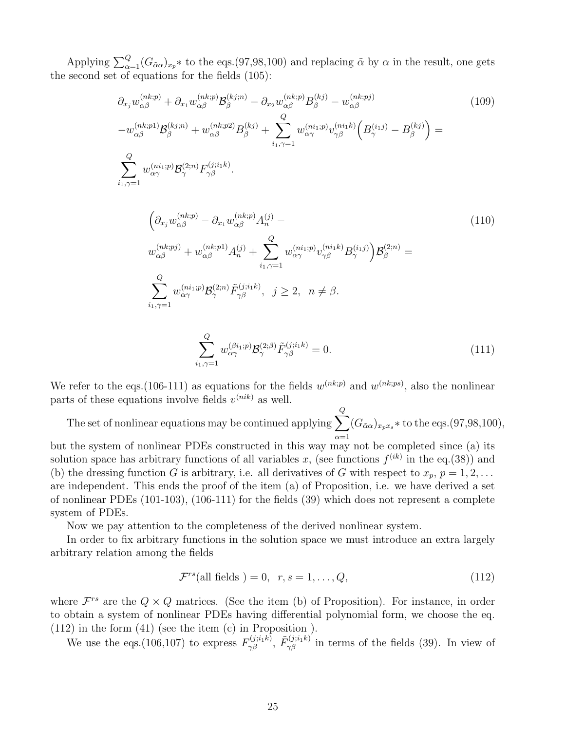Applying $\sum_{\alpha=1}^{Q}(G_{\tilde\alpha\alpha})_{x_p}*$ to the eqs.(97,98,100) and replacing $\tilde\alpha$ by $\alpha$ in the result, one gets the second set of equations for the fields (105):

$$
\begin{aligned}
&\partial_{x_j} w^{(nk;p)}_{\alpha\beta} + \partial_{x_1} w^{(nk;p)}_{\alpha\beta}\mathcal{B}^{(kj;n)}_{\beta} - \partial_{x_2} w^{(nk;p)}_{\alpha\beta} B^{(kj)}_{\beta} - w^{(nk;pj)}_{\alpha\beta} \\
&- w^{(nk;p1)}_{\alpha\beta}\mathcal{B}^{(kj;n)}_{\beta} + w^{(nk;p2)}_{\alpha\beta} B^{(kj)}_{\beta} + \sum_{i_1,\gamma=1}^{Q} w^{(ni_1;p)}_{\alpha\gamma} v^{(ni_1k)}_{\gamma\beta}\Big(B^{(i_1j)}_{\gamma} - B^{(kj)}_{\beta}\Big) = \\
&\sum_{i_1,\gamma=1}^{Q} w^{(ni_1;p)}_{\alpha\gamma}\mathcal{B}^{(2;n)}_{\gamma} F^{(j;i_1k)}_{\gamma\beta}.
\end{aligned}
\tag{109}
$$

$$
\begin{aligned}
&\Big(\partial_{x_j} w^{(nk;p)}_{\alpha\beta} - \partial_{x_1} w^{(nk;p)}_{\alpha\beta} A^{(j)}_{n} - \\
&w^{(nk;pj)}_{\alpha\beta} + w^{(nk;p1)}_{\alpha\beta} A^{(j)}_{n} + \sum_{i_1,\gamma=1}^{Q} w^{(ni_1;p)}_{\alpha\gamma} v^{(ni_1k)}_{\gamma\beta} B^{(i_1j)}_{\gamma}\Big)\mathcal{B}^{(2;n)}_{\beta} = \\
&\sum_{i_1,\gamma=1}^{Q} w^{(ni_1;p)}_{\alpha\gamma}\mathcal{B}^{(2;n)}_{\gamma}\tilde F^{(j;i_1k)}_{\gamma\beta}, \;\; j\geq 2, \;\; n\neq\beta.
\end{aligned}
\tag{110}
$$

$$
\sum_{i_1,\gamma=1}^{Q} w^{(\beta i_1;p)}_{\alpha\gamma}\mathcal{B}^{(2;\beta)}_{\gamma}\tilde F^{(j;i_1k)}_{\gamma\beta} = 0.
\tag{111}
$$

We refer to the eqs.(106-111) as equations for the fields $w^{(nk;p)}$ and $w^{(nk;ps)}$, also the nonlinear parts of these equations involve fields $v^{(nik)}$ as well.

The set of nonlinear equations may be continued applying $\sum_{\alpha=1}^{Q}(G_{\tilde\alpha\alpha})_{x_px_s}*$ to the eqs.(97,98,100), but the system of nonlinear PDEs constructed in this way may not be completed since (a) its solution space has arbitrary functions of all variables $x$, (see functions $f^{(ik)}$ in the eq.(38)) and (b) the dressing function $G$ is arbitrary, i.e. all derivatives of $G$ with respect to $x_p$, $p=1,2,\dots$ are independent. This ends the proof of the item (a) of Proposition, i.e. we have derived a set of nonlinear PDEs (101-103), (106-111) for the fields (39) which does not represent a complete system of PDEs.

Now we pay attention to the completeness of the derived nonlinear system.

In order to fix arbitrary functions in the solution space we must introduce an extra largely arbitrary relation among the fields

$$
\mathcal{F}^{rs}(\text{all fields }) = 0, \;\; r,s=1,\dots,Q,
\tag{112}
$$

where $\mathcal{F}^{rs}$ are the $Q\times Q$ matrices. (See the item (b) of Proposition). For instance, in order to obtain a system of nonlinear PDEs having differential polynomial form, we choose the eq. (112) in the form (41) (see the item (c) in Proposition ).

We use the eqs.(106,107) to express $F^{(j;i_1k)}_{\gamma\beta}$, $\tilde F^{(j;i_1k)}_{\gamma\beta}$ in terms of the fields (39). In view of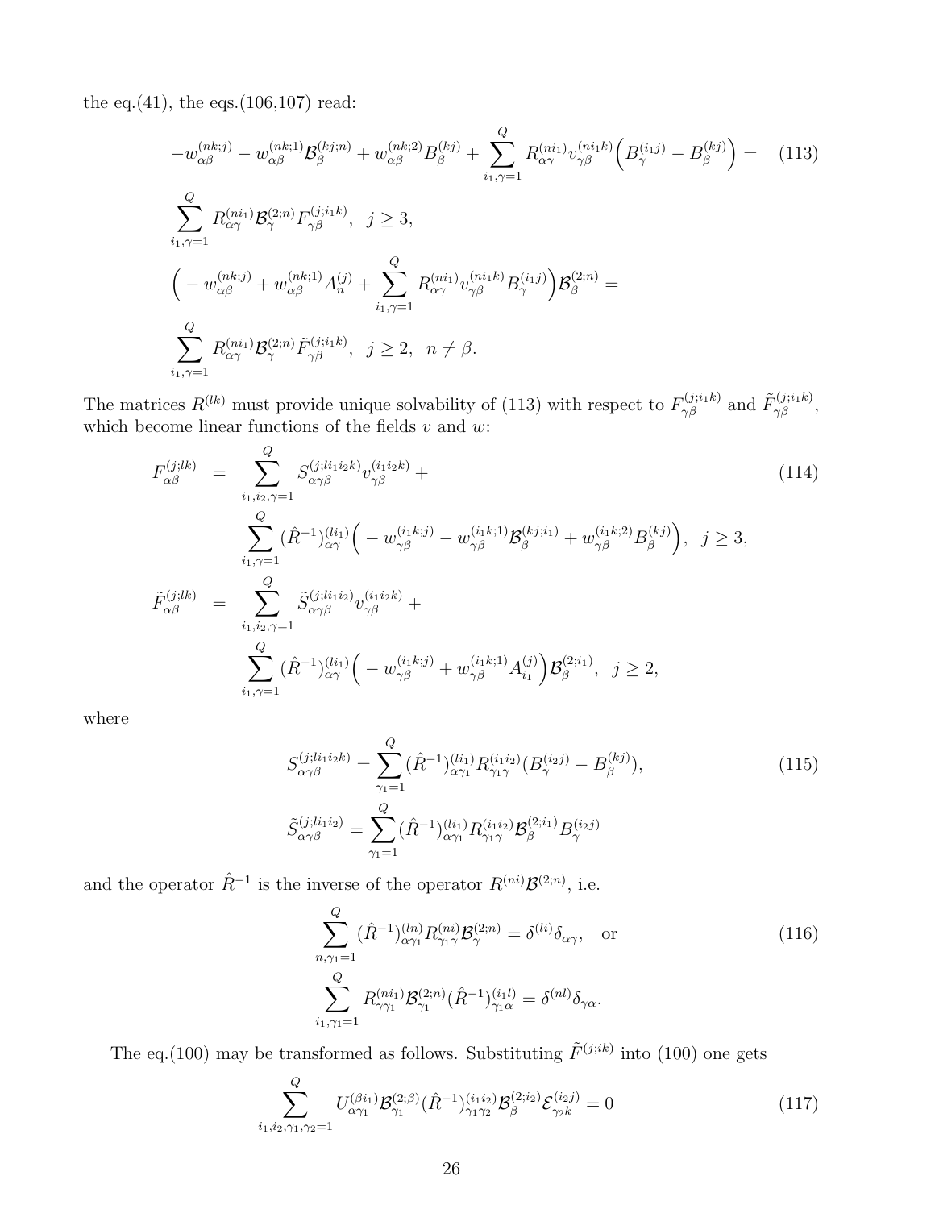the eq.(41), the eqs.(106,107) read:

$$
\begin{aligned}
&-w^{(nk;j)}_{\alpha\beta} - w^{(nk;1)}_{\alpha\beta}\mathcal{B}^{(kj;n)}_{\beta} + w^{(nk;2)}_{\alpha\beta}B^{(kj)}_{\beta} + \sum_{i_1,\gamma=1}^{Q} R^{(ni_1)}_{\alpha\gamma} v^{(ni_1k)}_{\gamma\beta}\Big(B^{(i_1j)}_{\gamma} - B^{(kj)}_{\beta}\Big) = \\
&\sum_{i_1,\gamma=1}^{Q} R^{(ni_1)}_{\alpha\gamma}\mathcal{B}^{(2;n)}_{\gamma}F^{(j;i_1k)}_{\gamma\beta},\ \ j\geq 3, \\
&\Big(-w^{(nk;j)}_{\alpha\beta} + w^{(nk;1)}_{\alpha\beta}A^{(j)}_{n} + \sum_{i_1,\gamma=1}^{Q} R^{(ni_1)}_{\alpha\gamma} v^{(ni_1k)}_{\gamma\beta}B^{(i_1j)}_{\gamma}\Big)\mathcal{B}^{(2;n)}_{\beta} = \\
&\sum_{i_1,\gamma=1}^{Q} R^{(ni_1)}_{\alpha\gamma}\mathcal{B}^{(2;n)}_{\gamma}\tilde{F}^{(j;i_1k)}_{\gamma\beta},\ \ j\geq 2,\ \ n\neq\beta.
\end{aligned}
\tag{113}
$$

The matrices $R^{(lk)}$ must provide unique solvability of (113) with respect to $F^{(j;i_1k)}_{\gamma\beta}$ and $\tilde{F}^{(j;i_1k)}_{\gamma\beta}$, which become linear functions of the fields $v$ and $w$:

$$
\begin{aligned}
F^{(j;lk)}_{\alpha\beta} &= \sum_{i_1,i_2,\gamma=1}^{Q} S^{(j;li_1i_2k)}_{\alpha\gamma\beta} v^{(i_1i_2k)}_{\gamma\beta} + \\
&\quad \sum_{i_1,\gamma=1}^{Q} (\hat{R}^{-1})^{(li_1)}_{\alpha\gamma}\Big(-w^{(i_1k;j)}_{\gamma\beta} - w^{(i_1k;1)}_{\gamma\beta}\mathcal{B}^{(kj;i_1)}_{\beta} + w^{(i_1k;2)}_{\gamma\beta}B^{(kj)}_{\beta}\Big),\ \ j\geq 3, \\
\tilde{F}^{(j;lk)}_{\alpha\beta} &= \sum_{i_1,i_2,\gamma=1}^{Q} \tilde{S}^{(j;li_1i_2)}_{\alpha\gamma\beta} v^{(i_1i_2k)}_{\gamma\beta} + \\
&\quad \sum_{i_1,\gamma=1}^{Q} (\hat{R}^{-1})^{(li_1)}_{\alpha\gamma}\Big(-w^{(i_1k;j)}_{\gamma\beta} + w^{(i_1k;1)}_{\gamma\beta}A^{(j)}_{i_1}\Big)\mathcal{B}^{(2;i_1)}_{\beta},\ \ j\geq 2,
\end{aligned}
\tag{114}
$$

where

$$
\begin{aligned}
S^{(j;li_1i_2k)}_{\alpha\gamma\beta} &= \sum_{\gamma_1=1}^{Q} (\hat{R}^{-1})^{(li_1)}_{\alpha\gamma_1} R^{(i_1i_2)}_{\gamma_1\gamma}(B^{(i_2j)}_{\gamma} - B^{(kj)}_{\beta}), \\
\tilde{S}^{(j;li_1i_2)}_{\alpha\gamma\beta} &= \sum_{\gamma_1=1}^{Q} (\hat{R}^{-1})^{(li_1)}_{\alpha\gamma_1} R^{(i_1i_2)}_{\gamma_1\gamma}\mathcal{B}^{(2;i_1)}_{\beta}B^{(i_2j)}_{\gamma}
\end{aligned}
\tag{115}
$$

and the operator $\hat{R}^{-1}$ is the inverse of the operator $R^{(ni)}\mathcal{B}^{(2;n)}$, i.e.

$$
\begin{aligned}
&\sum_{n,\gamma_1=1}^{Q} (\hat{R}^{-1})^{(ln)}_{\alpha\gamma_1} R^{(ni)}_{\gamma_1\gamma}\mathcal{B}^{(2;n)}_{\gamma} = \delta^{(li)}\delta_{\alpha\gamma}, \quad \text{or} \\
&\sum_{i_1,\gamma_1=1}^{Q} R^{(ni_1)}_{\gamma\gamma_1}\mathcal{B}^{(2;n)}_{\gamma_1}(\hat{R}^{-1})^{(i_1l)}_{\gamma_1\alpha} = \delta^{(nl)}\delta_{\gamma\alpha}.
\end{aligned}
\tag{116}
$$

The eq.(100) may be transformed as follows. Substituting $\tilde{F}^{(j;ik)}$ into (100) one gets

$$
\sum_{i_1,i_2,\gamma_1,\gamma_2=1}^{Q} U^{(\beta i_1)}_{\alpha\gamma_1}\mathcal{B}^{(2;\beta)}_{\gamma_1}(\hat{R}^{-1})^{(i_1i_2)}_{\gamma_1\gamma_2}\mathcal{B}^{(2;i_2)}_{\beta}\mathcal{E}^{(i_2j)}_{\gamma_2k} = 0
\tag{117}
$$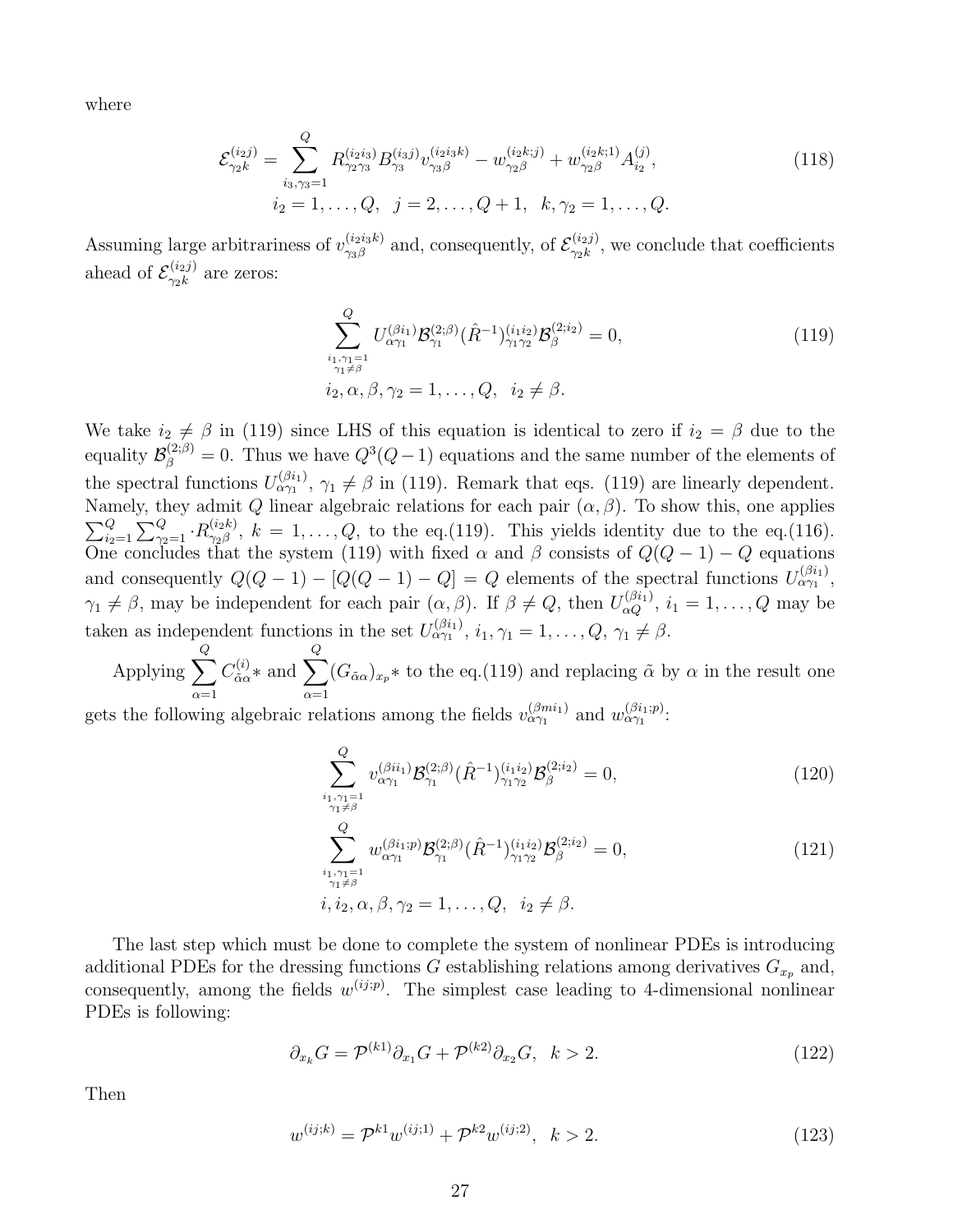where

$$
\mathcal{E}^{(i_2 j)}_{\gamma_2 k} = \sum_{i_3,\gamma_3=1}^{Q} R^{(i_2 i_3)}_{\gamma_2\gamma_3} B^{(i_3 j)}_{\gamma_3} v^{(i_2 i_3 k)}_{\gamma_3\beta} - w^{(i_2 k;j)}_{\gamma_2\beta} + w^{(i_2 k;1)}_{\gamma_2\beta} A^{(j)}_{i_2}, \tag{118}
$$

$$
i_2 = 1,\ldots,Q, \quad j = 2,\ldots,Q+1, \quad k,\gamma_2 = 1,\ldots,Q.
$$

Assuming large arbitrariness of $v^{(i_2 i_3 k)}_{\gamma_3\beta}$ and, consequently, of $\mathcal{E}^{(i_2 j)}_{\gamma_2 k}$, we conclude that coefficients ahead of $\mathcal{E}^{(i_2 j)}_{\gamma_2 k}$ are zeros:

$$
\sum_{\substack{i_1,\gamma_1=1\\ \gamma_1\neq\beta}}^{Q} U^{(\beta i_1)}_{\alpha\gamma_1} \mathcal{B}^{(2;\beta)}_{\gamma_1} (\hat R^{-1})^{(i_1 i_2)}_{\gamma_1\gamma_2} \mathcal{B}^{(2;i_2)}_{\beta} = 0, \tag{119}
$$

$$
i_2,\alpha,\beta,\gamma_2 = 1,\ldots,Q, \quad i_2\neq\beta.
$$

We take $i_2\neq\beta$ in (119) since LHS of this equation is identical to zero if $i_2=\beta$ due to the equality $\mathcal{B}^{(2;\beta)}_{\beta}=0$. Thus we have $Q^3(Q-1)$ equations and the same number of the elements of the spectral functions $U^{(\beta i_1)}_{\alpha\gamma_1}$, $\gamma_1\neq\beta$ in (119). Remark that eqs. (119) are linearly dependent. Namely, they admit $Q$ linear algebraic relations for each pair $(\alpha,\beta)$. To show this, one applies $\sum_{i_2=1}^{Q}\sum_{\gamma_2=1}^{Q} \cdot R^{(i_2 k)}_{\gamma_2\beta}$, $k=1,\ldots,Q$, to the eq.(119). This yields identity due to the eq.(116). One concludes that the system (119) with fixed $\alpha$ and $\beta$ consists of $Q(Q-1)-Q$ equations and consequently $Q(Q-1)-[Q(Q-1)-Q]=Q$ elements of the spectral functions $U^{(\beta i_1)}_{\alpha\gamma_1}$, $\gamma_1\neq\beta$, may be independent for each pair $(\alpha,\beta)$. If $\beta\neq Q$, then $U^{(\beta i_1)}_{\alpha Q}$, $i_1=1,\ldots,Q$ may be taken as independent functions in the set $U^{(\beta i_1)}_{\alpha\gamma_1}$, $i_1,\gamma_1=1,\ldots,Q$, $\gamma_1\neq\beta$.

Applying $\sum_{\alpha=1}^{Q} C^{(i)}_{\tilde\alpha\alpha}*$ and $\sum_{\alpha=1}^{Q} (G_{\tilde\alpha\alpha})_{x_p}*$ to the eq.(119) and replacing $\tilde\alpha$ by $\alpha$ in the result one gets the following algebraic relations among the fields $v^{(\beta m i_1)}_{\alpha\gamma_1}$ and $w^{(\beta i_1;p)}_{\alpha\gamma_1}$:

$$
\sum_{\substack{i_1,\gamma_1=1\\ \gamma_1\neq\beta}}^{Q} v^{(\beta i i_1)}_{\alpha\gamma_1} \mathcal{B}^{(2;\beta)}_{\gamma_1} (\hat R^{-1})^{(i_1 i_2)}_{\gamma_1\gamma_2} \mathcal{B}^{(2;i_2)}_{\beta} = 0, \tag{120}
$$

$$
\sum_{\substack{i_1,\gamma_1=1\\ \gamma_1\neq\beta}}^{Q} w^{(\beta i_1;p)}_{\alpha\gamma_1} \mathcal{B}^{(2;\beta)}_{\gamma_1} (\hat R^{-1})^{(i_1 i_2)}_{\gamma_1\gamma_2} \mathcal{B}^{(2;i_2)}_{\beta} = 0, \tag{121}
$$

$$
i,i_2,\alpha,\beta,\gamma_2 = 1,\ldots,Q, \quad i_2\neq\beta.
$$

The last step which must be done to complete the system of nonlinear PDEs is introducing additional PDEs for the dressing functions $G$ establishing relations among derivatives $G_{x_p}$ and, consequently, among the fields $w^{(ij;p)}$. The simplest case leading to 4-dimensional nonlinear PDEs is following:

$$
\partial_{x_k} G = \mathcal{P}^{(k1)} \partial_{x_1} G + \mathcal{P}^{(k2)} \partial_{x_2} G, \quad k>2. \tag{122}
$$

Then

$$
w^{(ij;k)} = \mathcal{P}^{k1} w^{(ij;1)} + \mathcal{P}^{k2} w^{(ij;2)}, \quad k>2. \tag{123}
$$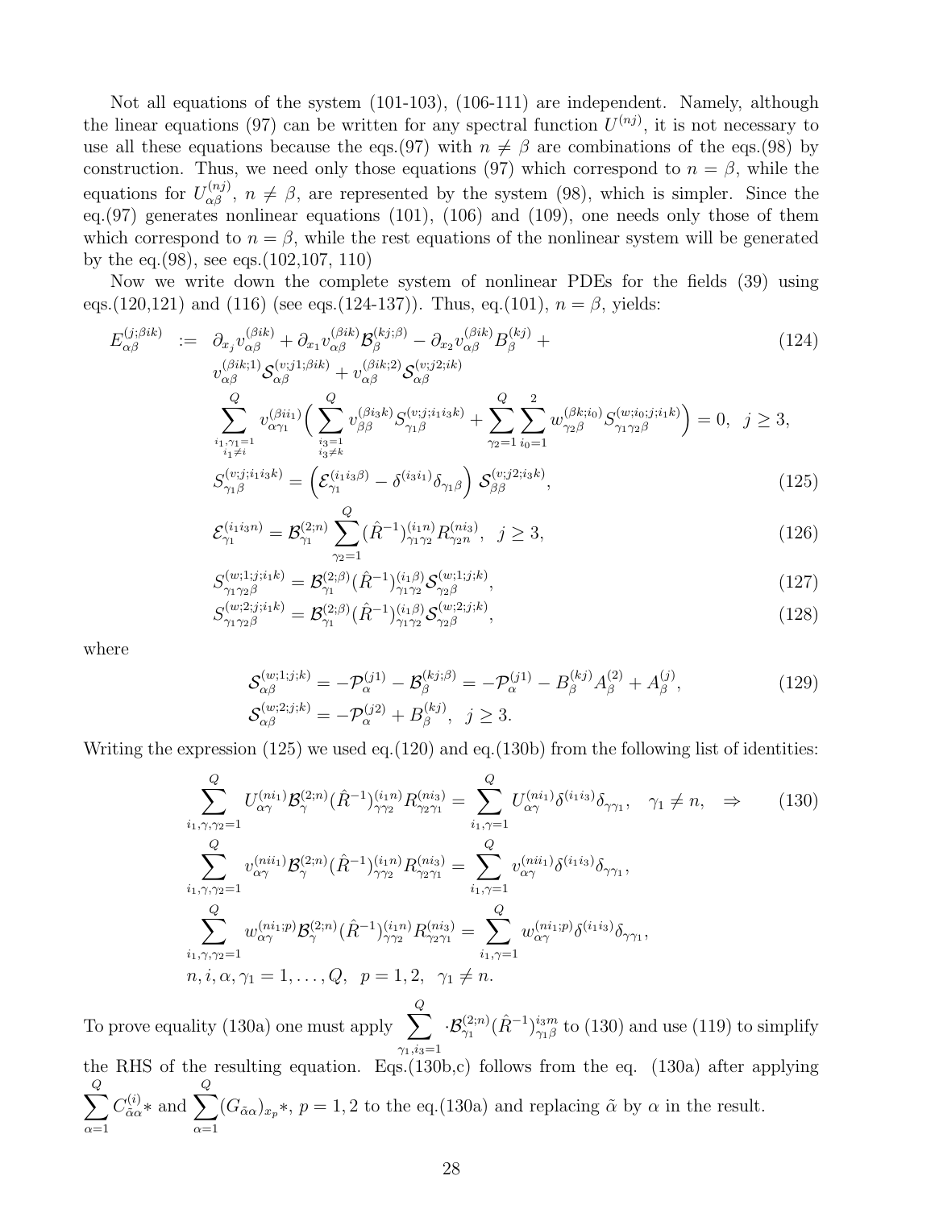Not all equations of the system (101-103), (106-111) are independent. Namely, although the linear equations (97) can be written for any spectral function $U^{(nj)}$, it is not necessary to use all these equations because the eqs.(97) with $n \neq \beta$ are combinations of the eqs.(98) by construction. Thus, we need only those equations (97) which correspond to $n = \beta$, while the equations for $U^{(nj)}_{\alpha\beta}$, $n \neq \beta$, are represented by the system (98), which is simpler. Since the eq.(97) generates nonlinear equations (101), (106) and (109), one needs only those of them which correspond to $n = \beta$, while the rest equations of the nonlinear system will be generated by the eq.(98), see eqs.(102,107, 110)

Now we write down the complete system of nonlinear PDEs for the fields (39) using eqs.(120,121) and (116) (see eqs.(124-137)). Thus, eq.(101), $n = \beta$, yields:

$$
\begin{aligned}
E^{(j;\beta ik)}_{\alpha\beta} \;:=\;& \partial_{x_j} v^{(\beta ik)}_{\alpha\beta} + \partial_{x_1} v^{(\beta ik)}_{\alpha\beta}\mathcal{B}^{(kj;\beta)}_{\beta} - \partial_{x_2} v^{(\beta ik)}_{\alpha\beta} B^{(kj)}_{\beta} + \\
& v^{(\beta ik;1)}_{\alpha\beta}\mathcal{S}^{(v;j1;\beta ik)}_{\alpha\beta} + v^{(\beta ik;2)}_{\alpha\beta}\mathcal{S}^{(v;j2;ik)}_{\alpha\beta} \\
& \sum_{\substack{i_1,\gamma_1=1\\ i_1\neq i}}^{Q} v^{(\beta ii_1)}_{\alpha\gamma_1}\Big(\sum_{\substack{i_3=1\\ i_3\neq k}}^{Q} v^{(\beta i_3 k)}_{\beta\beta} S^{(v;j;i_1 i_3 k)}_{\gamma_1\beta} + \sum_{\gamma_2=1}^{Q}\sum_{i_0=1}^{2} w^{(\beta k;i_0)}_{\gamma_2\beta} S^{(w;i_0;j;i_1 k)}_{\gamma_1\gamma_2\beta}\Big) = 0,\;\; j\geq 3,
\end{aligned}
\tag{124}
$$

$$
S^{(v;j;i_1 i_3 k)}_{\gamma_1\beta} = \Big(\mathcal{E}^{(i_1 i_3\beta)}_{\gamma_1} - \delta^{(i_3 i_1)}\delta_{\gamma_1\beta}\Big)\,\mathcal{S}^{(v;j2;i_3 k)}_{\beta\beta},
\tag{125}
$$

$$
\mathcal{E}^{(i_1 i_3 n)}_{\gamma_1} = \mathcal{B}^{(2;n)}_{\gamma_1}\sum_{\gamma_2=1}^{Q}(\hat R^{-1})^{(i_1 n)}_{\gamma_1\gamma_2} R^{(n i_3)}_{\gamma_2 n},\;\; j\geq 3,
\tag{126}
$$

$$
S^{(w;1;j;i_1 k)}_{\gamma_1\gamma_2\beta} = \mathcal{B}^{(2;\beta)}_{\gamma_1}(\hat R^{-1})^{(i_1\beta)}_{\gamma_1\gamma_2}\mathcal{S}^{(w;1;j;k)}_{\gamma_2\beta},
\tag{127}
$$

$$
S^{(w;2;j;i_1 k)}_{\gamma_1\gamma_2\beta} = \mathcal{B}^{(2;\beta)}_{\gamma_1}(\hat R^{-1})^{(i_1\beta)}_{\gamma_1\gamma_2}\mathcal{S}^{(w;2;j;k)}_{\gamma_2\beta},
\tag{128}
$$

where

$$
\begin{aligned}
&\mathcal{S}^{(w;1;j;k)}_{\alpha\beta} = -\mathcal{P}^{(j1)}_{\alpha} - \mathcal{B}^{(kj;\beta)}_{\beta} = -\mathcal{P}^{(j1)}_{\alpha} - B^{(kj)}_{\beta}A^{(2)}_{\beta} + A^{(j)}_{\beta},\\
&\mathcal{S}^{(w;2;j;k)}_{\alpha\beta} = -\mathcal{P}^{(j2)}_{\alpha} + B^{(kj)}_{\beta},\;\; j\geq 3.
\end{aligned}
\tag{129}
$$

Writing the expression (125) we used eq.(120) and eq.(130b) from the following list of identities:

$$
\begin{aligned}
&\sum_{i_1,\gamma,\gamma_2=1}^{Q} U^{(ni_1)}_{\alpha\gamma}\mathcal{B}^{(2;n)}_{\gamma}(\hat R^{-1})^{(i_1 n)}_{\gamma\gamma_2}R^{(ni_3)}_{\gamma_2\gamma_1} = \sum_{i_1,\gamma=1}^{Q} U^{(ni_1)}_{\alpha\gamma}\delta^{(i_1 i_3)}\delta_{\gamma\gamma_1},\quad \gamma_1\neq n,\quad\Rightarrow \\
&\sum_{i_1,\gamma,\gamma_2=1}^{Q} v^{(nii_1)}_{\alpha\gamma}\mathcal{B}^{(2;n)}_{\gamma}(\hat R^{-1})^{(i_1 n)}_{\gamma\gamma_2}R^{(ni_3)}_{\gamma_2\gamma_1} = \sum_{i_1,\gamma=1}^{Q} v^{(nii_1)}_{\alpha\gamma}\delta^{(i_1 i_3)}\delta_{\gamma\gamma_1},\\
&\sum_{i_1,\gamma,\gamma_2=1}^{Q} w^{(ni_1;p)}_{\alpha\gamma}\mathcal{B}^{(2;n)}_{\gamma}(\hat R^{-1})^{(i_1 n)}_{\gamma\gamma_2}R^{(ni_3)}_{\gamma_2\gamma_1} = \sum_{i_1,\gamma=1}^{Q} w^{(ni_1;p)}_{\alpha\gamma}\delta^{(i_1 i_3)}\delta_{\gamma\gamma_1},\\
&n,i,\alpha,\gamma_1 = 1,\dots,Q,\quad p=1,2,\quad \gamma_1\neq n.
\end{aligned}
\tag{130}
$$

To prove equality (130a) one must apply $\sum\limits_{\gamma_1,i_3=1}^{Q}\cdot\mathcal{B}^{(2;n)}_{\gamma_1}(\hat R^{-1})^{i_3 m}_{\gamma_1\beta}$ to (130) and use (119) to simplify the RHS of the resulting equation. Eqs.(130b,c) follows from the eq. (130a) after applying $\sum\limits_{\alpha=1}^{Q} C^{(i)}_{\tilde\alpha\alpha}*$ and $\sum\limits_{\alpha=1}^{Q}(G_{\tilde\alpha\alpha})_{x_p}*$, $p=1,2$ to the eq.(130a) and replacing $\tilde\alpha$ by $\alpha$ in the result.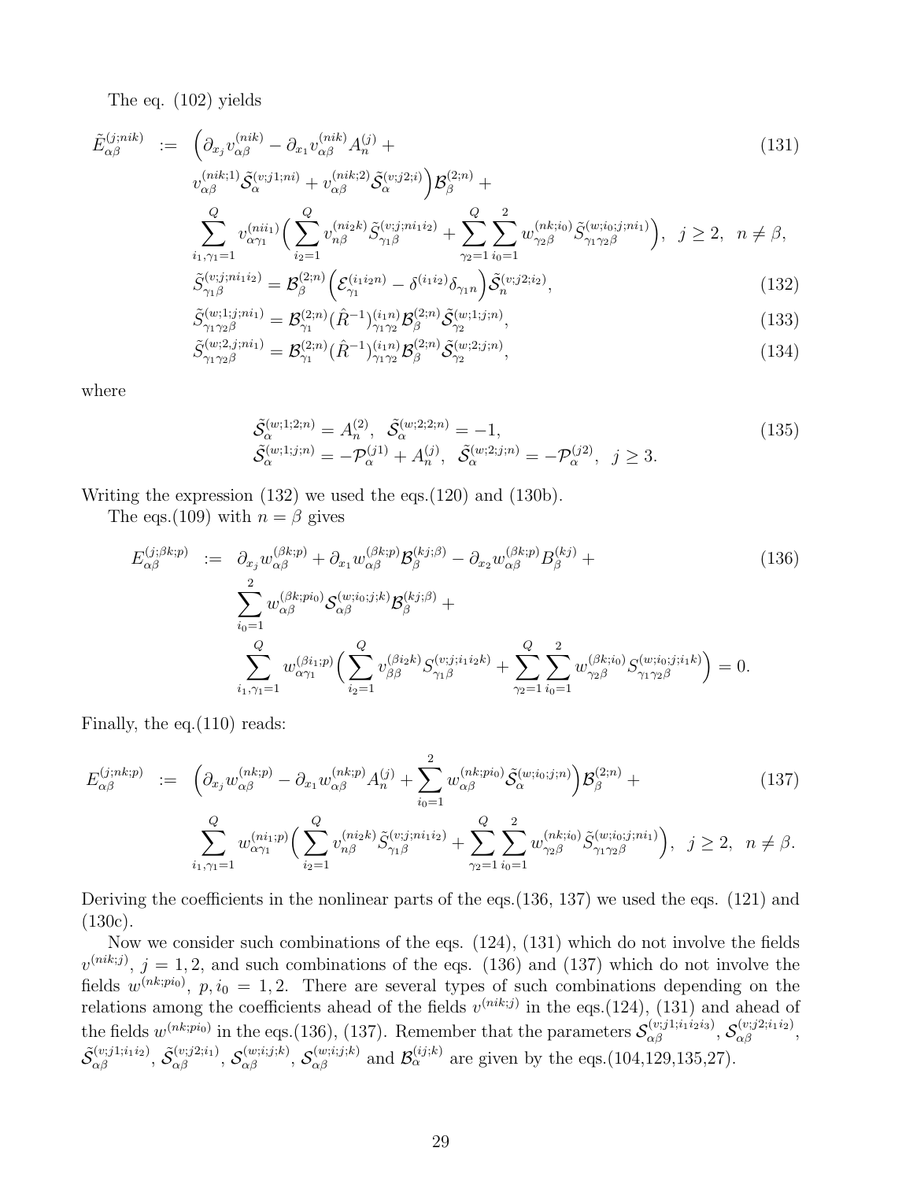The eq. (102) yields

$$
\begin{aligned}
\tilde{E}^{(j;nik)}_{\alpha\beta} &:= \Big(\partial_{x_j} v^{(nik)}_{\alpha\beta} - \partial_{x_1} v^{(nik)}_{\alpha\beta} A^{(j)}_n + \\
&\quad v^{(nik;1)}_{\alpha\beta} \tilde{\mathcal{S}}^{(v;j1;ni)}_{\alpha} + v^{(nik;2)}_{\alpha\beta} \tilde{\mathcal{S}}^{(v;j2;i)}_{\alpha}\Big) \mathcal{B}^{(2;n)}_{\beta} + \\
&\quad \sum_{i_1,\gamma_1=1}^{Q} v^{(nii_1)}_{\alpha\gamma_1} \Big( \sum_{i_2=1}^{Q} v^{(ni_2k)}_{n\beta} \tilde{S}^{(v;j;ni_1i_2)}_{\gamma_1\beta} + \sum_{\gamma_2=1}^{Q}\sum_{i_0=1}^{2} w^{(nk;i_0)}_{\gamma_2\beta} \tilde{S}^{(w;i_0;j;ni_1)}_{\gamma_1\gamma_2\beta} \Big), \quad j\geq 2, \quad n\neq\beta,
\end{aligned} \tag{131}
$$

$$
\tilde{S}^{(v;j;ni_1i_2)}_{\gamma_1\beta} = \mathcal{B}^{(2;n)}_{\beta} \Big( \mathcal{E}^{(i_1i_2n)}_{\gamma_1} - \delta^{(i_1i_2)}\delta_{\gamma_1 n} \Big) \tilde{\mathcal{S}}^{(v;j2;i_2)}_{n}, \tag{132}
$$

$$
\tilde{S}^{(w;1;j;ni_1)}_{\gamma_1\gamma_2\beta} = \mathcal{B}^{(2;n)}_{\gamma_1} (\hat{R}^{-1})^{(i_1n)}_{\gamma_1\gamma_2} \mathcal{B}^{(2;n)}_{\beta} \tilde{\mathcal{S}}^{(w;1;j;n)}_{\gamma_2}, \tag{133}
$$

$$
\tilde{S}^{(w;2,j;ni_1)}_{\gamma_1\gamma_2\beta} = \mathcal{B}^{(2;n)}_{\gamma_1} (\hat{R}^{-1})^{(i_1n)}_{\gamma_1\gamma_2} \mathcal{B}^{(2;n)}_{\beta} \tilde{\mathcal{S}}^{(w;2;j;n)}_{\gamma_2}, \tag{134}
$$

where

$$
\begin{aligned}
&\tilde{\mathcal{S}}^{(w;1;2;n)}_{\alpha} = A^{(2)}_n, \quad \tilde{\mathcal{S}}^{(w;2;2;n)}_{\alpha} = -1, \\
&\tilde{\mathcal{S}}^{(w;1;j;n)}_{\alpha} = -\mathcal{P}^{(j1)}_{\alpha} + A^{(j)}_n, \quad \tilde{\mathcal{S}}^{(w;2;j;n)}_{\alpha} = -\mathcal{P}^{(j2)}_{\alpha}, \quad j\geq 3.
\end{aligned} \tag{135}
$$

Writing the expression (132) we used the eqs.(120) and (130b).

The eqs.(109) with $n=\beta$ gives

$$
\begin{aligned}
E^{(j;\beta k;p)}_{\alpha\beta} &:= \partial_{x_j} w^{(\beta k;p)}_{\alpha\beta} + \partial_{x_1} w^{(\beta k;p)}_{\alpha\beta} \mathcal{B}^{(kj;\beta)}_{\beta} - \partial_{x_2} w^{(\beta k;p)}_{\alpha\beta} B^{(kj)}_{\beta} + \\
&\quad \sum_{i_0=1}^{2} w^{(\beta k;pi_0)}_{\alpha\beta} \mathcal{S}^{(w;i_0;j;k)}_{\alpha\beta} \mathcal{B}^{(kj;\beta)}_{\beta} + \\
&\quad \sum_{i_1,\gamma_1=1}^{Q} w^{(\beta i_1;p)}_{\alpha\gamma_1} \Big( \sum_{i_2=1}^{Q} v^{(\beta i_2k)}_{\beta\beta} S^{(v;j;i_1i_2k)}_{\gamma_1\beta} + \sum_{\gamma_2=1}^{Q}\sum_{i_0=1}^{2} w^{(\beta k;i_0)}_{\gamma_2\beta} S^{(w;i_0;j;i_1k)}_{\gamma_1\gamma_2\beta} \Big) = 0.
\end{aligned} \tag{136}
$$

Finally, the eq.(110) reads:

$$
\begin{aligned}
E^{(j;nk;p)}_{\alpha\beta} &:= \Big(\partial_{x_j} w^{(nk;p)}_{\alpha\beta} - \partial_{x_1} w^{(nk;p)}_{\alpha\beta} A^{(j)}_n + \sum_{i_0=1}^{2} w^{(nk;pi_0)}_{\alpha\beta} \tilde{\mathcal{S}}^{(w;i_0;j;n)}_{\alpha}\Big) \mathcal{B}^{(2;n)}_{\beta} + \\
&\quad \sum_{i_1,\gamma_1=1}^{Q} w^{(ni_1;p)}_{\alpha\gamma_1} \Big( \sum_{i_2=1}^{Q} v^{(ni_2k)}_{n\beta} \tilde{S}^{(v;j;ni_1i_2)}_{\gamma_1\beta} + \sum_{\gamma_2=1}^{Q}\sum_{i_0=1}^{2} w^{(nk;i_0)}_{\gamma_2\beta} \tilde{S}^{(w;i_0;j;ni_1)}_{\gamma_1\gamma_2\beta} \Big), \quad j\geq 2, \quad n\neq\beta.
\end{aligned} \tag{137}
$$

Deriving the coefficients in the nonlinear parts of the eqs.(136, 137) we used the eqs. (121) and (130c).

Now we consider such combinations of the eqs. (124), (131) which do not involve the fields $v^{(nik;j)}$, $j=1,2$, and such combinations of the eqs. (136) and (137) which do not involve the fields $w^{(nk;pi_0)}$, $p,i_0=1,2$. There are several types of such combinations depending on the relations among the coefficients ahead of the fields $v^{(nik;j)}$ in the eqs.(124), (131) and ahead of the fields $w^{(nk;pi_0)}$ in the eqs.(136), (137). Remember that the parameters $\mathcal{S}^{(v;j1;i_1i_2i_3)}_{\alpha\beta}$, $\mathcal{S}^{(v;j2;i_1i_2)}_{\alpha\beta}$, $\tilde{\mathcal{S}}^{(v;j1;i_1i_2)}_{\alpha\beta}$, $\tilde{\mathcal{S}}^{(v;j2;i_1)}_{\alpha\beta}$, $\mathcal{S}^{(w;i;j;k)}_{\alpha\beta}$, $\mathcal{S}^{(w;i;j;k)}_{\alpha\beta}$ and $\mathcal{B}^{(ij;k)}_{\alpha}$ are given by the eqs.(104,129,135,27).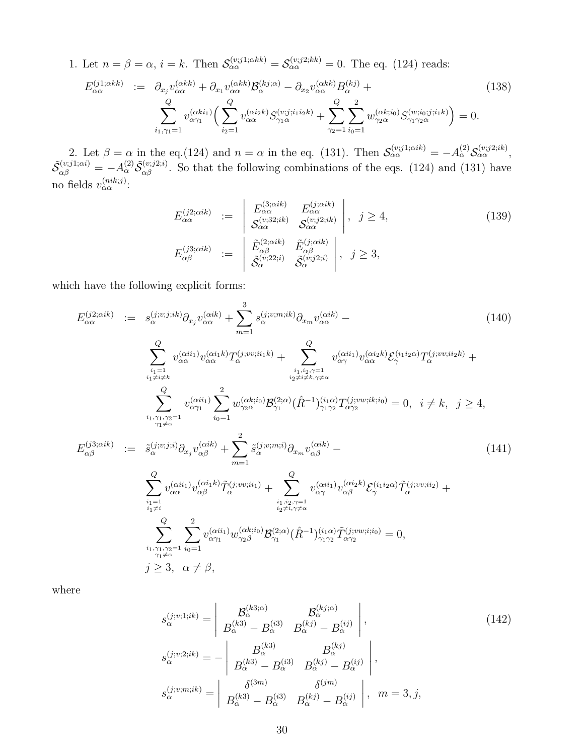1. Let $n = \beta = \alpha$, $i = k$. Then $\mathcal{S}^{(v;j1;\alpha kk)}_{\alpha\alpha} = \mathcal{S}^{(v;j2;kk)}_{\alpha\alpha} = 0$. The eq. (124) reads:

$$
\begin{aligned}
E^{(j1;\alpha kk)}_{\alpha\alpha} \;&:=\; \partial_{x_j} v^{(\alpha kk)}_{\alpha\alpha} + \partial_{x_1} v^{(\alpha kk)}_{\alpha\alpha} \mathcal{B}^{(kj;\alpha)}_{\alpha} - \partial_{x_2} v^{(\alpha kk)}_{\alpha\alpha} B^{(kj)}_{\alpha} + \\
&\sum_{i_1,\gamma_1=1}^{Q} v^{(\alpha k i_1)}_{\alpha\gamma_1} \Big( \sum_{i_2=1}^{Q} v^{(\alpha i_2 k)}_{\alpha\alpha} S^{(v;j;i_1 i_2 k)}_{\gamma_1\alpha} + \sum_{\gamma_2=1}^{Q}\sum_{i_0=1}^{2} w^{(\alpha k;i_0)}_{\gamma_2\alpha} S^{(w;i_0;j;i_1 k)}_{\gamma_1\gamma_2\alpha} \Big) = 0.
\end{aligned}
\tag{138}
$$

2. Let $\beta = \alpha$ in the eq.(124) and $n = \alpha$ in the eq. (131). Then $\mathcal{S}^{(v;j1;\alpha ik)}_{\alpha\alpha} = -A^{(2)}_{\alpha} \mathcal{S}^{(v;j2;ik)}_{\alpha\alpha}$, $\tilde{\mathcal{S}}^{(v;j1;\alpha i)}_{\alpha\beta} = -A^{(2)}_{\alpha} \tilde{\mathcal{S}}^{(v;j2;i)}_{\alpha\beta}$. So that the following combinations of the eqs. (124) and (131) have no fields $v^{(nik;j)}_{\alpha\alpha}$:

$$
\begin{aligned}
E^{(j2;\alpha ik)}_{\alpha\alpha} \;&:=\; \left| \begin{array}{cc} E^{(3;\alpha ik)}_{\alpha\alpha} & E^{(j;\alpha ik)}_{\alpha\alpha} \\ \mathcal{S}^{(v;32;ik)}_{\alpha\alpha} & \mathcal{S}^{(v;j2;ik)}_{\alpha\alpha} \end{array} \right|, \quad j \geq 4, \\
E^{(j3;\alpha ik)}_{\alpha\beta} \;&:=\; \left| \begin{array}{cc} \tilde{E}^{(2;\alpha ik)}_{\alpha\beta} & \tilde{E}^{(j;\alpha ik)}_{\alpha\beta} \\ \tilde{\mathcal{S}}^{(v;22;i)}_{\alpha} & \tilde{\mathcal{S}}^{(v;j2;i)}_{\alpha} \end{array} \right|, \quad j \geq 3,
\end{aligned}
\tag{139}
$$

which have the following explicit forms:

$$
\begin{aligned}
E^{(j2;\alpha ik)}_{\alpha\alpha} \;&:=\; s^{(j;v;j;ik)}_{\alpha} \partial_{x_j} v^{(\alpha ik)}_{\alpha\alpha} + \sum_{m=1}^{3} s^{(j;v;m;ik)}_{\alpha} \partial_{x_m} v^{(\alpha ik)}_{\alpha\alpha} - \\
&\sum_{\substack{i_1=1\\ i_1\neq i\neq k}}^{Q} v^{(\alpha i i_1)}_{\alpha\alpha} v^{(\alpha i_1 k)}_{\alpha\alpha} T^{(j;vv;i i_1 k)}_{\alpha} + \sum_{\substack{i_1,i_2,\gamma=1\\ i_2\neq i\neq k,\gamma\neq\alpha}}^{Q} v^{(\alpha i i_1)}_{\alpha\gamma} v^{(\alpha i_2 k)}_{\alpha\alpha} \mathcal{E}^{(i_1 i_2 \alpha)}_{\gamma} T^{(j;vv;i i_2 k)}_{\alpha} + \\
&\sum_{\substack{i_1,\gamma_1,\gamma_2=1\\ \gamma_1\neq\alpha}}^{Q} v^{(\alpha i i_1)}_{\alpha\gamma_1} \sum_{i_0=1}^{2} w^{(\alpha k;i_0)}_{\gamma_2\alpha} \mathcal{B}^{(2;\alpha)}_{\gamma_1} (\hat{R}^{-1})^{(i_1\alpha)}_{\gamma_1\gamma_2} T^{(j;vw;ik;i_0)}_{\alpha\gamma_2} = 0, \quad i \neq k, \quad j \geq 4,
\end{aligned}
\tag{140}
$$

$$
\begin{aligned}
E^{(j3;\alpha ik)}_{\alpha\beta} \;&:=\; \tilde{s}^{(j;v;j;i)}_{\alpha} \partial_{x_j} v^{(\alpha ik)}_{\alpha\beta} + \sum_{m=1}^{2} \tilde{s}^{(j;v;m;i)}_{\alpha} \partial_{x_m} v^{(\alpha ik)}_{\alpha\beta} - \\
&\sum_{\substack{i_1=1\\ i_1\neq i}}^{Q} v^{(\alpha i i_1)}_{\alpha\alpha} v^{(\alpha i_1 k)}_{\alpha\beta} \tilde{T}^{(j;vv;i i_1)}_{\alpha} + \sum_{\substack{i_1,i_2,\gamma=1\\ i_2\neq i,\gamma\neq\alpha}}^{Q} v^{(\alpha i i_1)}_{\alpha\gamma} v^{(\alpha i_2 k)}_{\alpha\beta} \mathcal{E}^{(i_1 i_2 \alpha)}_{\gamma} \tilde{T}^{(j;vv;i i_2)}_{\alpha} + \\
&\sum_{\substack{i_1,\gamma_1,\gamma_2=1\\ \gamma_1\neq\alpha}}^{Q} \sum_{i_0=1}^{2} v^{(\alpha i i_1)}_{\alpha\gamma_1} w^{(\alpha k;i_0)}_{\gamma_2\beta} \mathcal{B}^{(2;\alpha)}_{\gamma_1} (\hat{R}^{-1})^{(i_1\alpha)}_{\gamma_1\gamma_2} \tilde{T}^{(j;vw;i;i_0)}_{\alpha\gamma_2} = 0, \\
&j \geq 3, \quad \alpha \neq \beta,
\end{aligned}
\tag{141}
$$

where

$$
\begin{aligned}
s^{(j;v;1;ik)}_{\alpha} &= \left| \begin{array}{cc} \mathcal{B}^{(k3;\alpha)}_{\alpha} & \mathcal{B}^{(kj;\alpha)}_{\alpha} \\ B^{(k3)}_{\alpha} - B^{(i3)}_{\alpha} & B^{(kj)}_{\alpha} - B^{(ij)}_{\alpha} \end{array} \right|, \\
s^{(j;v;2;ik)}_{\alpha} &= -\left| \begin{array}{cc} B^{(k3)}_{\alpha} & B^{(kj)}_{\alpha} \\ B^{(k3)}_{\alpha} - B^{(i3)}_{\alpha} & B^{(kj)}_{\alpha} - B^{(ij)}_{\alpha} \end{array} \right|, \\
s^{(j;v;m;ik)}_{\alpha} &= \left| \begin{array}{cc} \delta^{(3m)} & \delta^{(jm)} \\ B^{(k3)}_{\alpha} - B^{(i3)}_{\alpha} & B^{(kj)}_{\alpha} - B^{(ij)}_{\alpha} \end{array} \right|, \quad m = 3, j,
\end{aligned}
\tag{142}
$$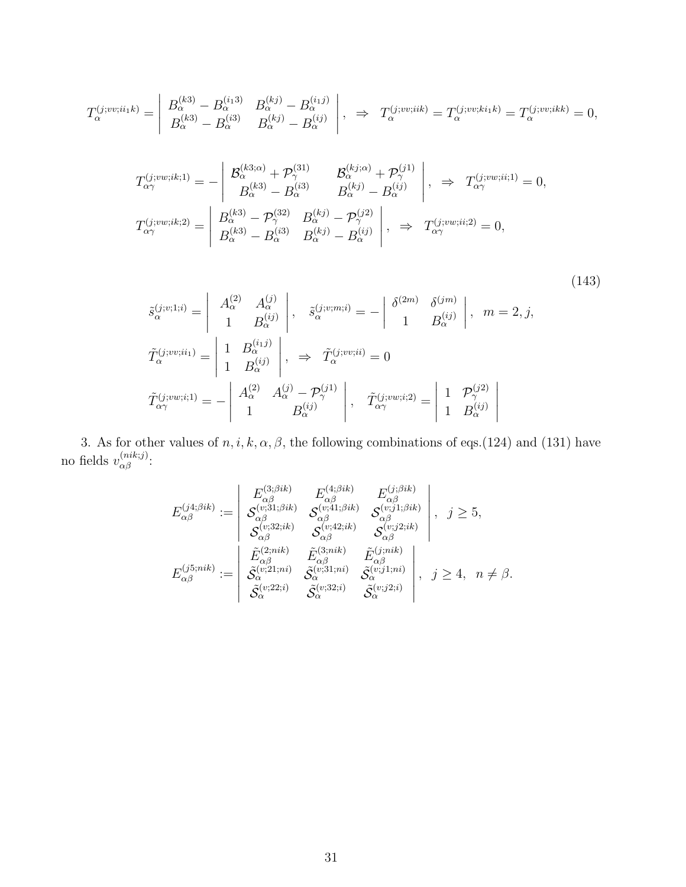$$T_\alpha^{(j;vv;ii_1k)} = \begin{vmatrix} B_\alpha^{(k3)} - B_\alpha^{(i_13)} & B_\alpha^{(kj)} - B_\alpha^{(i_1j)} \\ B_\alpha^{(k3)} - B_\alpha^{(i3)} & B_\alpha^{(kj)} - B_\alpha^{(ij)} \end{vmatrix}, \;\; \Rightarrow \;\; T_\alpha^{(j;vv;iik)} = T_\alpha^{(j;vv;ki_1k)} = T_\alpha^{(j;vv;ikk)} = 0,$$

$$T_{\alpha\gamma}^{(j;vw;ik;1)} = - \begin{vmatrix} \mathcal{B}_\alpha^{(k3;\alpha)} + \mathcal{P}_\gamma^{(31)} & \mathcal{B}_\alpha^{(kj;\alpha)} + \mathcal{P}_\gamma^{(j1)} \\ B_\alpha^{(k3)} - B_\alpha^{(i3)} & B_\alpha^{(kj)} - B_\alpha^{(ij)} \end{vmatrix}, \;\; \Rightarrow \;\; T_{\alpha\gamma}^{(j;vw;ii;1)} = 0,$$

$$T_{\alpha\gamma}^{(j;vw;ik;2)} = \begin{vmatrix} B_\alpha^{(k3)} - \mathcal{P}_\gamma^{(32)} & B_\alpha^{(kj)} - \mathcal{P}_\gamma^{(j2)} \\ B_\alpha^{(k3)} - B_\alpha^{(i3)} & B_\alpha^{(kj)} - B_\alpha^{(ij)} \end{vmatrix}, \;\; \Rightarrow \;\; T_{\alpha\gamma}^{(j;vw;ii;2)} = 0,$$

$$\tilde{s}_\alpha^{(j;v;1;i)} = \begin{vmatrix} A_\alpha^{(2)} & A_\alpha^{(j)} \\ 1 & B_\alpha^{(ij)} \end{vmatrix}, \quad \tilde{s}_\alpha^{(j;v;m;i)} = - \begin{vmatrix} \delta^{(2m)} & \delta^{(jm)} \\ 1 & B_\alpha^{(ij)} \end{vmatrix}, \;\; m = 2, j,$$

$$\tilde{T}_\alpha^{(j;vv;ii_1)} = \begin{vmatrix} 1 & B_\alpha^{(i_1j)} \\ 1 & B_\alpha^{(ij)} \end{vmatrix}, \;\; \Rightarrow \;\; \tilde{T}_\alpha^{(j;vv;ii)} = 0$$

$$\tilde{T}_{\alpha\gamma}^{(j;vw;i;1)} = - \begin{vmatrix} A_\alpha^{(2)} & A_\alpha^{(j)} - \mathcal{P}_\gamma^{(j1)} \\ 1 & B_\alpha^{(ij)} \end{vmatrix}, \quad \tilde{T}_{\alpha\gamma}^{(j;vw;i;2)} = \begin{vmatrix} 1 & \mathcal{P}_\gamma^{(j2)} \\ 1 & B_\alpha^{(ij)} \end{vmatrix} \tag{143}$$

3. As for other values of $n, i, k, \alpha, \beta$, the following combinations of eqs.(124) and (131) have no fields $v_{\alpha\beta}^{(nik;j)}$:

$$E_{\alpha\beta}^{(j4;\beta ik)} := \begin{vmatrix} E_{\alpha\beta}^{(3;\beta ik)} & E_{\alpha\beta}^{(4;\beta ik)} & E_{\alpha\beta}^{(j;\beta ik)} \\ \mathcal{S}_{\alpha\beta}^{(v;31;\beta ik)} & \mathcal{S}_{\alpha\beta}^{(v;41;\beta ik)} & \mathcal{S}_{\alpha\beta}^{(v;j1;\beta ik)} \\ \mathcal{S}_{\alpha\beta}^{(v;32;ik)} & \mathcal{S}_{\alpha\beta}^{(v;42;ik)} & \mathcal{S}_{\alpha\beta}^{(v;j2;ik)} \end{vmatrix}, \;\; j \geq 5,$$

$$E_{\alpha\beta}^{(j5;nik)} := \begin{vmatrix} \tilde{E}_{\alpha\beta}^{(2;nik)} & \tilde{E}_{\alpha\beta}^{(3;nik)} & \tilde{E}_{\alpha\beta}^{(j;nik)} \\ \tilde{\mathcal{S}}_\alpha^{(v;21;ni)} & \tilde{\mathcal{S}}_\alpha^{(v;31;ni)} & \tilde{\mathcal{S}}_\alpha^{(v;j1;ni)} \\ \tilde{\mathcal{S}}_\alpha^{(v;22;i)} & \tilde{\mathcal{S}}_\alpha^{(v;32;i)} & \tilde{\mathcal{S}}_\alpha^{(v;j2;i)} \end{vmatrix}, \;\; j \geq 4, \;\; n \neq \beta.$$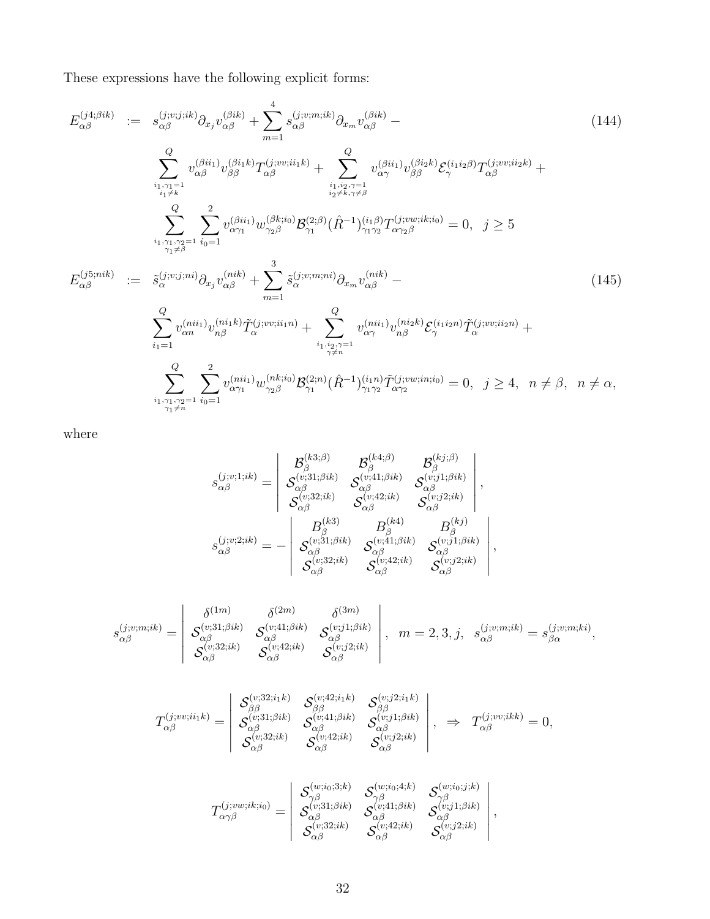These expressions have the following explicit forms:

$$
\begin{aligned}
E^{(j4;\beta ik)}_{\alpha\beta} &:= s^{(j;v;j;ik)}_{\alpha\beta}\partial_{x_j} v^{(\beta ik)}_{\alpha\beta} + \sum_{m=1}^{4} s^{(j;v;m;ik)}_{\alpha\beta}\partial_{x_m} v^{(\beta ik)}_{\alpha\beta} - \\
&\sum_{\substack{i_1,\gamma_1=1\\ i_1\neq k}}^{Q} v^{(\beta i i_1)}_{\alpha\beta} v^{(\beta i_1 k)}_{\beta\beta} T^{(j;vv;ii_1k)}_{\alpha\beta} + \sum_{\substack{i_1,i_2,\gamma=1\\ i_2\neq k,\gamma\neq\beta}}^{Q} v^{(\beta i i_1)}_{\alpha\gamma} v^{(\beta i_2 k)}_{\beta\beta} \mathcal{E}^{(i_1 i_2\beta)}_{\gamma} T^{(j;vv;ii_2k)}_{\alpha\beta} + \\
&\sum_{\substack{i_1,\gamma_1,\gamma_2=1\\ \gamma_1\neq\beta}}^{Q} \sum_{i_0=1}^{2} v^{(\beta i i_1)}_{\alpha\gamma_1} w^{(\beta k;i_0)}_{\gamma_2\beta} \mathcal{B}^{(2;\beta)}_{\gamma_1} (\hat{R}^{-1})^{(i_1\beta)}_{\gamma_1\gamma_2} T^{(j;vw;ik;i_0)}_{\alpha\gamma_2\beta} = 0, \quad j\geq 5
\end{aligned}
\tag{144}
$$

$$
\begin{aligned}
E^{(j5;nik)}_{\alpha\beta} &:= \tilde{s}^{(j;v;j;ni)}_{\alpha}\partial_{x_j} v^{(nik)}_{\alpha\beta} + \sum_{m=1}^{3} \tilde{s}^{(j;v;m;ni)}_{\alpha}\partial_{x_m} v^{(nik)}_{\alpha\beta} - \\
&\sum_{i_1=1}^{Q} v^{(nii_1)}_{\alpha n} v^{(ni_1k)}_{n\beta} \tilde{T}^{(j;vv;ii_1n)}_{\alpha} + \sum_{\substack{i_1,i_2,\gamma=1\\ \gamma\neq n}}^{Q} v^{(nii_1)}_{\alpha\gamma} v^{(ni_2k)}_{n\beta} \mathcal{E}^{(i_1 i_2 n)}_{\gamma} \tilde{T}^{(j;vv;ii_2n)}_{\alpha} + \\
&\sum_{\substack{i_1,\gamma_1,\gamma_2=1\\ \gamma_1\neq n}}^{Q} \sum_{i_0=1}^{2} v^{(nii_1)}_{\alpha\gamma_1} w^{(nk;i_0)}_{\gamma_2\beta} \mathcal{B}^{(2;n)}_{\gamma_1} (\hat{R}^{-1})^{(i_1 n)}_{\gamma_1\gamma_2} \tilde{T}^{(j;vw;in;i_0)}_{\alpha\gamma_2} = 0, \quad j\geq 4, \quad n\neq\beta, \quad n\neq\alpha,
\end{aligned}
\tag{145}
$$

where

$$
s^{(j;v;1;ik)}_{\alpha\beta} = \left| \begin{array}{ccc} \mathcal{B}^{(k3;\beta)}_{\beta} & \mathcal{B}^{(k4;\beta)}_{\beta} & \mathcal{B}^{(kj;\beta)}_{\beta} \\ \mathcal{S}^{(v;31;\beta ik)}_{\alpha\beta} & \mathcal{S}^{(v;41;\beta ik)}_{\alpha\beta} & \mathcal{S}^{(v;j1;\beta ik)}_{\alpha\beta} \\ \mathcal{S}^{(v;32;ik)}_{\alpha\beta} & \mathcal{S}^{(v;42;ik)}_{\alpha\beta} & \mathcal{S}^{(v;j2;ik)}_{\alpha\beta} \end{array}\right|,
$$

$$
s^{(j;v;2;ik)}_{\alpha\beta} = -\left| \begin{array}{ccc} B^{(k3)}_{\beta} & B^{(k4)}_{\beta} & B^{(kj)}_{\beta} \\ \mathcal{S}^{(v;31;\beta ik)}_{\alpha\beta} & \mathcal{S}^{(v;41;\beta ik)}_{\alpha\beta} & \mathcal{S}^{(v;j1;\beta ik)}_{\alpha\beta} \\ \mathcal{S}^{(v;32;ik)}_{\alpha\beta} & \mathcal{S}^{(v;42;ik)}_{\alpha\beta} & \mathcal{S}^{(v;j2;ik)}_{\alpha\beta} \end{array}\right|,
$$

$$
s^{(j;v;m;ik)}_{\alpha\beta} = \left| \begin{array}{ccc} \delta^{(1m)} & \delta^{(2m)} & \delta^{(3m)} \\ \mathcal{S}^{(v;31;\beta ik)}_{\alpha\beta} & \mathcal{S}^{(v;41;\beta ik)}_{\alpha\beta} & \mathcal{S}^{(v;j1;\beta ik)}_{\alpha\beta} \\ \mathcal{S}^{(v;32;ik)}_{\alpha\beta} & \mathcal{S}^{(v;42;ik)}_{\alpha\beta} & \mathcal{S}^{(v;j2;ik)}_{\alpha\beta} \end{array}\right|, \quad m=2,3,j, \quad s^{(j;v;m;ik)}_{\alpha\beta} = s^{(j;v;m;ki)}_{\beta\alpha},
$$

$$
T^{(j;vv;ii_1k)}_{\alpha\beta} = \left| \begin{array}{ccc} \mathcal{S}^{(v;32;i_1k)}_{\beta\beta} & \mathcal{S}^{(v;42;i_1k)}_{\beta\beta} & \mathcal{S}^{(v;j2;i_1k)}_{\beta\beta} \\ \mathcal{S}^{(v;31;\beta ik)}_{\alpha\beta} & \mathcal{S}^{(v;41;\beta ik)}_{\alpha\beta} & \mathcal{S}^{(v;j1;\beta ik)}_{\alpha\beta} \\ \mathcal{S}^{(v;32;ik)}_{\alpha\beta} & \mathcal{S}^{(v;42;ik)}_{\alpha\beta} & \mathcal{S}^{(v;j2;ik)}_{\alpha\beta} \end{array}\right|, \quad \Rightarrow \quad T^{(j;vv;ikk)}_{\alpha\beta} = 0,
$$

$$
T^{(j;vw;ik;i_0)}_{\alpha\gamma\beta} = \left| \begin{array}{ccc} \mathcal{S}^{(w;i_0;3;k)}_{\gamma\beta} & \mathcal{S}^{(w;i_0;4;k)}_{\gamma\beta} & \mathcal{S}^{(w;i_0;j;k)}_{\gamma\beta} \\ \mathcal{S}^{(v;31;\beta ik)}_{\alpha\beta} & \mathcal{S}^{(v;41;\beta ik)}_{\alpha\beta} & \mathcal{S}^{(v;j1;\beta ik)}_{\alpha\beta} \\ \mathcal{S}^{(v;32;ik)}_{\alpha\beta} & \mathcal{S}^{(v;42;ik)}_{\alpha\beta} & \mathcal{S}^{(v;j2;ik)}_{\alpha\beta} \end{array}\right|,
$$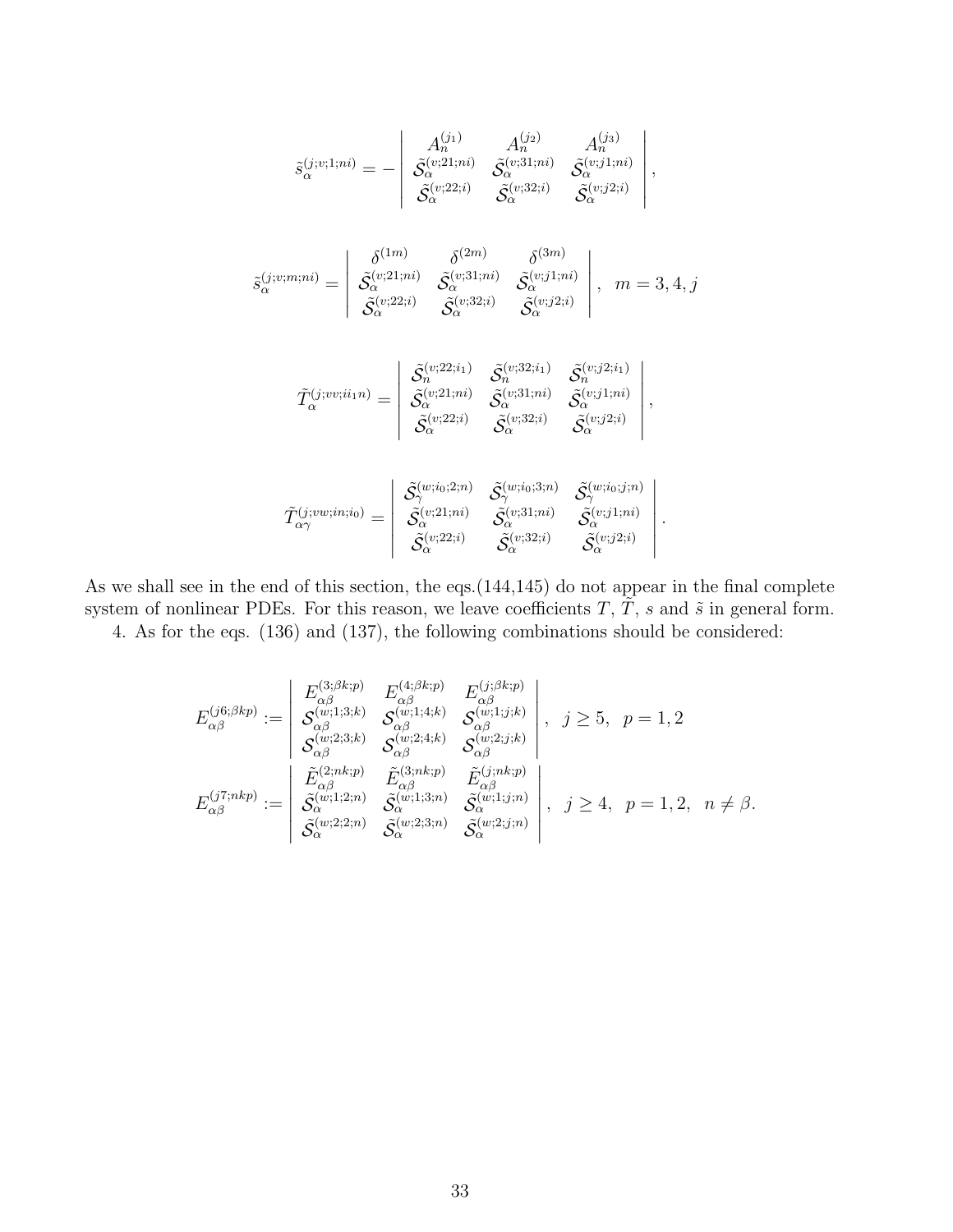$$
\tilde{s}_{\alpha}^{(j;v;1;ni)} = - \left| \begin{array}{ccc} A_n^{(j_1)} & A_n^{(j_2)} & A_n^{(j_3)} \\ \tilde{\mathcal{S}}_{\alpha}^{(v;21;ni)} & \tilde{\mathcal{S}}_{\alpha}^{(v;31;ni)} & \tilde{\mathcal{S}}_{\alpha}^{(v;j1;ni)} \\ \tilde{\mathcal{S}}_{\alpha}^{(v;22;i)} & \tilde{\mathcal{S}}_{\alpha}^{(v;32;i)} & \tilde{\mathcal{S}}_{\alpha}^{(v;j2;i)} \end{array} \right| ,
$$

$$
\tilde{s}_{\alpha}^{(j;v;m;ni)} = \left| \begin{array}{ccc} \delta^{(1m)} & \delta^{(2m)} & \delta^{(3m)} \\ \tilde{\mathcal{S}}_{\alpha}^{(v;21;ni)} & \tilde{\mathcal{S}}_{\alpha}^{(v;31;ni)} & \tilde{\mathcal{S}}_{\alpha}^{(v;j1;ni)} \\ \tilde{\mathcal{S}}_{\alpha}^{(v;22;i)} & \tilde{\mathcal{S}}_{\alpha}^{(v;32;i)} & \tilde{\mathcal{S}}_{\alpha}^{(v;j2;i)} \end{array} \right| , \quad m = 3, 4, j
$$

$$
\tilde{T}_{\alpha}^{(j;vv;ii_1n)} = \left| \begin{array}{ccc} \tilde{\mathcal{S}}_{n}^{(v;22;i_1)} & \tilde{\mathcal{S}}_{n}^{(v;32;i_1)} & \tilde{\mathcal{S}}_{n}^{(v;j2;i_1)} \\ \tilde{\mathcal{S}}_{\alpha}^{(v;21;ni)} & \tilde{\mathcal{S}}_{\alpha}^{(v;31;ni)} & \tilde{\mathcal{S}}_{\alpha}^{(v;j1;ni)} \\ \tilde{\mathcal{S}}_{\alpha}^{(v;22;i)} & \tilde{\mathcal{S}}_{\alpha}^{(v;32;i)} & \tilde{\mathcal{S}}_{\alpha}^{(v;j2;i)} \end{array} \right| ,
$$

$$
\tilde{T}_{\alpha\gamma}^{(j;vw;in;i_0)} = \left| \begin{array}{ccc} \tilde{\mathcal{S}}_{\gamma}^{(w;i_0;2;n)} & \tilde{\mathcal{S}}_{\gamma}^{(w;i_0;3;n)} & \tilde{\mathcal{S}}_{\gamma}^{(w;i_0;j;n)} \\ \tilde{\mathcal{S}}_{\alpha}^{(v;21;ni)} & \tilde{\mathcal{S}}_{\alpha}^{(v;31;ni)} & \tilde{\mathcal{S}}_{\alpha}^{(v;j1;ni)} \\ \tilde{\mathcal{S}}_{\alpha}^{(v;22;i)} & \tilde{\mathcal{S}}_{\alpha}^{(v;32;i)} & \tilde{\mathcal{S}}_{\alpha}^{(v;j2;i)} \end{array} \right| .
$$

As we shall see in the end of this section, the eqs.(144,145) do not appear in the final complete system of nonlinear PDEs. For this reason, we leave coefficients $T$, $\tilde{T}$, $s$ and $\tilde{s}$ in general form.

4. As for the eqs. (136) and (137), the following combinations should be considered:

$$
E_{\alpha\beta}^{(j6;\beta kp)} := \left| \begin{array}{ccc} E_{\alpha\beta}^{(3;\beta k;p)} & E_{\alpha\beta}^{(4;\beta k;p)} & E_{\alpha\beta}^{(j;\beta k;p)} \\ \mathcal{S}_{\alpha\beta}^{(w;1;3;k)} & \mathcal{S}_{\alpha\beta}^{(w;1;4;k)} & \mathcal{S}_{\alpha\beta}^{(w;1;j;k)} \\ \mathcal{S}_{\alpha\beta}^{(w;2;3;k)} & \mathcal{S}_{\alpha\beta}^{(w;2;4;k)} & \mathcal{S}_{\alpha\beta}^{(w;2;j;k)} \end{array} \right| , \quad j \geq 5, \quad p = 1, 2
$$

$$
E_{\alpha\beta}^{(j7;nkp)} := \left| \begin{array}{ccc} \tilde{E}_{\alpha\beta}^{(2;nk;p)} & \tilde{E}_{\alpha\beta}^{(3;nk;p)} & \tilde{E}_{\alpha\beta}^{(j;nk;p)} \\ \tilde{\mathcal{S}}_{\alpha}^{(w;1;2;n)} & \tilde{\mathcal{S}}_{\alpha}^{(w;1;3;n)} & \tilde{\mathcal{S}}_{\alpha}^{(w;1;j;n)} \\ \tilde{\mathcal{S}}_{\alpha}^{(w;2;2;n)} & \tilde{\mathcal{S}}_{\alpha}^{(w;2;3;n)} & \tilde{\mathcal{S}}_{\alpha}^{(w;2;j;n)} \end{array} \right| , \quad j \geq 4, \quad p = 1, 2, \quad n \neq \beta.
$$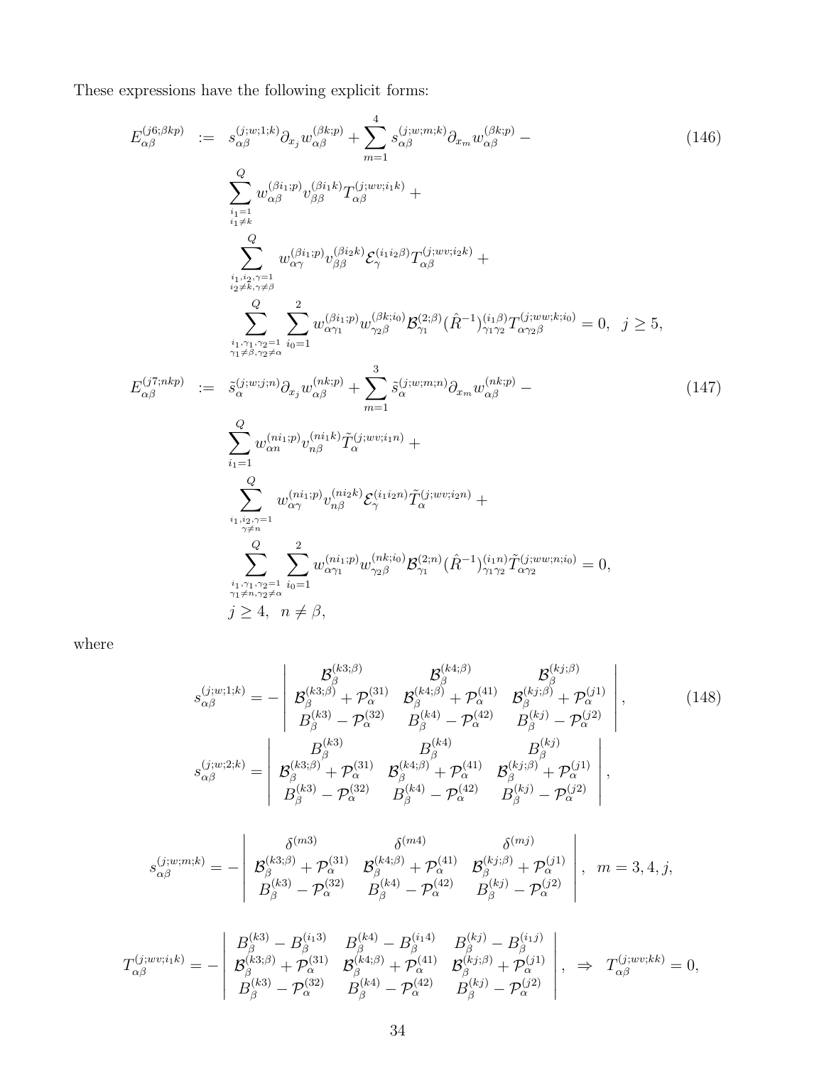These expressions have the following explicit forms:

$$
\begin{aligned}
E^{(j6;\beta kp)}_{\alpha\beta} \;:=\;& s^{(j;w;1;k)}_{\alpha\beta}\partial_{x_j} w^{(\beta k;p)}_{\alpha\beta} + \sum_{m=1}^{4} s^{(j;w;m;k)}_{\alpha\beta}\partial_{x_m} w^{(\beta k;p)}_{\alpha\beta} - \\
& \sum_{\substack{i_1=1\\ i_1\neq k}}^{Q} w^{(\beta i_1;p)}_{\alpha\beta} v^{(\beta i_1 k)}_{\beta\beta} T^{(j;wv;i_1k)}_{\alpha\beta} + \\
& \sum_{\substack{i_1,i_2,\gamma=1\\ i_2\neq k,\gamma\neq\beta}}^{Q} w^{(\beta i_1;p)}_{\alpha\gamma} v^{(\beta i_2 k)}_{\beta\beta} \mathcal{E}^{(i_1 i_2\beta)}_{\gamma} T^{(j;wv;i_2k)}_{\alpha\beta} + \\
& \sum_{\substack{i_1,\gamma_1,\gamma_2=1\\ \gamma_1\neq\beta,\gamma_2\neq\alpha}}^{Q} \sum_{i_0=1}^{2} w^{(\beta i_1;p)}_{\alpha\gamma_1} w^{(\beta k;i_0)}_{\gamma_2\beta} \mathcal{B}^{(2;\beta)}_{\gamma_1} (\hat R^{-1})^{(i_1\beta)}_{\gamma_1\gamma_2} T^{(j;ww;k;i_0)}_{\alpha\gamma_2\beta} = 0, \quad j\geq 5,
\end{aligned}
\tag{146}
$$

$$
\begin{aligned}
E^{(j7;nkp)}_{\alpha\beta} \;:=\;& \tilde s^{(j;w;j;n)}_{\alpha}\partial_{x_j} w^{(nk;p)}_{\alpha\beta} + \sum_{m=1}^{3} \tilde s^{(j;w;m;n)}_{\alpha}\partial_{x_m} w^{(nk;p)}_{\alpha\beta} - \\
& \sum_{i_1=1}^{Q} w^{(ni_1;p)}_{\alpha n} v^{(ni_1 k)}_{n\beta} \tilde T^{(j;wv;i_1n)}_{\alpha} + \\
& \sum_{\substack{i_1,i_2,\gamma=1\\ \gamma\neq n}}^{Q} w^{(ni_1;p)}_{\alpha\gamma} v^{(ni_2 k)}_{n\beta} \mathcal{E}^{(i_1 i_2 n)}_{\gamma} \tilde T^{(j;wv;i_2n)}_{\alpha} + \\
& \sum_{\substack{i_1,\gamma_1,\gamma_2=1\\ \gamma_1\neq n,\gamma_2\neq\alpha}}^{Q} \sum_{i_0=1}^{2} w^{(ni_1;p)}_{\alpha\gamma_1} w^{(nk;i_0)}_{\gamma_2\beta} \mathcal{B}^{(2;n)}_{\gamma_1} (\hat R^{-1})^{(i_1 n)}_{\gamma_1\gamma_2} \tilde T^{(j;ww;n;i_0)}_{\alpha\gamma_2} = 0, \\
& j\geq 4, \quad n\neq\beta,
\end{aligned}
\tag{147}
$$

where

$$
s^{(j;w;1;k)}_{\alpha\beta} = -\left|\begin{array}{ccc}
\mathcal{B}^{(k3;\beta)}_{\beta} & \mathcal{B}^{(k4;\beta)}_{\beta} & \mathcal{B}^{(kj;\beta)}_{\beta} \\
\mathcal{B}^{(k3;\beta)}_{\beta}+\mathcal{P}^{(31)}_{\alpha} & \mathcal{B}^{(k4;\beta)}_{\beta}+\mathcal{P}^{(41)}_{\alpha} & \mathcal{B}^{(kj;\beta)}_{\beta}+\mathcal{P}^{(j1)}_{\alpha} \\
B^{(k3)}_{\beta}-\mathcal{P}^{(32)}_{\alpha} & B^{(k4)}_{\beta}-\mathcal{P}^{(42)}_{\alpha} & B^{(kj)}_{\beta}-\mathcal{P}^{(j2)}_{\alpha}
\end{array}\right|,
\tag{148}
$$

$$
s^{(j;w;2;k)}_{\alpha\beta} = \left|\begin{array}{ccc}
B^{(k3)}_{\beta} & B^{(k4)}_{\beta} & B^{(kj)}_{\beta} \\
\mathcal{B}^{(k3;\beta)}_{\beta}+\mathcal{P}^{(31)}_{\alpha} & \mathcal{B}^{(k4;\beta)}_{\beta}+\mathcal{P}^{(41)}_{\alpha} & \mathcal{B}^{(kj;\beta)}_{\beta}+\mathcal{P}^{(j1)}_{\alpha} \\
B^{(k3)}_{\beta}-\mathcal{P}^{(32)}_{\alpha} & B^{(k4)}_{\beta}-\mathcal{P}^{(42)}_{\alpha} & B^{(kj)}_{\beta}-\mathcal{P}^{(j2)}_{\alpha}
\end{array}\right|,
$$

$$
s^{(j;w;m;k)}_{\alpha\beta} = -\left|\begin{array}{ccc}
\delta^{(m3)} & \delta^{(m4)} & \delta^{(mj)} \\
\mathcal{B}^{(k3;\beta)}_{\beta}+\mathcal{P}^{(31)}_{\alpha} & \mathcal{B}^{(k4;\beta)}_{\beta}+\mathcal{P}^{(41)}_{\alpha} & \mathcal{B}^{(kj;\beta)}_{\beta}+\mathcal{P}^{(j1)}_{\alpha} \\
B^{(k3)}_{\beta}-\mathcal{P}^{(32)}_{\alpha} & B^{(k4)}_{\beta}-\mathcal{P}^{(42)}_{\alpha} & B^{(kj)}_{\beta}-\mathcal{P}^{(j2)}_{\alpha}
\end{array}\right|, \quad m=3,4,j,
$$

$$
T^{(j;wv;i_1k)}_{\alpha\beta} = -\left|\begin{array}{ccc}
B^{(k3)}_{\beta}-B^{(i_13)}_{\beta} & B^{(k4)}_{\beta}-B^{(i_14)}_{\beta} & B^{(kj)}_{\beta}-B^{(i_1j)}_{\beta} \\
\mathcal{B}^{(k3;\beta)}_{\beta}+\mathcal{P}^{(31)}_{\alpha} & \mathcal{B}^{(k4;\beta)}_{\beta}+\mathcal{P}^{(41)}_{\alpha} & \mathcal{B}^{(kj;\beta)}_{\beta}+\mathcal{P}^{(j1)}_{\alpha} \\
B^{(k3)}_{\beta}-\mathcal{P}^{(32)}_{\alpha} & B^{(k4)}_{\beta}-\mathcal{P}^{(42)}_{\alpha} & B^{(kj)}_{\beta}-\mathcal{P}^{(j2)}_{\alpha}
\end{array}\right|, \quad \Rightarrow \quad T^{(j;wv;kk)}_{\alpha\beta}=0,
$$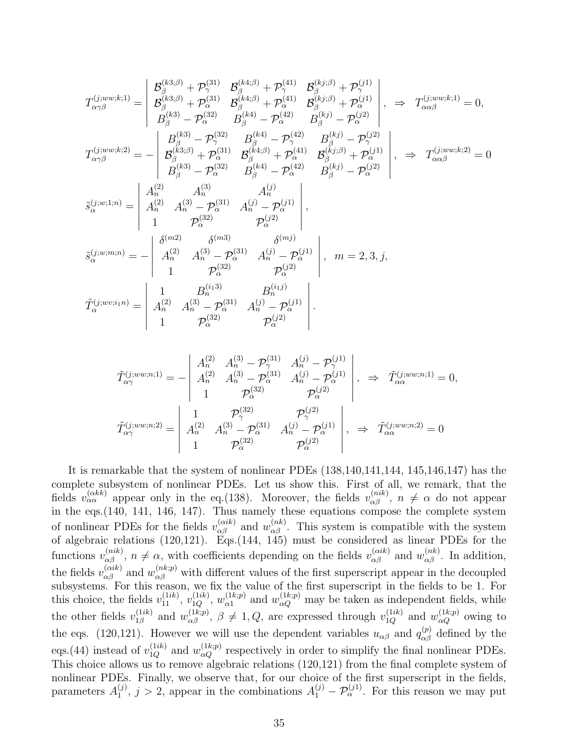$$
T^{(j;ww;k;1)}_{\alpha\gamma\beta} = \left| \begin{array}{ccc} \mathcal{B}^{(k3;\beta)}_{\beta} + \mathcal{P}^{(31)}_{\gamma} & \mathcal{B}^{(k4;\beta)}_{\beta} + \mathcal{P}^{(41)}_{\gamma} & \mathcal{B}^{(kj;\beta)}_{\beta} + \mathcal{P}^{(j1)}_{\gamma} \\ \mathcal{B}^{(k3;\beta)}_{\beta} + \mathcal{P}^{(31)}_{\alpha} & \mathcal{B}^{(k4;\beta)}_{\beta} + \mathcal{P}^{(41)}_{\alpha} & \mathcal{B}^{(kj;\beta)}_{\beta} + \mathcal{P}^{(j1)}_{\alpha} \\ B^{(k3)}_{\beta} - \mathcal{P}^{(32)}_{\alpha} & B^{(k4)}_{\beta} - \mathcal{P}^{(42)}_{\alpha} & B^{(kj)}_{\beta} - \mathcal{P}^{(j2)}_{\alpha} \end{array} \right|, \;\Rightarrow\; T^{(j;ww;k;1)}_{\alpha\alpha\beta} = 0,
$$

$$
T^{(j;ww;k;2)}_{\alpha\gamma\beta} = - \left| \begin{array}{ccc} B^{(k3)}_{\beta} - \mathcal{P}^{(32)}_{\gamma} & B^{(k4)}_{\beta} - \mathcal{P}^{(42)}_{\gamma} & B^{(kj)}_{\beta} - \mathcal{P}^{(j2)}_{\gamma} \\ \mathcal{B}^{(k3;\beta)}_{\beta} + \mathcal{P}^{(31)}_{\alpha} & \mathcal{B}^{(k4;\beta)}_{\beta} + \mathcal{P}^{(41)}_{\alpha} & \mathcal{B}^{(kj;\beta)}_{\beta} + \mathcal{P}^{(j1)}_{\alpha} \\ B^{(k3)}_{\beta} - \mathcal{P}^{(32)}_{\alpha} & B^{(k4)}_{\beta} - \mathcal{P}^{(42)}_{\alpha} & B^{(kj)}_{\beta} - \mathcal{P}^{(j2)}_{\alpha} \end{array} \right|, \;\Rightarrow\; T^{(j;ww;k;2)}_{\alpha\alpha\beta} = 0
$$

$$
\tilde{s}^{(j;w;1;n)}_{\alpha} = \left| \begin{array}{ccc} A^{(2)}_n & A^{(3)}_n & A^{(j)}_n \\ A^{(2)}_n & A^{(3)}_n - \mathcal{P}^{(31)}_{\alpha} & A^{(j)}_n - \mathcal{P}^{(j1)}_{\alpha} \\ 1 & \mathcal{P}^{(32)}_{\alpha} & \mathcal{P}^{(j2)}_{\alpha} \end{array} \right|,
$$

$$
\tilde{s}^{(j;w;m;n)}_{\alpha} = - \left| \begin{array}{ccc} \delta^{(m2)} & \delta^{(m3)} & \delta^{(mj)} \\ A^{(2)}_n & A^{(3)}_n - \mathcal{P}^{(31)}_{\alpha} & A^{(j)}_n - \mathcal{P}^{(j1)}_{\alpha} \\ 1 & \mathcal{P}^{(32)}_{\alpha} & \mathcal{P}^{(j2)}_{\alpha} \end{array} \right|, \quad m = 2, 3, j,
$$

$$
\tilde{T}^{(j;wv;i_1n)}_{\alpha} = \left| \begin{array}{ccc} 1 & B^{(i_13)}_n & B^{(i_1j)}_n \\ A^{(2)}_n & A^{(3)}_n - \mathcal{P}^{(31)}_{\alpha} & A^{(j)}_n - \mathcal{P}^{(j1)}_{\alpha} \\ 1 & \mathcal{P}^{(32)}_{\alpha} & \mathcal{P}^{(j2)}_{\alpha} \end{array} \right|.
$$

$$
\tilde{T}^{(j;ww;n;1)}_{\alpha\gamma} = - \left| \begin{array}{ccc} A^{(2)}_n & A^{(3)}_n - \mathcal{P}^{(31)}_{\gamma} & A^{(j)}_n - \mathcal{P}^{(j1)}_{\gamma} \\ A^{(2)}_n & A^{(3)}_n - \mathcal{P}^{(31)}_{\alpha} & A^{(j)}_n - \mathcal{P}^{(j1)}_{\alpha} \\ 1 & \mathcal{P}^{(32)}_{\alpha} & \mathcal{P}^{(j2)}_{\alpha} \end{array} \right|, \;\Rightarrow\; \tilde{T}^{(j;ww;n;1)}_{\alpha\alpha} = 0,
$$

$$
\tilde{T}^{(j;ww;n;2)}_{\alpha\gamma} = \left| \begin{array}{ccc} 1 & \mathcal{P}^{(32)}_{\gamma} & \mathcal{P}^{(j2)}_{\gamma} \\ A^{(2)}_n & A^{(3)}_n - \mathcal{P}^{(31)}_{\alpha} & A^{(j)}_n - \mathcal{P}^{(j1)}_{\alpha} \\ 1 & \mathcal{P}^{(32)}_{\alpha} & \mathcal{P}^{(j2)}_{\alpha} \end{array} \right|, \;\Rightarrow\; \tilde{T}^{(j;ww;n;2)}_{\alpha\alpha} = 0
$$

It is remarkable that the system of nonlinear PDEs (138,140,141,144, 145,146,147) has the complete subsystem of nonlinear PDEs. Let us show this. First of all, we remark, that the fields $v^{(\alpha kk)}_{\alpha\alpha}$ appear only in the eq.(138). Moreover, the fields $v^{(nik)}_{\alpha\beta}$, $n \neq \alpha$ do not appear in the eqs.(140, 141, 146, 147). Thus namely these equations compose the complete system of nonlinear PDEs for the fields $v^{(\alpha ik)}_{\alpha\beta}$ and $w^{(nk)}_{\alpha\beta}$. This system is compatible with the system of algebraic relations (120,121). Eqs.(144, 145) must be considered as linear PDEs for the functions $v^{(nik)}_{\alpha\beta}$, $n \neq \alpha$, with coefficients depending on the fields $v^{(\alpha ik)}_{\alpha\beta}$ and $w^{(nk)}_{\alpha\beta}$. In addition, the fields $v^{(\alpha ik)}_{\alpha\beta}$ and $w^{(nk;p)}_{\alpha\beta}$ with different values of the first superscript appear in the decoupled subsystems. For this reason, we fix the value of the first superscript in the fields to be 1. For this choice, the fields $v^{(1ik)}_{11}$, $v^{(1ik)}_{1Q}$, $w^{(1k;p)}_{\alpha 1}$ and $w^{(1k;p)}_{\alpha Q}$ may be taken as independent fields, while the other fields $v^{(1ik)}_{1\beta}$ and $w^{(1k;p)}_{\alpha\beta}$, $\beta \neq 1, Q$, are expressed through $v^{(1ik)}_{1Q}$ and $w^{(1k;p)}_{\alpha Q}$ owing to the eqs. (120,121). However we will use the dependent variables $u_{\alpha\beta}$ and $q^{(p)}_{\alpha\beta}$ defined by the eqs.(44) instead of $v^{(1ik)}_{1Q}$ and $w^{(1k;p)}_{\alpha Q}$ respectively in order to simplify the final nonlinear PDEs. This choice allows us to remove algebraic relations (120,121) from the final complete system of nonlinear PDEs. Finally, we observe that, for our choice of the first superscript in the fields, parameters $A^{(j)}_1$, $j > 2$, appear in the combinations $A^{(j)}_1 - \mathcal{P}^{(j1)}_{\alpha}$. For this reason we may put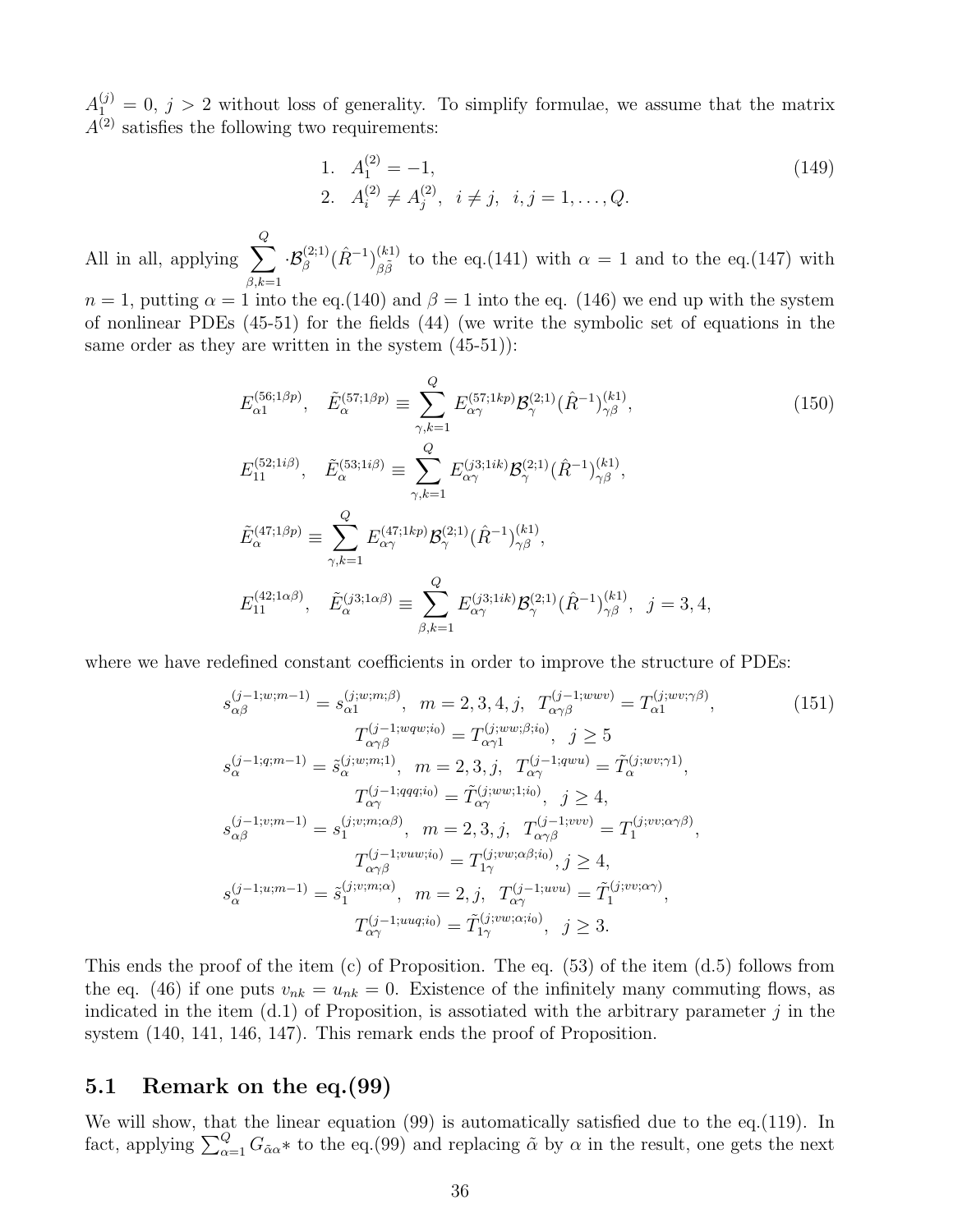$A_1^{(j)} = 0$, $j > 2$ without loss of generality. To simplify formulae, we assume that the matrix $A^{(2)}$ satisfies the following two requirements:

$$
\begin{aligned}
&1. \;\; A_1^{(2)} = -1, \\
&2. \;\; A_i^{(2)} \neq A_j^{(2)}, \;\; i \neq j, \;\; i,j = 1, \dots, Q.
\end{aligned}
\tag{149}
$$

All in all, applying $\sum_{\beta,k=1}^{Q} \cdot \mathcal{B}_\beta^{(2;1)} (\hat{R}^{-1})_{\beta\tilde{\beta}}^{(k1)}$ to the eq.(141) with $\alpha = 1$ and to the eq.(147) with $n = 1$, putting $\alpha = 1$ into the eq.(140) and $\beta = 1$ into the eq. (146) we end up with the system of nonlinear PDEs (45-51) for the fields (44) (we write the symbolic set of equations in the same order as they are written in the system (45-51)):

$$
\begin{aligned}
& E_{\alpha 1}^{(56;1\beta p)}, \quad \tilde{E}_\alpha^{(57;1\beta p)} \equiv \sum_{\gamma,k=1}^{Q} E_{\alpha\gamma}^{(57;1kp)} \mathcal{B}_\gamma^{(2;1)} (\hat{R}^{-1})_{\gamma\beta}^{(k1)}, \\
& E_{11}^{(52;1i\beta)}, \quad \tilde{E}_\alpha^{(53;1i\beta)} \equiv \sum_{\gamma,k=1}^{Q} E_{\alpha\gamma}^{(j3;1ik)} \mathcal{B}_\gamma^{(2;1)} (\hat{R}^{-1})_{\gamma\beta}^{(k1)}, \\
& \tilde{E}_\alpha^{(47;1\beta p)} \equiv \sum_{\gamma,k=1}^{Q} E_{\alpha\gamma}^{(47;1kp)} \mathcal{B}_\gamma^{(2;1)} (\hat{R}^{-1})_{\gamma\beta}^{(k1)}, \\
& E_{11}^{(42;1\alpha\beta)}, \quad \tilde{E}_\alpha^{(j3;1\alpha\beta)} \equiv \sum_{\beta,k=1}^{Q} E_{\alpha\gamma}^{(j3;1ik)} \mathcal{B}_\gamma^{(2;1)} (\hat{R}^{-1})_{\gamma\beta}^{(k1)}, \;\; j = 3, 4,
\end{aligned}
\tag{150}
$$

where we have redefined constant coefficients in order to improve the structure of PDEs:

$$
\begin{aligned}
& s_{\alpha\beta}^{(j-1;w;m-1)} = s_{\alpha 1}^{(j;w;m;\beta)}, \;\; m = 2,3,4,j, \;\; T_{\alpha\gamma\beta}^{(j-1;wwv)} = T_{\alpha 1}^{(j;wv;\gamma\beta)}, \\
& \qquad T_{\alpha\gamma\beta}^{(j-1;wqw;i_0)} = T_{\alpha\gamma 1}^{(j;ww;\beta;i_0)}, \;\; j \geq 5 \\
& s_\alpha^{(j-1;q;m-1)} = \tilde{s}_\alpha^{(j;w;m;1)}, \;\; m = 2,3,j, \;\; T_{\alpha\gamma}^{(j-1;qwu)} = \tilde{T}_\alpha^{(j;wv;\gamma 1)}, \\
& \qquad T_{\alpha\gamma}^{(j-1;qqq;i_0)} = \tilde{T}_{\alpha\gamma}^{(j;ww;1;i_0)}, \;\; j \geq 4, \\
& s_{\alpha\beta}^{(j-1;v;m-1)} = s_1^{(j;v;m;\alpha\beta)}, \;\; m = 2,3,j, \;\; T_{\alpha\gamma\beta}^{(j-1;vvv)} = T_1^{(j;vv;\alpha\gamma\beta)}, \\
& \qquad T_{\alpha\gamma\beta}^{(j-1;vuw;i_0)} = T_{1\gamma}^{(j;vw;\alpha\beta;i_0)}, j \geq 4, \\
& s_\alpha^{(j-1;u;m-1)} = \tilde{s}_1^{(j;v;m;\alpha)}, \;\; m = 2,j, \;\; T_{\alpha\gamma}^{(j-1;uvu)} = \tilde{T}_1^{(j;vv;\alpha\gamma)}, \\
& \qquad T_{\alpha\gamma}^{(j-1;uuq;i_0)} = \tilde{T}_{1\gamma}^{(j;vw;\alpha;i_0)}, \;\; j \geq 3.
\end{aligned}
\tag{151}
$$

This ends the proof of the item (c) of Proposition. The eq. (53) of the item (d.5) follows from the eq. (46) if one puts $v_{nk} = u_{nk} = 0$. Existence of the infinitely many commuting flows, as indicated in the item (d.1) of Proposition, is assotiated with the arbitrary parameter $j$ in the system (140, 141, 146, 147). This remark ends the proof of Proposition.

## 5.1 Remark on the eq.(99)

We will show, that the linear equation (99) is automatically satisfied due to the eq.(119). In fact, applying $\sum_{\alpha=1}^{Q} G_{\tilde{\alpha}\alpha} *$ to the eq.(99) and replacing $\tilde{\alpha}$ by $\alpha$ in the result, one gets the next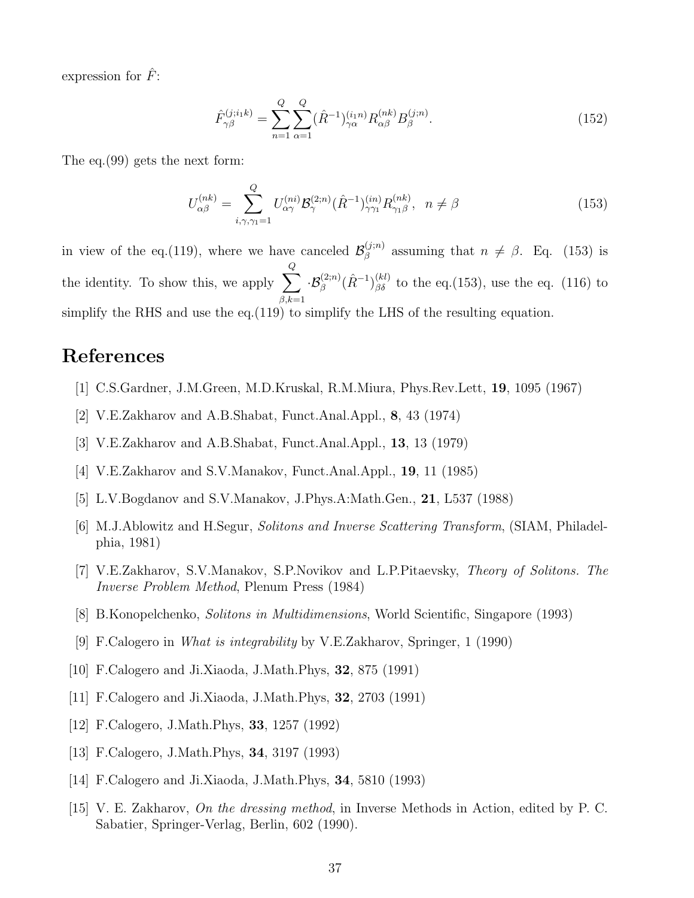expression for $\hat{F}$:

$$\hat{F}^{(j;i_1k)}_{\gamma\beta} = \sum_{n=1}^{Q}\sum_{\alpha=1}^{Q} (\hat{R}^{-1})^{(i_1n)}_{\gamma\alpha} R^{(nk)}_{\alpha\beta} B^{(j;n)}_{\beta}. \tag{152}$$

The eq.(99) gets the next form:

$$U^{(nk)}_{\alpha\beta} = \sum_{i,\gamma,\gamma_1=1}^{Q} U^{(ni)}_{\alpha\gamma} \mathcal{B}^{(2;n)}_{\gamma} (\hat{R}^{-1})^{(in)}_{\gamma\gamma_1} R^{(nk)}_{\gamma_1\beta}, \;\; n \neq \beta \tag{153}$$

in view of the eq.(119), where we have canceled $\mathcal{B}^{(j;n)}_{\beta}$ assuming that $n \neq \beta$. Eq. (153) is the identity. To show this, we apply $\sum\limits_{\beta,k=1}^{Q} \cdot \mathcal{B}^{(2;n)}_{\beta} (\hat{R}^{-1})^{(kl)}_{\beta\delta}$ to the eq.(153), use the eq. (116) to simplify the RHS and use the eq.(119) to simplify the LHS of the resulting equation.

# References

[1] C.S.Gardner, J.M.Green, M.D.Kruskal, R.M.Miura, Phys.Rev.Lett, **19**, 1095 (1967)

[2] V.E.Zakharov and A.B.Shabat, Funct.Anal.Appl., **8**, 43 (1974)

[3] V.E.Zakharov and A.B.Shabat, Funct.Anal.Appl., **13**, 13 (1979)

[4] V.E.Zakharov and S.V.Manakov, Funct.Anal.Appl., **19**, 11 (1985)

[5] L.V.Bogdanov and S.V.Manakov, J.Phys.A:Math.Gen., **21**, L537 (1988)

[6] M.J.Ablowitz and H.Segur, *Solitons and Inverse Scattering Transform*, (SIAM, Philadelphia, 1981)

[7] V.E.Zakharov, S.V.Manakov, S.P.Novikov and L.P.Pitaevsky, *Theory of Solitons. The Inverse Problem Method*, Plenum Press (1984)

[8] B.Konopelchenko, *Solitons in Multidimensions*, World Scientific, Singapore (1993)

[9] F.Calogero in *What is integrability* by V.E.Zakharov, Springer, 1 (1990)

[10] F.Calogero and Ji.Xiaoda, J.Math.Phys, **32**, 875 (1991)

[11] F.Calogero and Ji.Xiaoda, J.Math.Phys, **32**, 2703 (1991)

[12] F.Calogero, J.Math.Phys, **33**, 1257 (1992)

[13] F.Calogero, J.Math.Phys, **34**, 3197 (1993)

[14] F.Calogero and Ji.Xiaoda, J.Math.Phys, **34**, 5810 (1993)

[15] V. E. Zakharov, *On the dressing method*, in Inverse Methods in Action, edited by P. C. Sabatier, Springer-Verlag, Berlin, 602 (1990).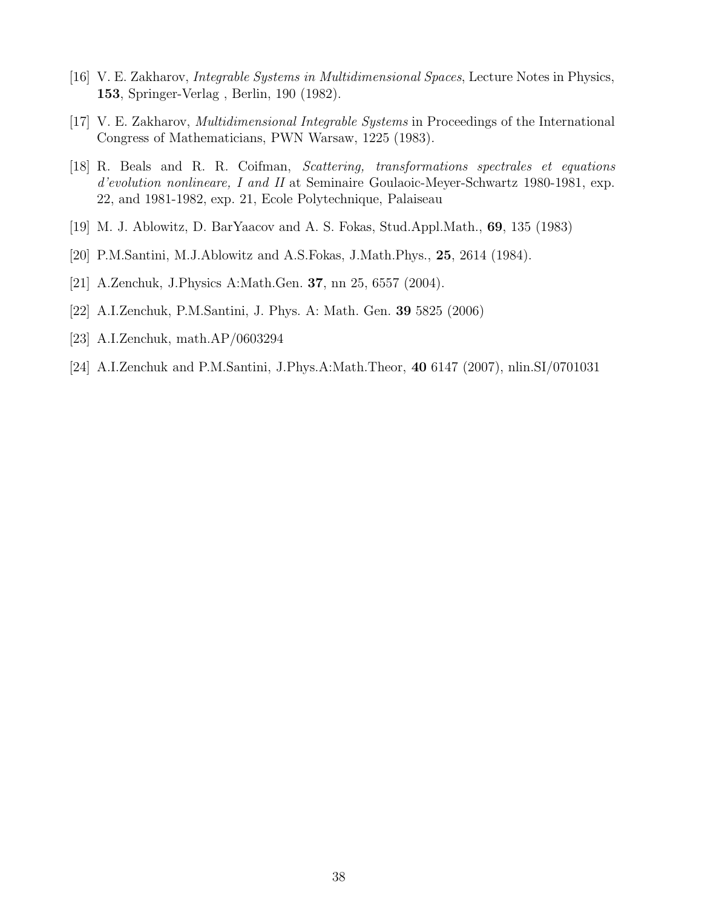[16] V. E. Zakharov, *Integrable Systems in Multidimensional Spaces*, Lecture Notes in Physics, **153**, Springer-Verlag , Berlin, 190 (1982).

[17] V. E. Zakharov, *Multidimensional Integrable Systems* in Proceedings of the International Congress of Mathematicians, PWN Warsaw, 1225 (1983).

[18] R. Beals and R. R. Coifman, *Scattering, transformations spectrales et equations d'evolution nonlineare, I and II* at Seminaire Goulaoic-Meyer-Schwartz 1980-1981, exp. 22, and 1981-1982, exp. 21, Ecole Polytechnique, Palaiseau

[19] M. J. Ablowitz, D. BarYaacov and A. S. Fokas, Stud.Appl.Math., **69**, 135 (1983)

[20] P.M.Santini, M.J.Ablowitz and A.S.Fokas, J.Math.Phys., **25**, 2614 (1984).

[21] A.Zenchuk, J.Physics A:Math.Gen. **37**, nn 25, 6557 (2004).

[22] A.I.Zenchuk, P.M.Santini, J. Phys. A: Math. Gen. **39** 5825 (2006)

[23] A.I.Zenchuk, math.AP/0603294

[24] A.I.Zenchuk and P.M.Santini, J.Phys.A:Math.Theor, **40** 6147 (2007), nlin.SI/0701031